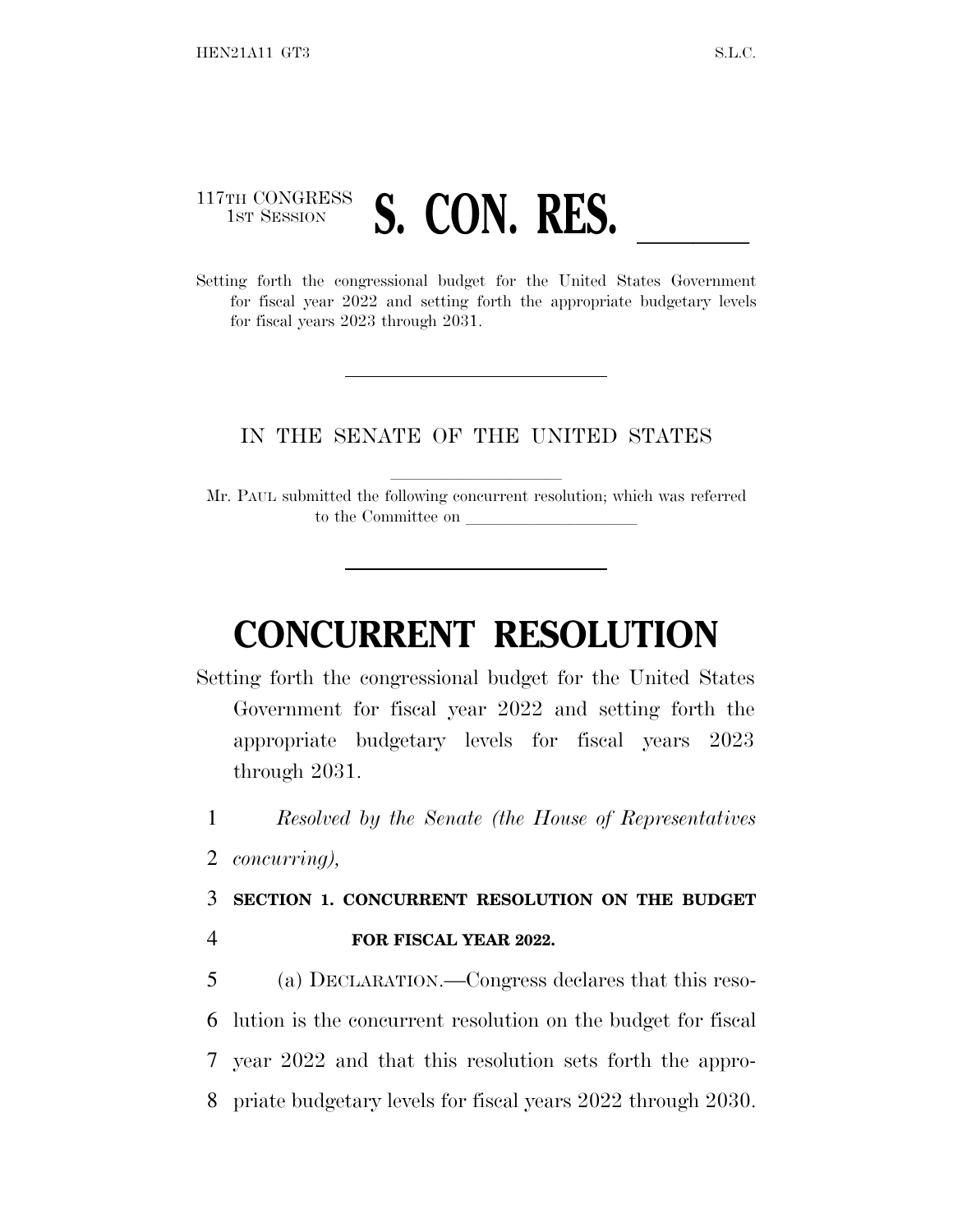117TH CONGRESS
1ST SESSION

# S. CON. RES. \_\_\_\_\_\_

Setting forth the congressional budget for the United States Government for fiscal year 2022 and setting forth the appropriate budgetary levels for fiscal years 2023 through 2031.

---

IN THE SENATE OF THE UNITED STATES

Mr. PAUL submitted the following concurrent resolution; which was referred to the Committee on \_\_\_\_\_\_\_\_\_\_\_\_\_\_\_\_\_\_\_\_

---

# CONCURRENT RESOLUTION

Setting forth the congressional budget for the United States Government for fiscal year 2022 and setting forth the appropriate budgetary levels for fiscal years 2023 through 2031.

1 *Resolved by the Senate (the House of Representatives*
2 *concurring),*

3 **SECTION 1. CONCURRENT RESOLUTION ON THE BUDGET**
4 **FOR FISCAL YEAR 2022.**

5 (a) DECLARATION.—Congress declares that this reso-
6 lution is the concurrent resolution on the budget for fiscal
7 year 2022 and that this resolution sets forth the appro-
8 priate budgetary levels for fiscal years 2022 through 2030.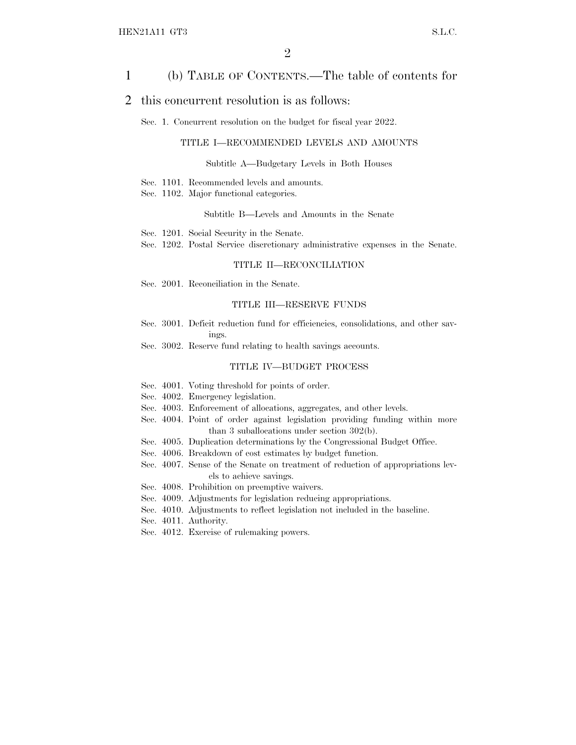(b) TABLE OF CONTENTS.—The table of contents for this concurrent resolution is as follows:

Sec. 1. Concurrent resolution on the budget for fiscal year 2022.

TITLE I—RECOMMENDED LEVELS AND AMOUNTS

Subtitle A—Budgetary Levels in Both Houses

Sec. 1101. Recommended levels and amounts.
Sec. 1102. Major functional categories.

Subtitle B—Levels and Amounts in the Senate

Sec. 1201. Social Security in the Senate.
Sec. 1202. Postal Service discretionary administrative expenses in the Senate.

TITLE II—RECONCILIATION

Sec. 2001. Reconciliation in the Senate.

TITLE III—RESERVE FUNDS

Sec. 3001. Deficit reduction fund for efficiencies, consolidations, and other savings.
Sec. 3002. Reserve fund relating to health savings accounts.

TITLE IV—BUDGET PROCESS

Sec. 4001. Voting threshold for points of order.
Sec. 4002. Emergency legislation.
Sec. 4003. Enforcement of allocations, aggregates, and other levels.
Sec. 4004. Point of order against legislation providing funding within more than 3 suballocations under section 302(b).
Sec. 4005. Duplication determinations by the Congressional Budget Office.
Sec. 4006. Breakdown of cost estimates by budget function.
Sec. 4007. Sense of the Senate on treatment of reduction of appropriations levels to achieve savings.
Sec. 4008. Prohibition on preemptive waivers.
Sec. 4009. Adjustments for legislation reducing appropriations.
Sec. 4010. Adjustments to reflect legislation not included in the baseline.
Sec. 4011. Authority.
Sec. 4012. Exercise of rulemaking powers.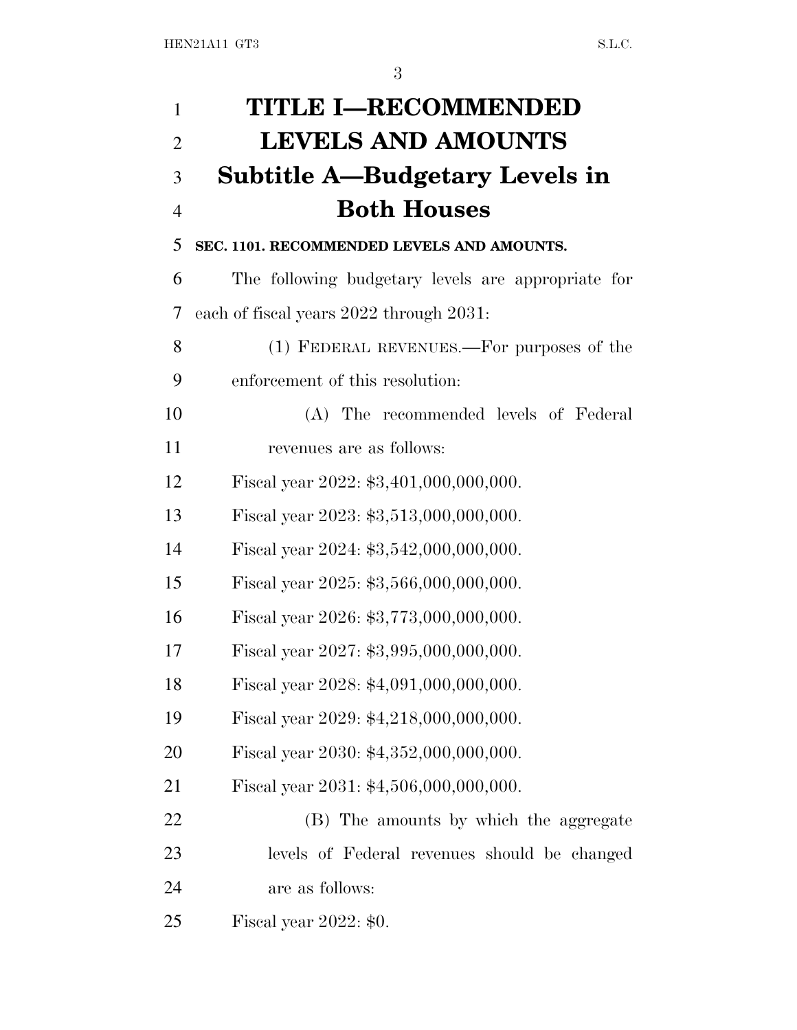# TITLE I—RECOMMENDED LEVELS AND AMOUNTS

## Subtitle A—Budgetary Levels in Both Houses

**SEC. 1101. RECOMMENDED LEVELS AND AMOUNTS.**

The following budgetary levels are appropriate for each of fiscal years 2022 through 2031:

(1) FEDERAL REVENUES.—For purposes of the enforcement of this resolution:

(A) The recommended levels of Federal revenues are as follows:

Fiscal year 2022: $3,401,000,000,000.

Fiscal year 2023: $3,513,000,000,000.

Fiscal year 2024: $3,542,000,000,000.

Fiscal year 2025: $3,566,000,000,000.

Fiscal year 2026: $3,773,000,000,000.

Fiscal year 2027: $3,995,000,000,000.

Fiscal year 2028: $4,091,000,000,000.

Fiscal year 2029: $4,218,000,000,000.

Fiscal year 2030: $4,352,000,000,000.

Fiscal year 2031: $4,506,000,000,000.

(B) The amounts by which the aggregate levels of Federal revenues should be changed are as follows:

Fiscal year 2022: $0.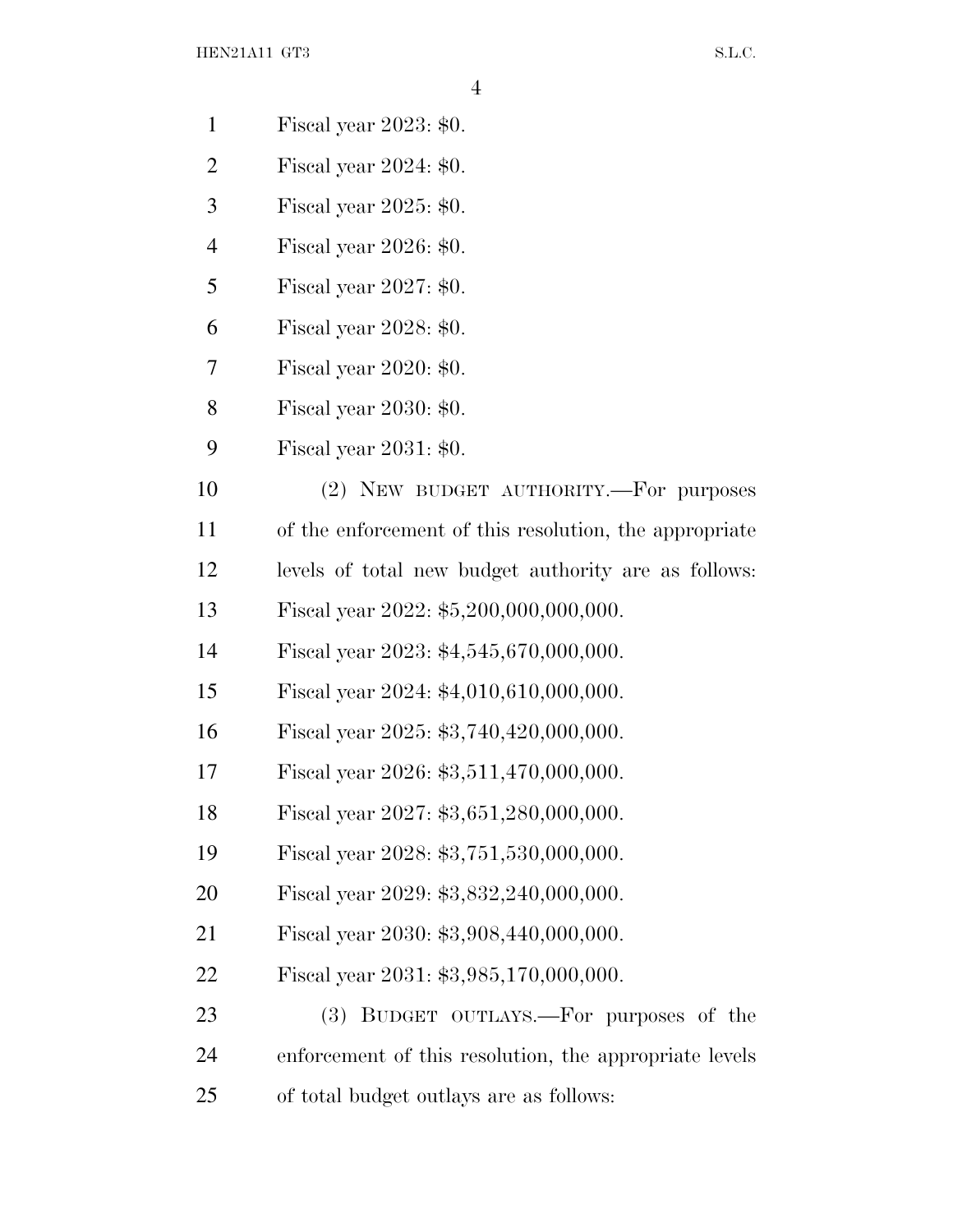Fiscal year 2023: $0.

Fiscal year 2024: $0.

Fiscal year 2025: $0.

Fiscal year 2026: $0.

Fiscal year 2027: $0.

Fiscal year 2028: $0.

Fiscal year 2020: $0.

Fiscal year 2030: $0.

Fiscal year 2031: $0.

(2) NEW BUDGET AUTHORITY.—For purposes of the enforcement of this resolution, the appropriate levels of total new budget authority are as follows:

Fiscal year 2022: $5,200,000,000,000.

Fiscal year 2023: $4,545,670,000,000.

Fiscal year 2024: $4,010,610,000,000.

Fiscal year 2025: $3,740,420,000,000.

Fiscal year 2026: $3,511,470,000,000.

Fiscal year 2027: $3,651,280,000,000.

Fiscal year 2028: $3,751,530,000,000.

Fiscal year 2029: $3,832,240,000,000.

Fiscal year 2030: $3,908,440,000,000.

Fiscal year 2031: $3,985,170,000,000.

(3) BUDGET OUTLAYS.—For purposes of the enforcement of this resolution, the appropriate levels of total budget outlays are as follows: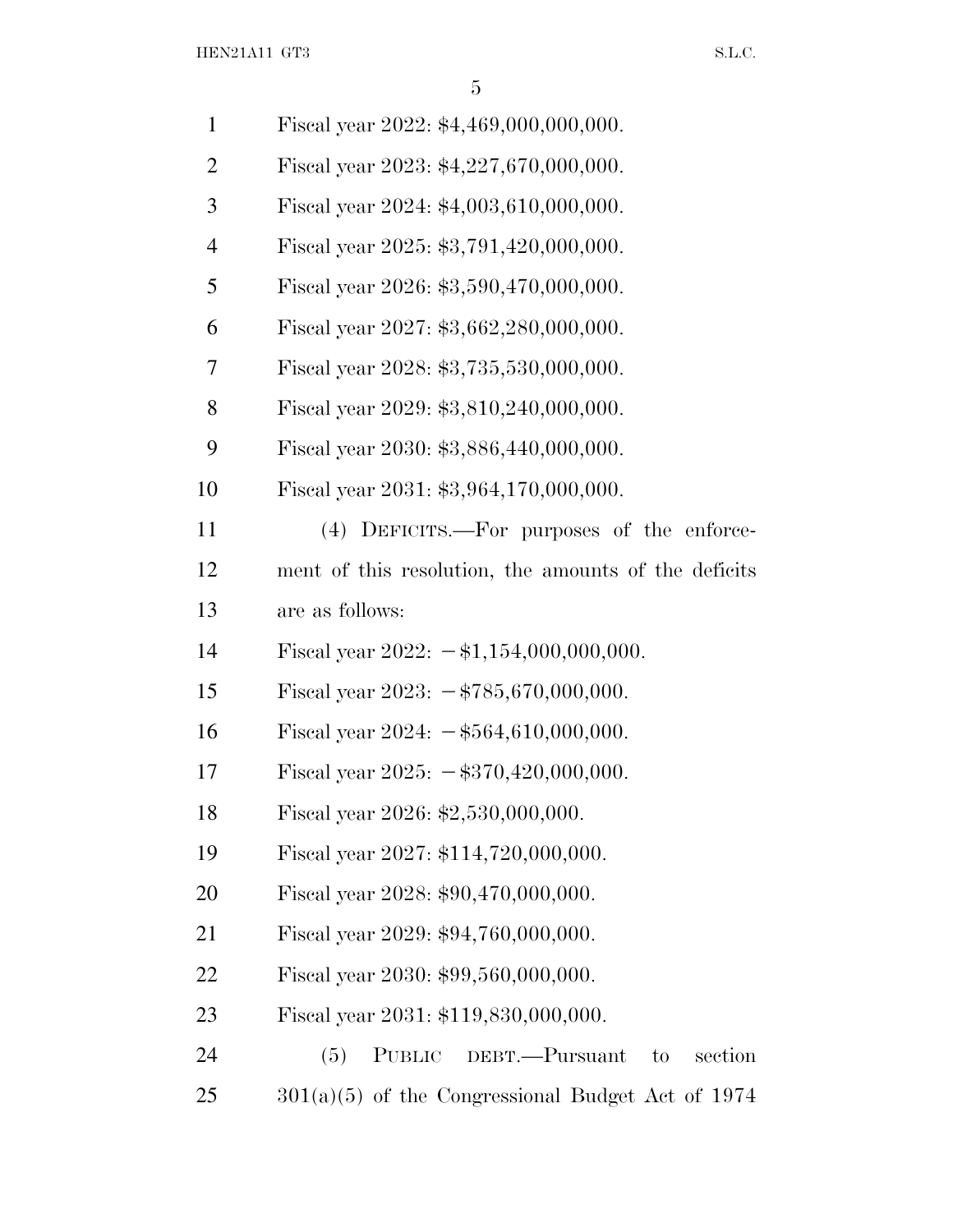Fiscal year 2022: $4,469,000,000,000.

Fiscal year 2023: $4,227,670,000,000.

Fiscal year 2024: $4,003,610,000,000.

Fiscal year 2025: $3,791,420,000,000.

Fiscal year 2026: $3,590,470,000,000.

Fiscal year 2027: $3,662,280,000,000.

Fiscal year 2028: $3,735,530,000,000.

Fiscal year 2029: $3,810,240,000,000.

Fiscal year 2030: $3,886,440,000,000.

Fiscal year 2031: $3,964,170,000,000.

(4) DEFICITS.—For purposes of the enforcement of this resolution, the amounts of the deficits are as follows:

Fiscal year 2022: −$1,154,000,000,000.

Fiscal year 2023: −$785,670,000,000.

Fiscal year 2024: −$564,610,000,000.

Fiscal year 2025: −$370,420,000,000.

Fiscal year 2026: $2,530,000,000.

Fiscal year 2027: $114,720,000,000.

Fiscal year 2028: $90,470,000,000.

Fiscal year 2029: $94,760,000,000.

Fiscal year 2030: $99,560,000,000.

Fiscal year 2031: $119,830,000,000.

(5) PUBLIC DEBT.—Pursuant to section 301(a)(5) of the Congressional Budget Act of 1974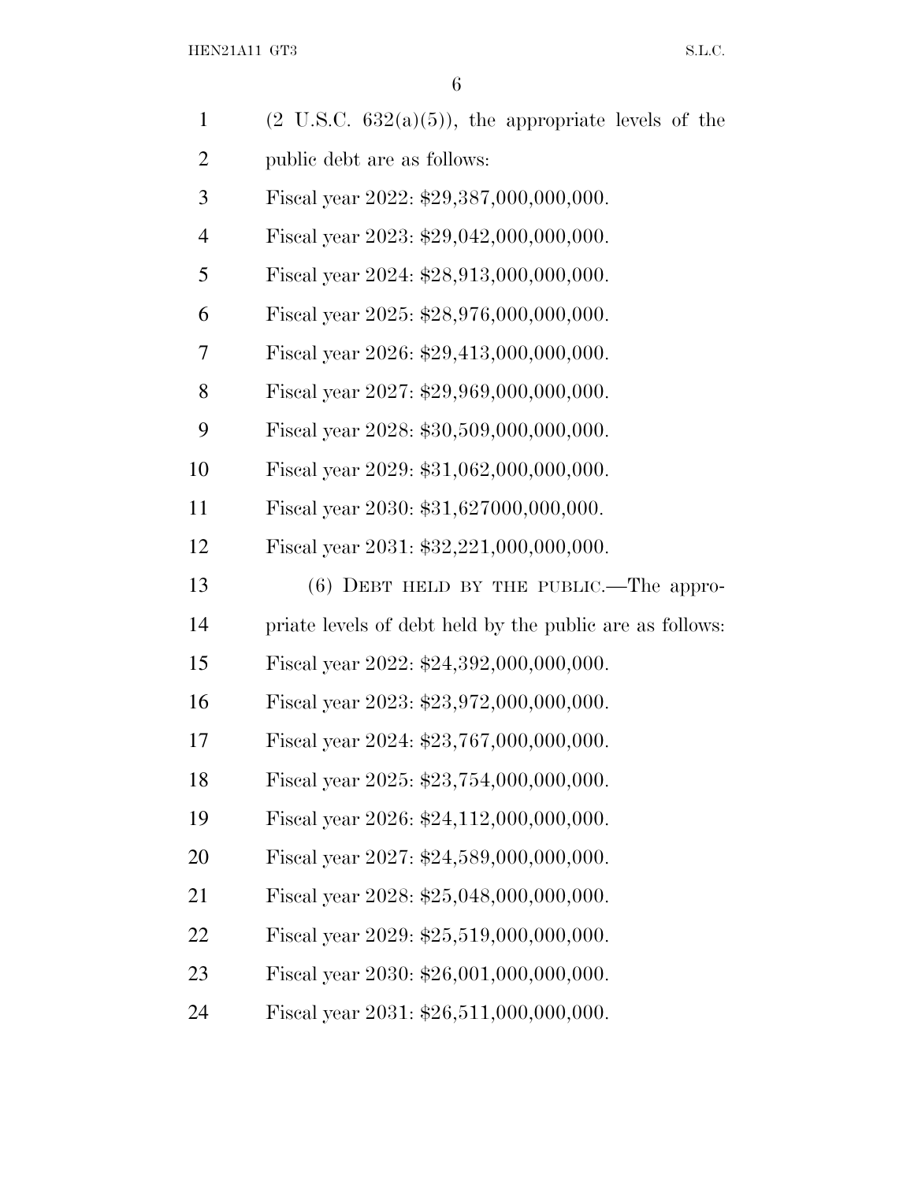(2 U.S.C. 632(a)(5)), the appropriate levels of the public debt are as follows:

Fiscal year 2022: $29,387,000,000,000.

Fiscal year 2023: $29,042,000,000,000.

Fiscal year 2024: $28,913,000,000,000.

Fiscal year 2025: $28,976,000,000,000.

Fiscal year 2026: $29,413,000,000,000.

Fiscal year 2027: $29,969,000,000,000.

Fiscal year 2028: $30,509,000,000,000.

Fiscal year 2029: $31,062,000,000,000.

Fiscal year 2030: $31,627000,000,000.

Fiscal year 2031: $32,221,000,000,000.

(6) DEBT HELD BY THE PUBLIC.—The appropriate levels of debt held by the public are as follows:

Fiscal year 2022: $24,392,000,000,000.

Fiscal year 2023: $23,972,000,000,000.

Fiscal year 2024: $23,767,000,000,000.

Fiscal year 2025: $23,754,000,000,000.

Fiscal year 2026: $24,112,000,000,000.

Fiscal year 2027: $24,589,000,000,000.

Fiscal year 2028: $25,048,000,000,000.

Fiscal year 2029: $25,519,000,000,000.

Fiscal year 2030: $26,001,000,000,000.

Fiscal year 2031: $26,511,000,000,000.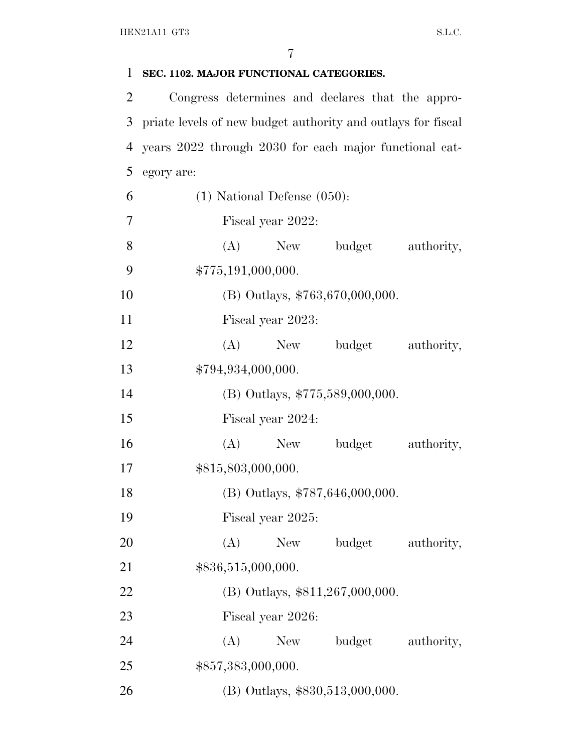**SEC. 1102. MAJOR FUNCTIONAL CATEGORIES.**

Congress determines and declares that the appropriate levels of new budget authority and outlays for fiscal years 2022 through 2030 for each major functional category are:

(1) National Defense (050):

Fiscal year 2022:

(A) New budget authority, $775,191,000,000.

(B) Outlays, $763,670,000,000.

Fiscal year 2023:

(A) New budget authority, $794,934,000,000.

(B) Outlays, $775,589,000,000.

Fiscal year 2024:

(A) New budget authority, $815,803,000,000.

(B) Outlays, $787,646,000,000.

Fiscal year 2025:

(A) New budget authority, $836,515,000,000.

(B) Outlays, $811,267,000,000.

Fiscal year 2026:

(A) New budget authority, $857,383,000,000.

(B) Outlays, $830,513,000,000.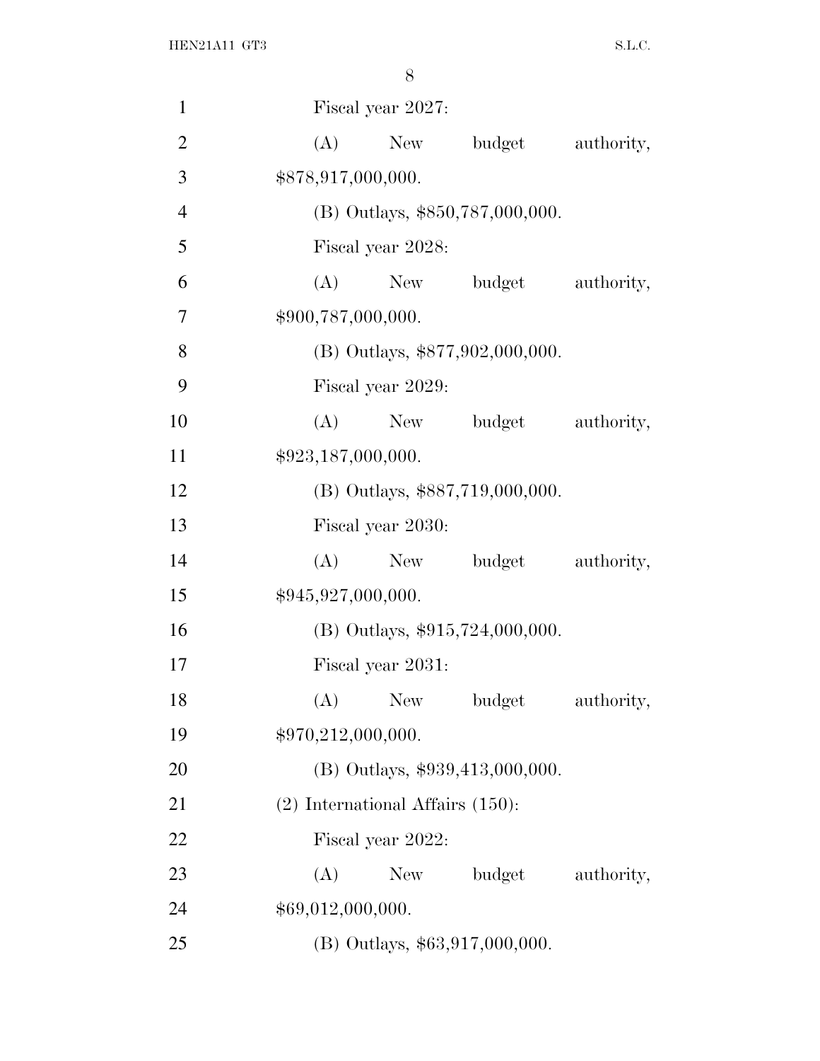Fiscal year 2027:

(A) New budget authority, $878,917,000,000.

(B) Outlays, $850,787,000,000.

Fiscal year 2028:

(A) New budget authority, $900,787,000,000.

(B) Outlays, $877,902,000,000.

Fiscal year 2029:

(A) New budget authority, $923,187,000,000.

(B) Outlays, $887,719,000,000.

Fiscal year 2030:

(A) New budget authority, $945,927,000,000.

(B) Outlays, $915,724,000,000.

Fiscal year 2031:

(A) New budget authority, $970,212,000,000.

(B) Outlays, $939,413,000,000.

(2) International Affairs (150):

Fiscal year 2022:

(A) New budget authority, $69,012,000,000.

(B) Outlays, $63,917,000,000.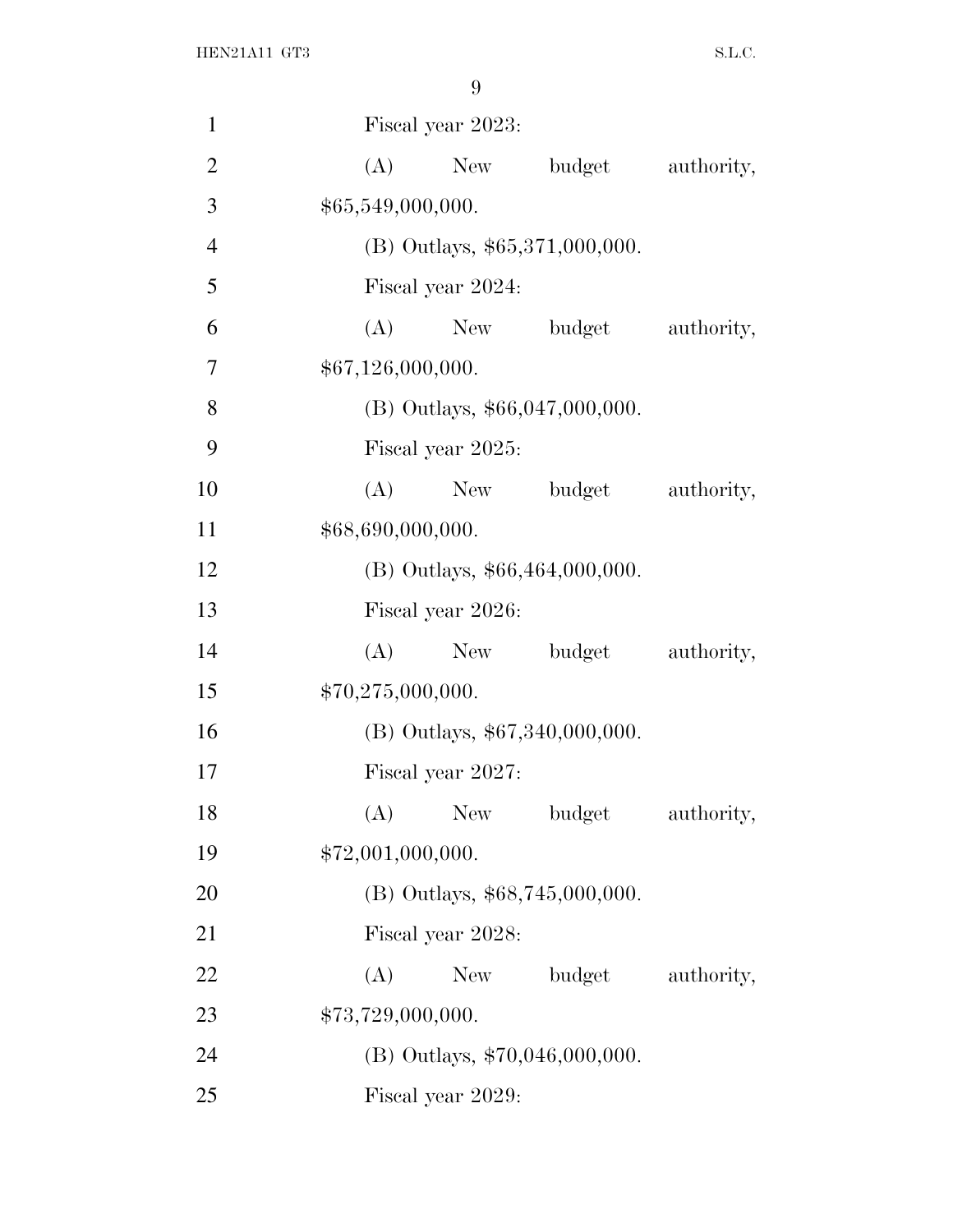Fiscal year 2023:

(A) New budget authority, $65,549,000,000.

(B) Outlays, $65,371,000,000.

Fiscal year 2024:

(A) New budget authority, $67,126,000,000.

(B) Outlays, $66,047,000,000.

Fiscal year 2025:

(A) New budget authority, $68,690,000,000.

(B) Outlays, $66,464,000,000.

Fiscal year 2026:

(A) New budget authority, $70,275,000,000.

(B) Outlays, $67,340,000,000.

Fiscal year 2027:

(A) New budget authority, $72,001,000,000.

(B) Outlays, $68,745,000,000.

Fiscal year 2028:

(A) New budget authority, $73,729,000,000.

(B) Outlays, $70,046,000,000.

Fiscal year 2029: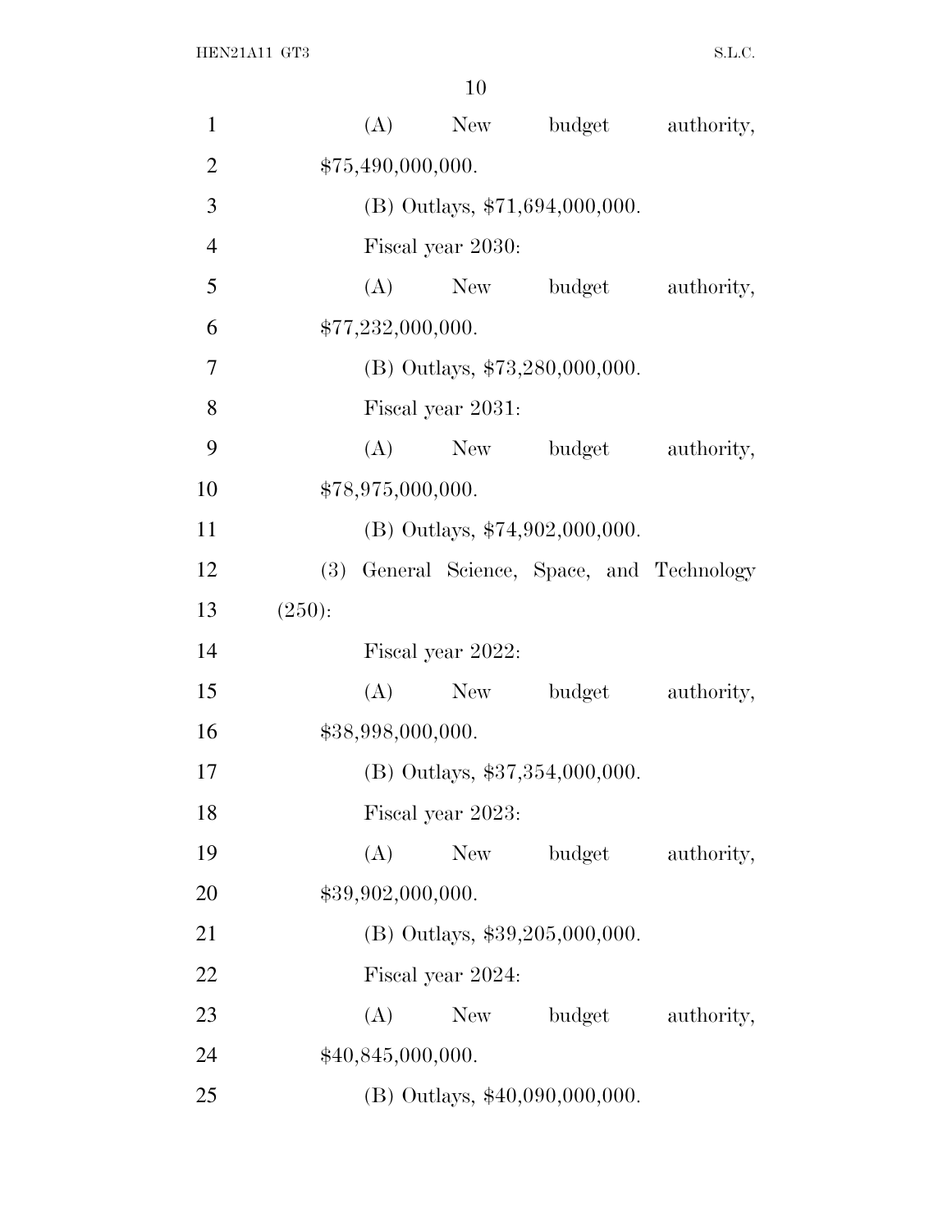(A) New budget authority, $75,490,000,000.

(B) Outlays, $71,694,000,000.

Fiscal year 2030:

(A) New budget authority, $77,232,000,000.

(B) Outlays, $73,280,000,000.

Fiscal year 2031:

(A) New budget authority, $78,975,000,000.

(B) Outlays, $74,902,000,000.

(3) General Science, Space, and Technology (250):

Fiscal year 2022:

(A) New budget authority, $38,998,000,000.

(B) Outlays, $37,354,000,000.

Fiscal year 2023:

(A) New budget authority, $39,902,000,000.

(B) Outlays, $39,205,000,000.

Fiscal year 2024:

(A) New budget authority, $40,845,000,000.

(B) Outlays, $40,090,000,000.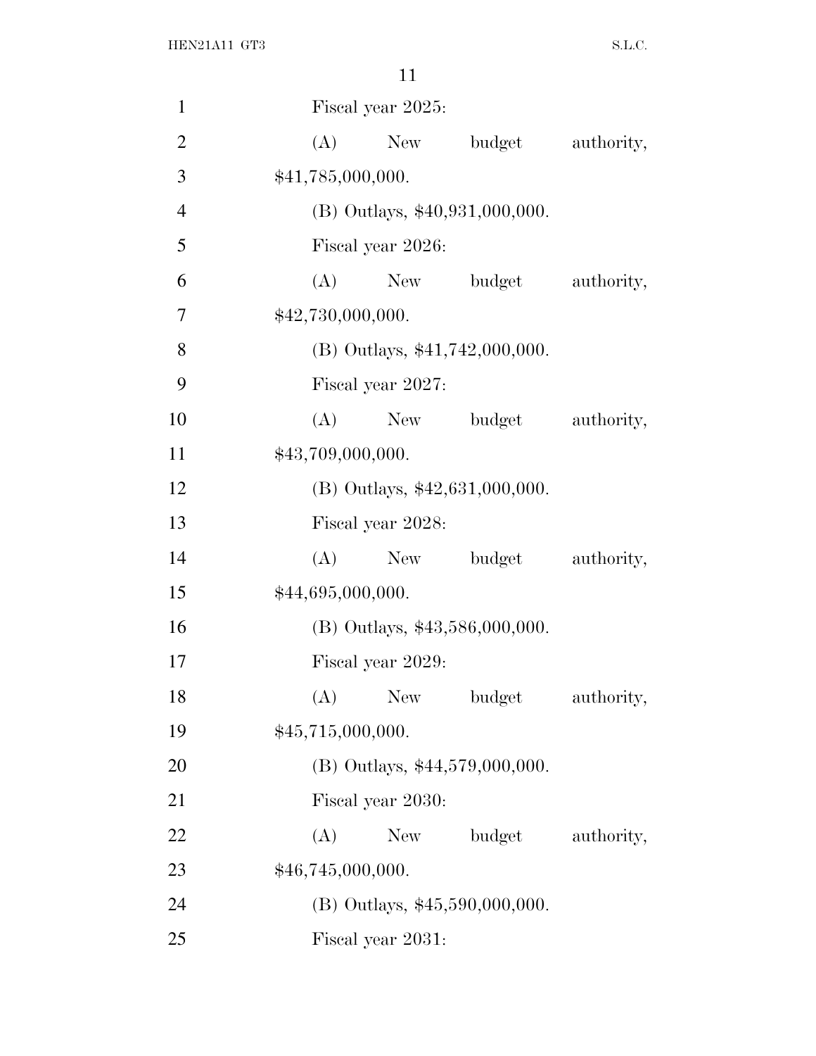Fiscal year 2025:

(A) New budget authority, $41,785,000,000.

(B) Outlays, $40,931,000,000.

Fiscal year 2026:

(A) New budget authority, $42,730,000,000.

(B) Outlays, $41,742,000,000.

Fiscal year 2027:

(A) New budget authority, $43,709,000,000.

(B) Outlays, $42,631,000,000.

Fiscal year 2028:

(A) New budget authority, $44,695,000,000.

(B) Outlays, $43,586,000,000.

Fiscal year 2029:

(A) New budget authority, $45,715,000,000.

(B) Outlays, $44,579,000,000.

Fiscal year 2030:

(A) New budget authority, $46,745,000,000.

(B) Outlays, $45,590,000,000.

Fiscal year 2031: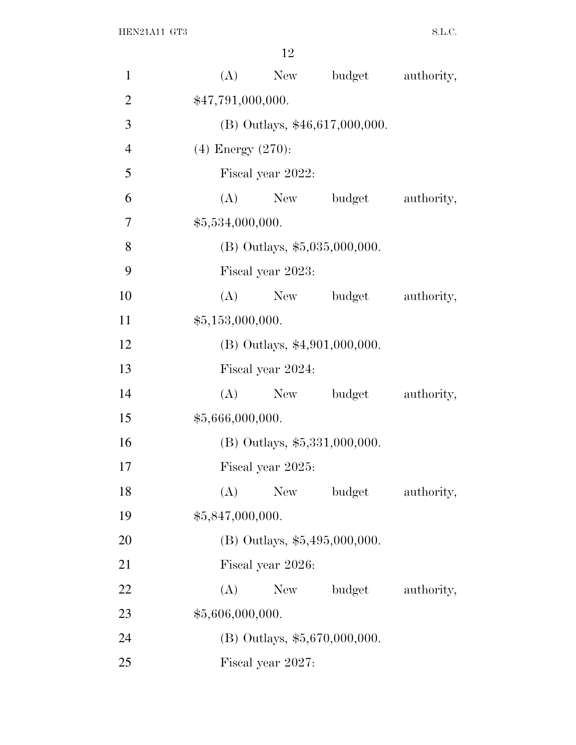(A) New budget authority, $47,791,000,000.

(B) Outlays, $46,617,000,000.

(4) Energy (270):

Fiscal year 2022:

(A) New budget authority, $5,534,000,000.

(B) Outlays, $5,035,000,000.

Fiscal year 2023:

(A) New budget authority, $5,153,000,000.

(B) Outlays, $4,901,000,000.

Fiscal year 2024:

(A) New budget authority, $5,666,000,000.

(B) Outlays, $5,331,000,000.

Fiscal year 2025:

(A) New budget authority, $5,847,000,000.

(B) Outlays, $5,495,000,000.

Fiscal year 2026:

(A) New budget authority, $5,606,000,000.

(B) Outlays, $5,670,000,000.

Fiscal year 2027: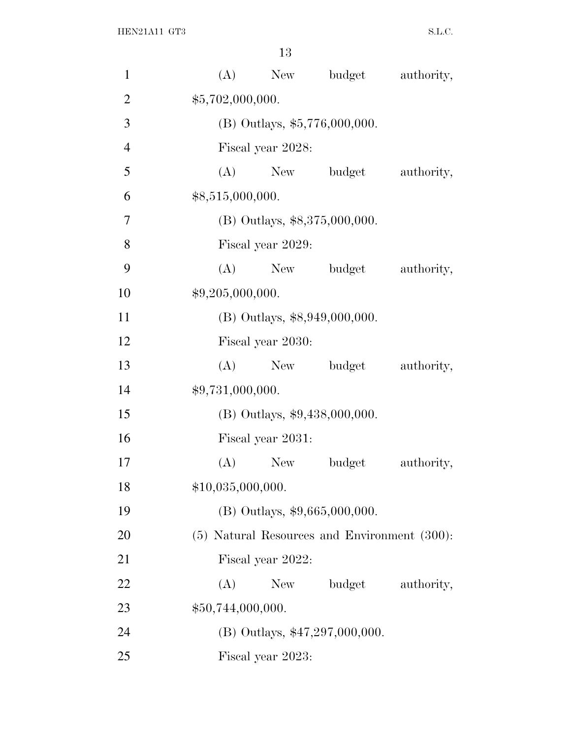(A) New budget authority, $5,702,000,000.

(B) Outlays, $5,776,000,000.

Fiscal year 2028:

(A) New budget authority, $8,515,000,000.

(B) Outlays, $8,375,000,000.

Fiscal year 2029:

(A) New budget authority, $9,205,000,000.

(B) Outlays, $8,949,000,000.

Fiscal year 2030:

(A) New budget authority, $9,731,000,000.

(B) Outlays, $9,438,000,000.

Fiscal year 2031:

(A) New budget authority, $10,035,000,000.

(B) Outlays, $9,665,000,000.

(5) Natural Resources and Environment (300):

Fiscal year 2022:

(A) New budget authority, $50,744,000,000.

(B) Outlays, $47,297,000,000.

Fiscal year 2023: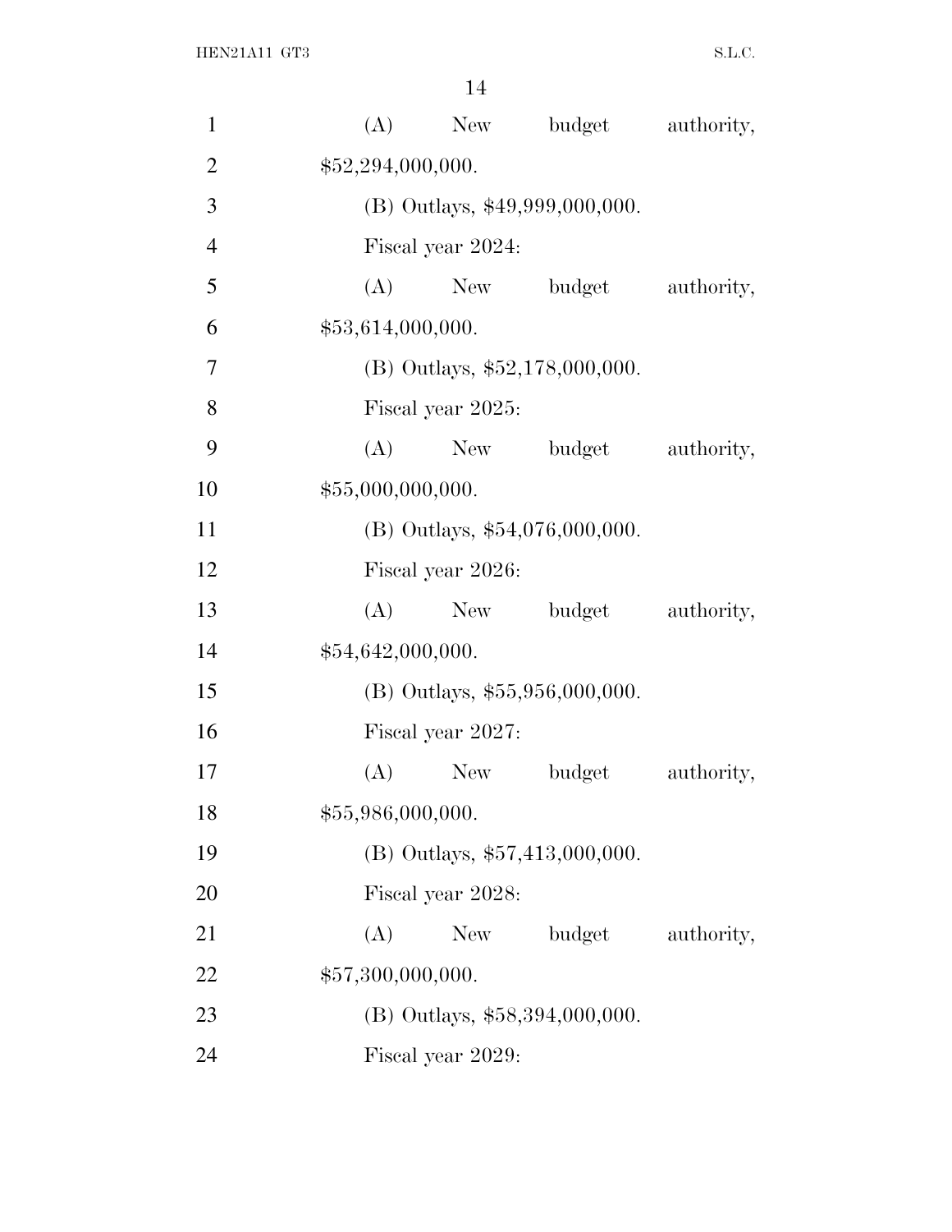(A) New budget authority, $52,294,000,000.

(B) Outlays, $49,999,000,000.

Fiscal year 2024:

(A) New budget authority, $53,614,000,000.

(B) Outlays, $52,178,000,000.

Fiscal year 2025:

(A) New budget authority, $55,000,000,000.

(B) Outlays, $54,076,000,000.

Fiscal year 2026:

(A) New budget authority, $54,642,000,000.

(B) Outlays, $55,956,000,000.

Fiscal year 2027:

(A) New budget authority, $55,986,000,000.

(B) Outlays, $57,413,000,000.

Fiscal year 2028:

(A) New budget authority, $57,300,000,000.

(B) Outlays, $58,394,000,000.

Fiscal year 2029: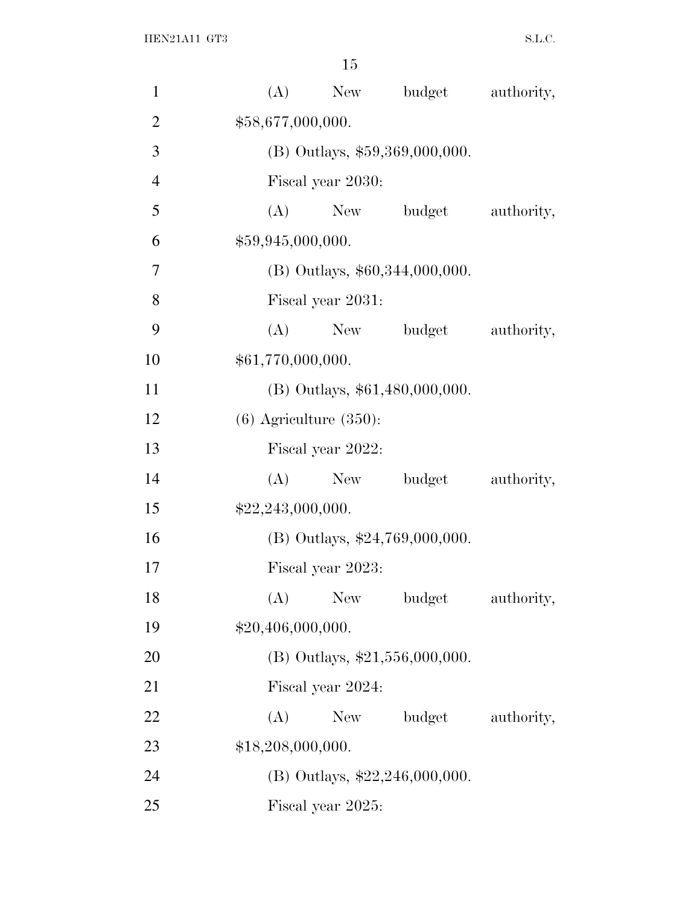(A) New budget authority, $58,677,000,000.

(B) Outlays, $59,369,000,000.

Fiscal year 2030:

(A) New budget authority, $59,945,000,000.

(B) Outlays, $60,344,000,000.

Fiscal year 2031:

(A) New budget authority, $61,770,000,000.

(B) Outlays, $61,480,000,000.

(6) Agriculture (350):

Fiscal year 2022:

(A) New budget authority, $22,243,000,000.

(B) Outlays, $24,769,000,000.

Fiscal year 2023:

(A) New budget authority, $20,406,000,000.

(B) Outlays, $21,556,000,000.

Fiscal year 2024:

(A) New budget authority, $18,208,000,000.

(B) Outlays, $22,246,000,000.

Fiscal year 2025: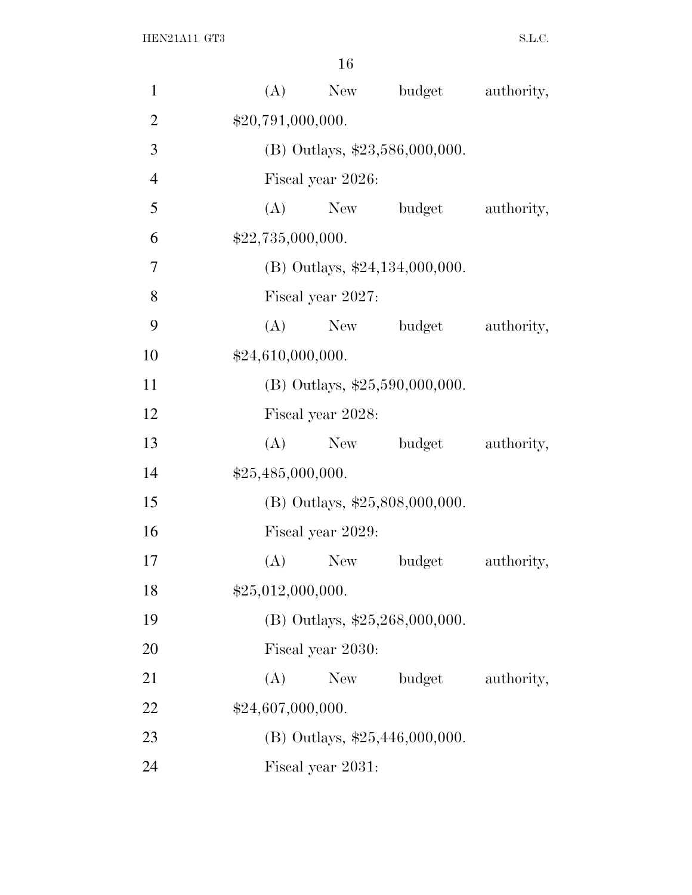(A) New budget authority, $20,791,000,000.

(B) Outlays, $23,586,000,000.

Fiscal year 2026:

(A) New budget authority, $22,735,000,000.

(B) Outlays, $24,134,000,000.

Fiscal year 2027:

(A) New budget authority, $24,610,000,000.

(B) Outlays, $25,590,000,000.

Fiscal year 2028:

(A) New budget authority, $25,485,000,000.

(B) Outlays, $25,808,000,000.

Fiscal year 2029:

(A) New budget authority, $25,012,000,000.

(B) Outlays, $25,268,000,000.

Fiscal year 2030:

(A) New budget authority, $24,607,000,000.

(B) Outlays, $25,446,000,000.

Fiscal year 2031: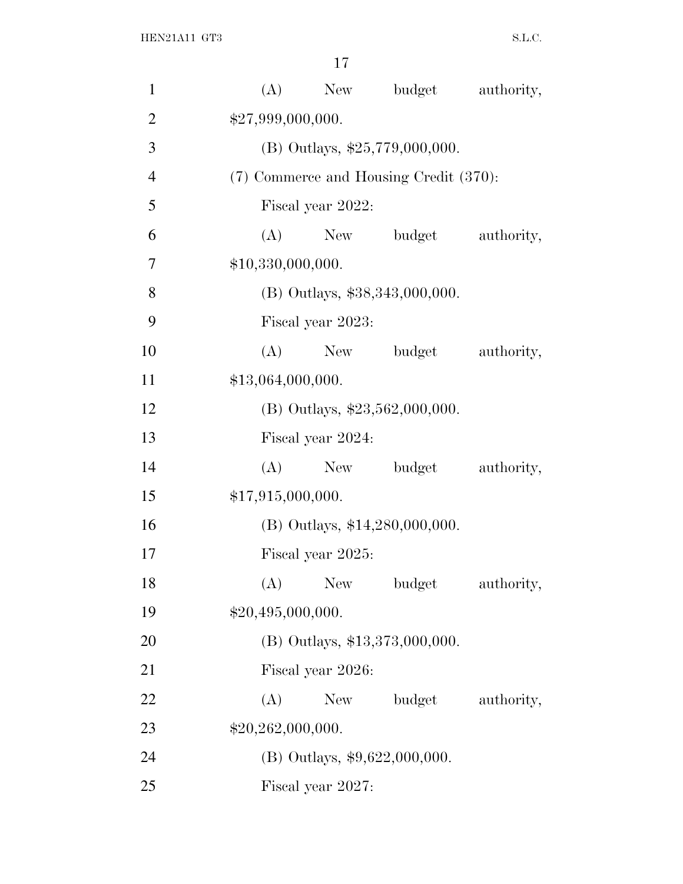(A) New budget authority, $27,999,000,000.

(B) Outlays, $25,779,000,000.

(7) Commerce and Housing Credit (370):

Fiscal year 2022:

(A) New budget authority, $10,330,000,000.

(B) Outlays, $38,343,000,000.

Fiscal year 2023:

(A) New budget authority, $13,064,000,000.

(B) Outlays, $23,562,000,000.

Fiscal year 2024:

(A) New budget authority, $17,915,000,000.

(B) Outlays, $14,280,000,000.

Fiscal year 2025:

(A) New budget authority, $20,495,000,000.

(B) Outlays, $13,373,000,000.

Fiscal year 2026:

(A) New budget authority, $20,262,000,000.

(B) Outlays, $9,622,000,000.

Fiscal year 2027: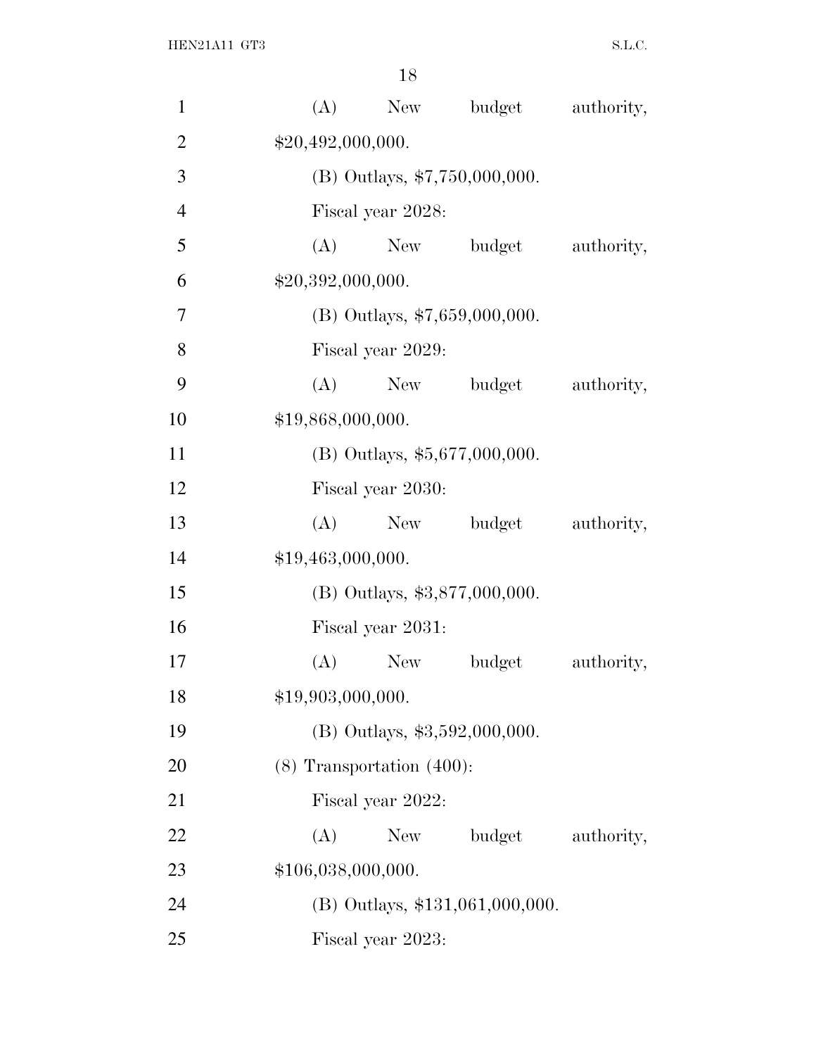(A) New budget authority, $20,492,000,000.

(B) Outlays, $7,750,000,000.

Fiscal year 2028:

(A) New budget authority, $20,392,000,000.

(B) Outlays, $7,659,000,000.

Fiscal year 2029:

(A) New budget authority, $19,868,000,000.

(B) Outlays, $5,677,000,000.

Fiscal year 2030:

(A) New budget authority, $19,463,000,000.

(B) Outlays, $3,877,000,000.

Fiscal year 2031:

(A) New budget authority, $19,903,000,000.

(B) Outlays, $3,592,000,000.

(8) Transportation (400):

Fiscal year 2022:

(A) New budget authority, $106,038,000,000.

(B) Outlays, $131,061,000,000.

Fiscal year 2023: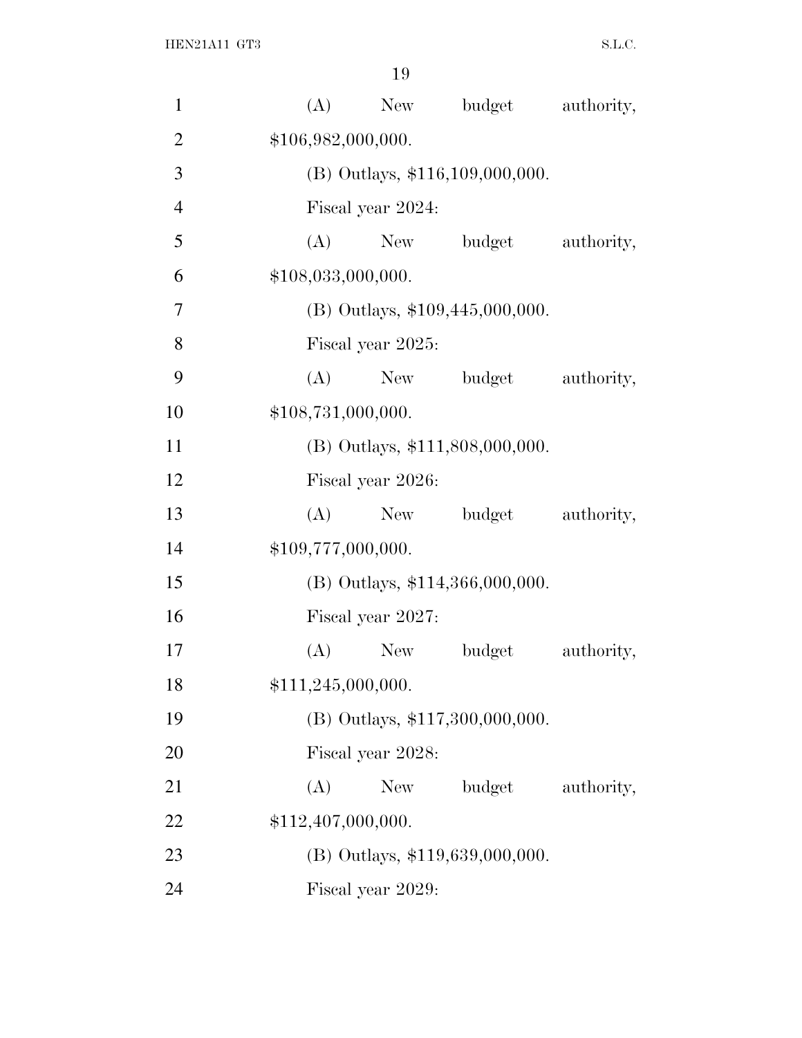(A) New budget authority, $106,982,000,000.

(B) Outlays, $116,109,000,000.

Fiscal year 2024:

(A) New budget authority, $108,033,000,000.

(B) Outlays, $109,445,000,000.

Fiscal year 2025:

(A) New budget authority, $108,731,000,000.

(B) Outlays, $111,808,000,000.

Fiscal year 2026:

(A) New budget authority, $109,777,000,000.

(B) Outlays, $114,366,000,000.

Fiscal year 2027:

(A) New budget authority, $111,245,000,000.

(B) Outlays, $117,300,000,000.

Fiscal year 2028:

(A) New budget authority, $112,407,000,000.

(B) Outlays, $119,639,000,000.

Fiscal year 2029: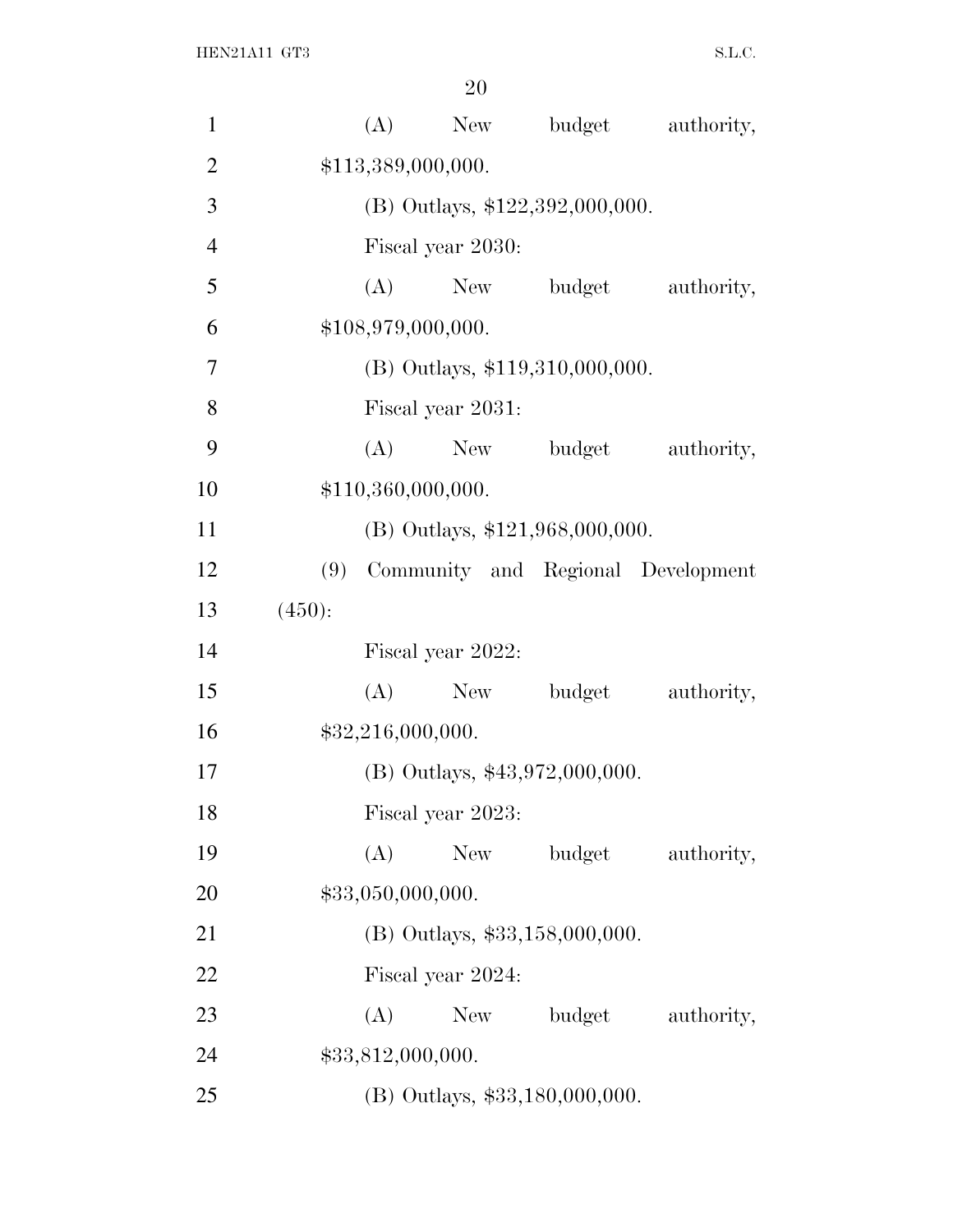(A) New budget authority, $113,389,000,000.

(B) Outlays, $122,392,000,000.

Fiscal year 2030:

(A) New budget authority, $108,979,000,000.

(B) Outlays, $119,310,000,000.

Fiscal year 2031:

(A) New budget authority, $110,360,000,000.

(B) Outlays, $121,968,000,000.

(9) Community and Regional Development (450):

Fiscal year 2022:

(A) New budget authority, $32,216,000,000.

(B) Outlays, $43,972,000,000.

Fiscal year 2023:

(A) New budget authority, $33,050,000,000.

(B) Outlays, $33,158,000,000.

Fiscal year 2024:

(A) New budget authority, $33,812,000,000.

(B) Outlays, $33,180,000,000.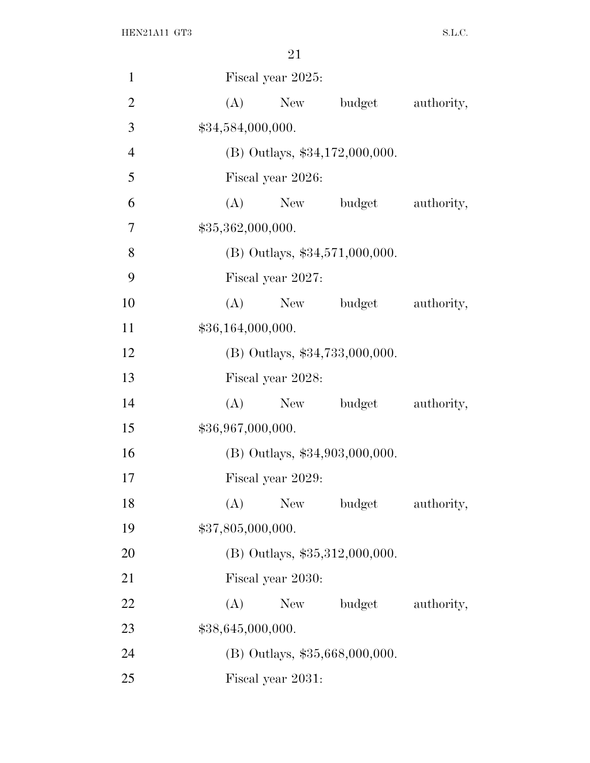Fiscal year 2025:

(A) New budget authority, $34,584,000,000.

(B) Outlays, $34,172,000,000.

Fiscal year 2026:

(A) New budget authority, $35,362,000,000.

(B) Outlays, $34,571,000,000.

Fiscal year 2027:

(A) New budget authority, $36,164,000,000.

(B) Outlays, $34,733,000,000.

Fiscal year 2028:

(A) New budget authority, $36,967,000,000.

(B) Outlays, $34,903,000,000.

Fiscal year 2029:

(A) New budget authority, $37,805,000,000.

(B) Outlays, $35,312,000,000.

Fiscal year 2030:

(A) New budget authority, $38,645,000,000.

(B) Outlays, $35,668,000,000.

Fiscal year 2031: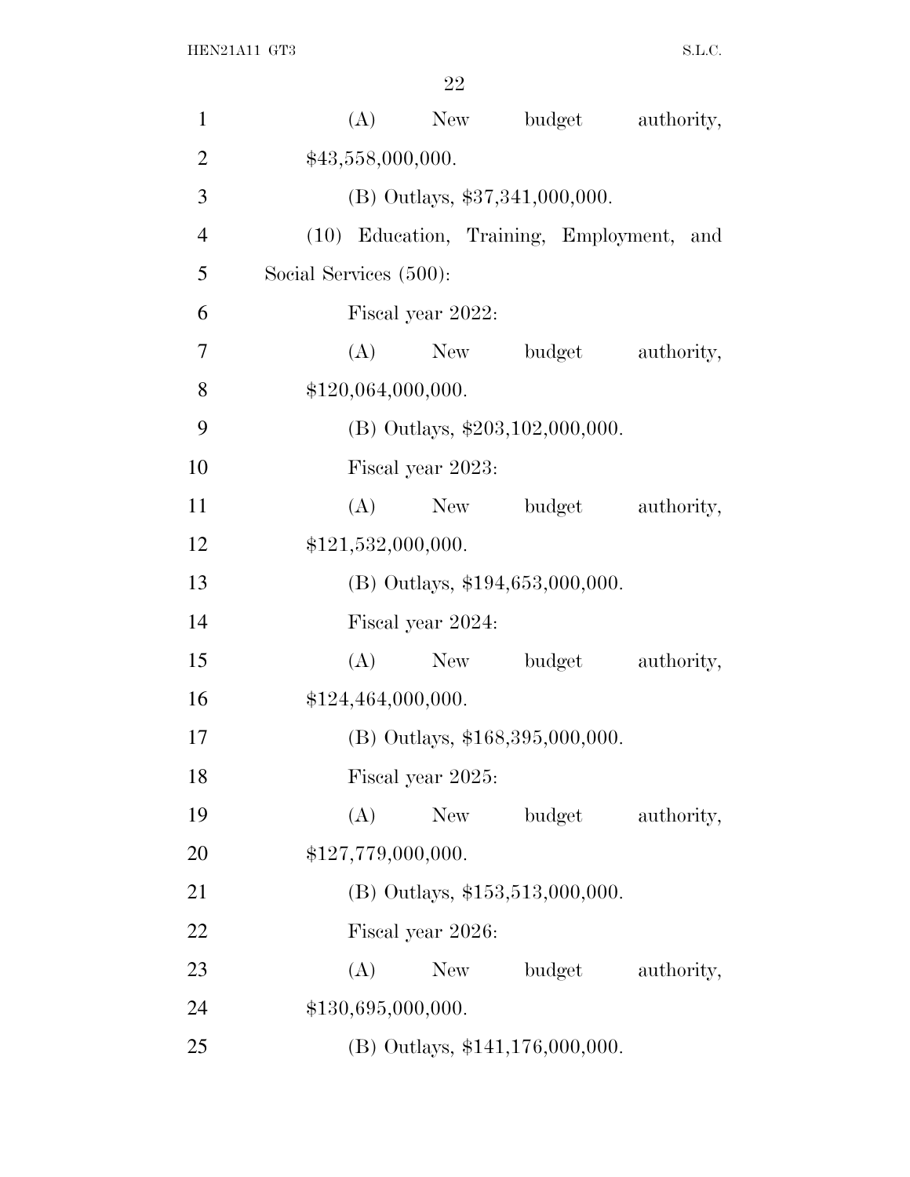(A) New budget authority, $43,558,000,000.

(B) Outlays, $37,341,000,000.

(10) Education, Training, Employment, and Social Services (500):

Fiscal year 2022:

(A) New budget authority, $120,064,000,000.

(B) Outlays, $203,102,000,000.

Fiscal year 2023:

(A) New budget authority, $121,532,000,000.

(B) Outlays, $194,653,000,000.

Fiscal year 2024:

(A) New budget authority, $124,464,000,000.

(B) Outlays, $168,395,000,000.

Fiscal year 2025:

(A) New budget authority, $127,779,000,000.

(B) Outlays, $153,513,000,000.

Fiscal year 2026:

(A) New budget authority, $130,695,000,000.

(B) Outlays, $141,176,000,000.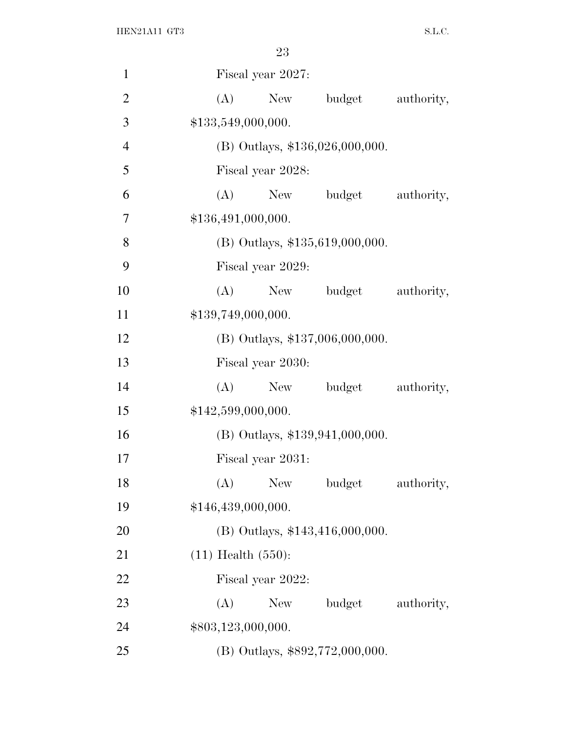Fiscal year 2027:

(A) New budget authority, $133,549,000,000.

(B) Outlays, $136,026,000,000.

Fiscal year 2028:

(A) New budget authority, $136,491,000,000.

(B) Outlays, $135,619,000,000.

Fiscal year 2029:

(A) New budget authority, $139,749,000,000.

(B) Outlays, $137,006,000,000.

Fiscal year 2030:

(A) New budget authority, $142,599,000,000.

(B) Outlays, $139,941,000,000.

Fiscal year 2031:

(A) New budget authority, $146,439,000,000.

(B) Outlays, $143,416,000,000.

(11) Health (550):

Fiscal year 2022:

(A) New budget authority, $803,123,000,000.

(B) Outlays, $892,772,000,000.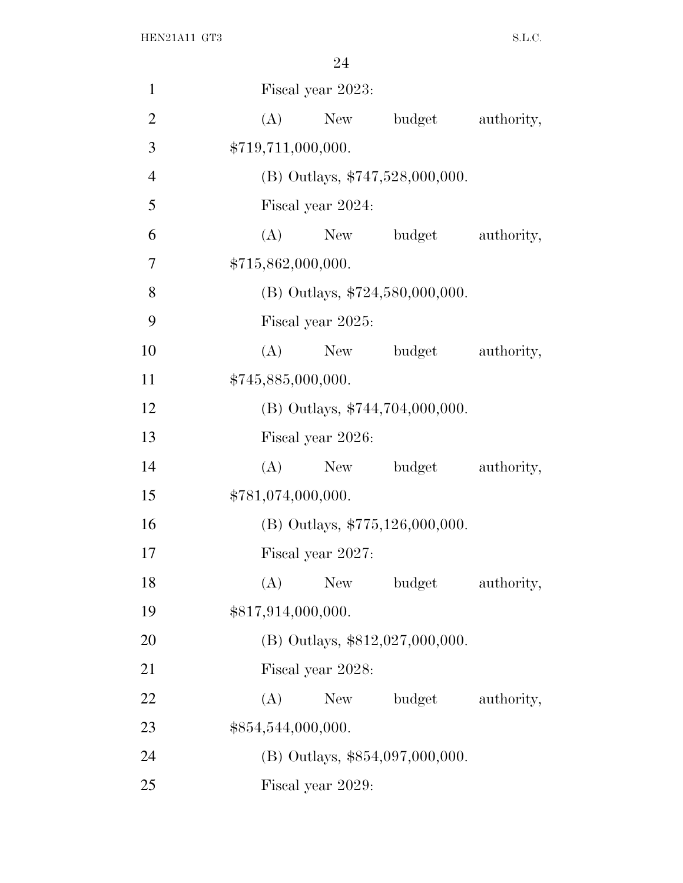Fiscal year 2023:

(A) New budget authority, $719,711,000,000.

(B) Outlays, $747,528,000,000.

Fiscal year 2024:

(A) New budget authority, $715,862,000,000.

(B) Outlays, $724,580,000,000.

Fiscal year 2025:

(A) New budget authority, $745,885,000,000.

(B) Outlays, $744,704,000,000.

Fiscal year 2026:

(A) New budget authority, $781,074,000,000.

(B) Outlays, $775,126,000,000.

Fiscal year 2027:

(A) New budget authority, $817,914,000,000.

(B) Outlays, $812,027,000,000.

Fiscal year 2028:

(A) New budget authority, $854,544,000,000.

(B) Outlays, $854,097,000,000.

Fiscal year 2029: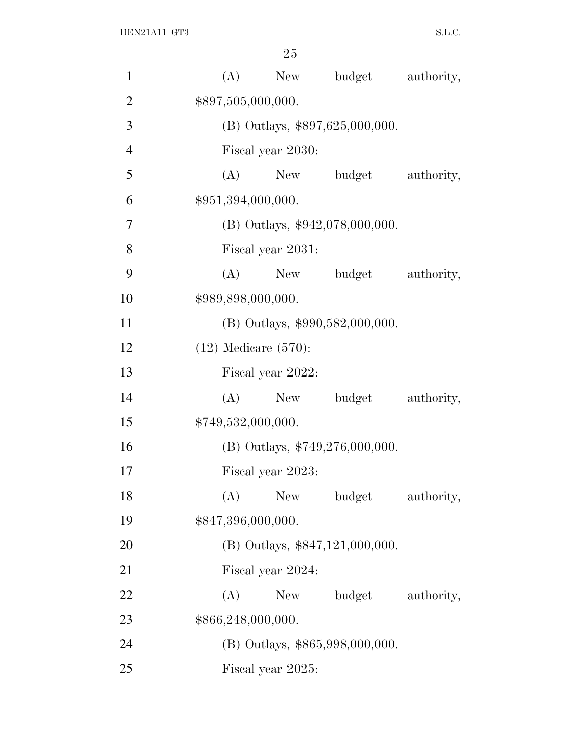(A) New budget authority, $897,505,000,000.

(B) Outlays, $897,625,000,000.

Fiscal year 2030:

(A) New budget authority, $951,394,000,000.

(B) Outlays, $942,078,000,000.

Fiscal year 2031:

(A) New budget authority, $989,898,000,000.

(B) Outlays, $990,582,000,000.

(12) Medicare (570):

Fiscal year 2022:

(A) New budget authority, $749,532,000,000.

(B) Outlays, $749,276,000,000.

Fiscal year 2023:

(A) New budget authority, $847,396,000,000.

(B) Outlays, $847,121,000,000.

Fiscal year 2024:

(A) New budget authority, $866,248,000,000.

(B) Outlays, $865,998,000,000.

Fiscal year 2025: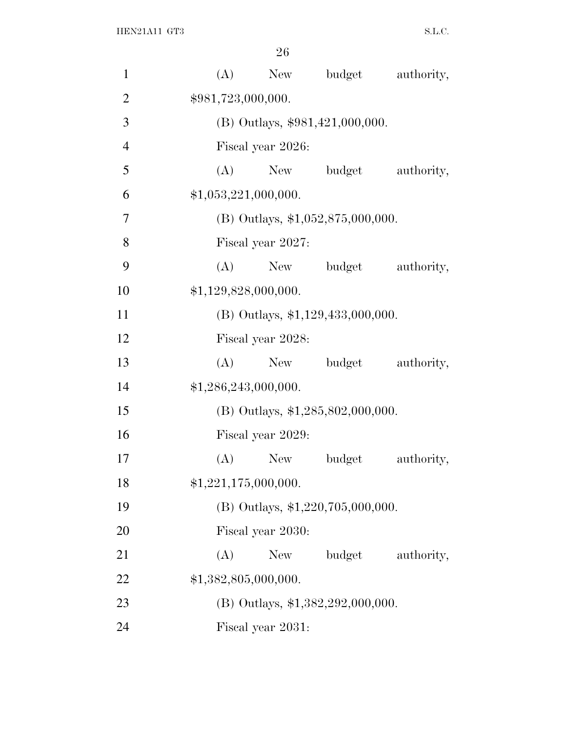(A) New budget authority, $981,723,000,000.

(B) Outlays, $981,421,000,000.

Fiscal year 2026:

(A) New budget authority, $1,053,221,000,000.

(B) Outlays, $1,052,875,000,000.

Fiscal year 2027:

(A) New budget authority, $1,129,828,000,000.

(B) Outlays, $1,129,433,000,000.

Fiscal year 2028:

(A) New budget authority, $1,286,243,000,000.

(B) Outlays, $1,285,802,000,000.

Fiscal year 2029:

(A) New budget authority, $1,221,175,000,000.

(B) Outlays, $1,220,705,000,000.

Fiscal year 2030:

(A) New budget authority, $1,382,805,000,000.

(B) Outlays, $1,382,292,000,000.

Fiscal year 2031: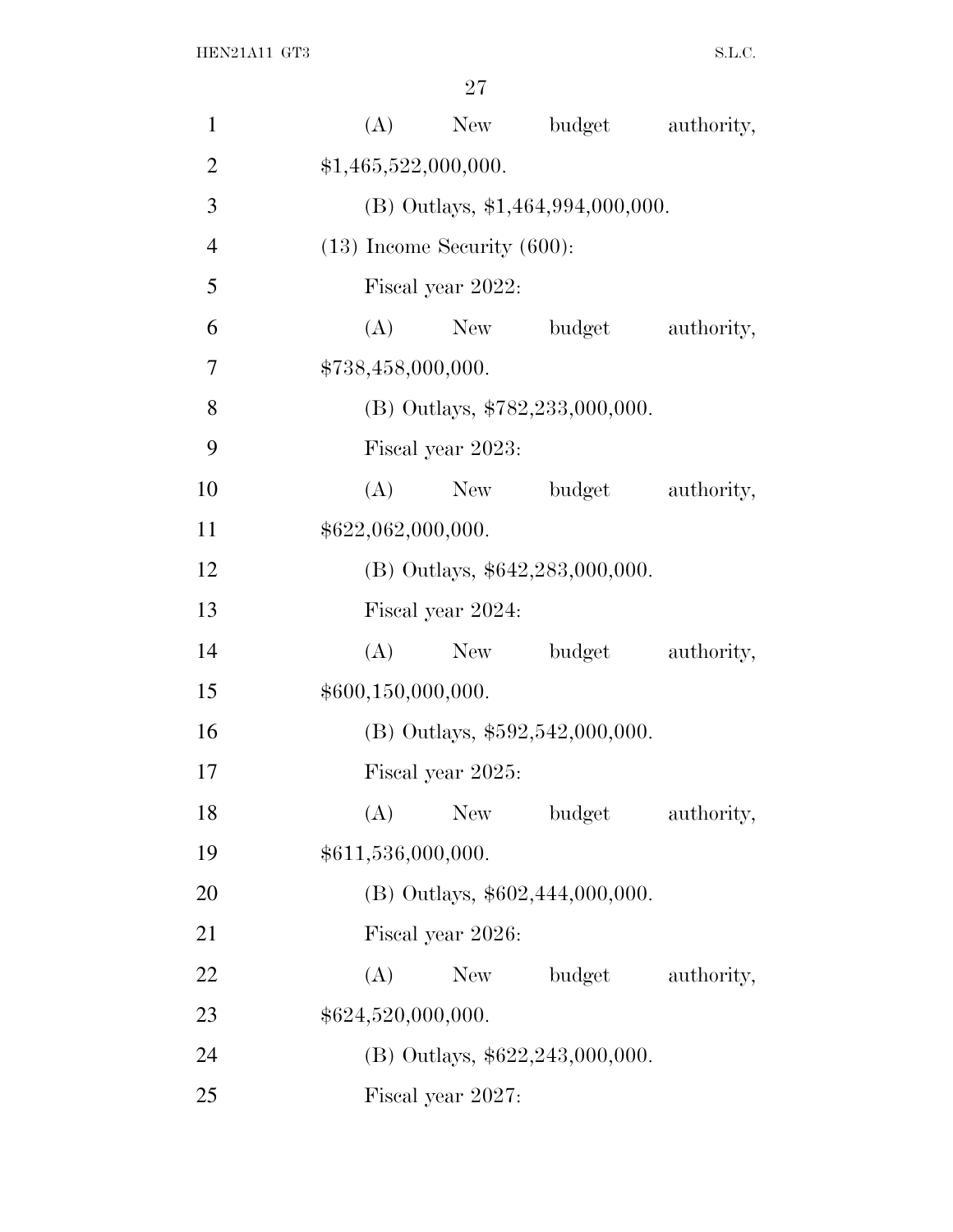(A) New budget authority, $1,465,522,000,000.

(B) Outlays, $1,464,994,000,000.

(13) Income Security (600):

Fiscal year 2022:

(A) New budget authority, $738,458,000,000.

(B) Outlays, $782,233,000,000.

Fiscal year 2023:

(A) New budget authority, $622,062,000,000.

(B) Outlays, $642,283,000,000.

Fiscal year 2024:

(A) New budget authority, $600,150,000,000.

(B) Outlays, $592,542,000,000.

Fiscal year 2025:

(A) New budget authority, $611,536,000,000.

(B) Outlays, $602,444,000,000.

Fiscal year 2026:

(A) New budget authority, $624,520,000,000.

(B) Outlays, $622,243,000,000.

Fiscal year 2027: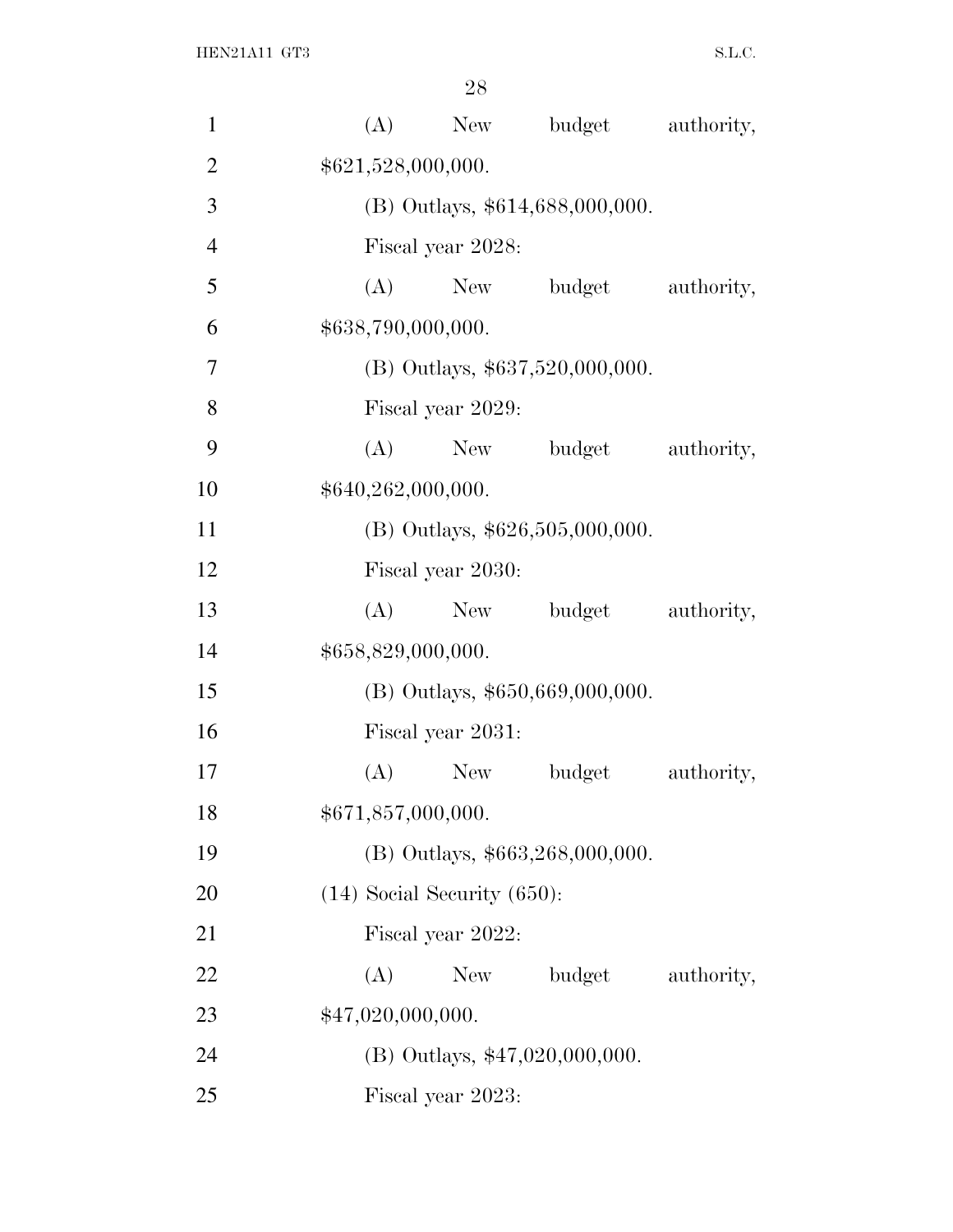(A) New budget authority, $621,528,000,000.

(B) Outlays, $614,688,000,000.

Fiscal year 2028:

(A) New budget authority, $638,790,000,000.

(B) Outlays, $637,520,000,000.

Fiscal year 2029:

(A) New budget authority, $640,262,000,000.

(B) Outlays, $626,505,000,000.

Fiscal year 2030:

(A) New budget authority, $658,829,000,000.

(B) Outlays, $650,669,000,000.

Fiscal year 2031:

(A) New budget authority, $671,857,000,000.

(B) Outlays, $663,268,000,000.

(14) Social Security (650):

Fiscal year 2022:

(A) New budget authority, $47,020,000,000.

(B) Outlays, $47,020,000,000.

Fiscal year 2023: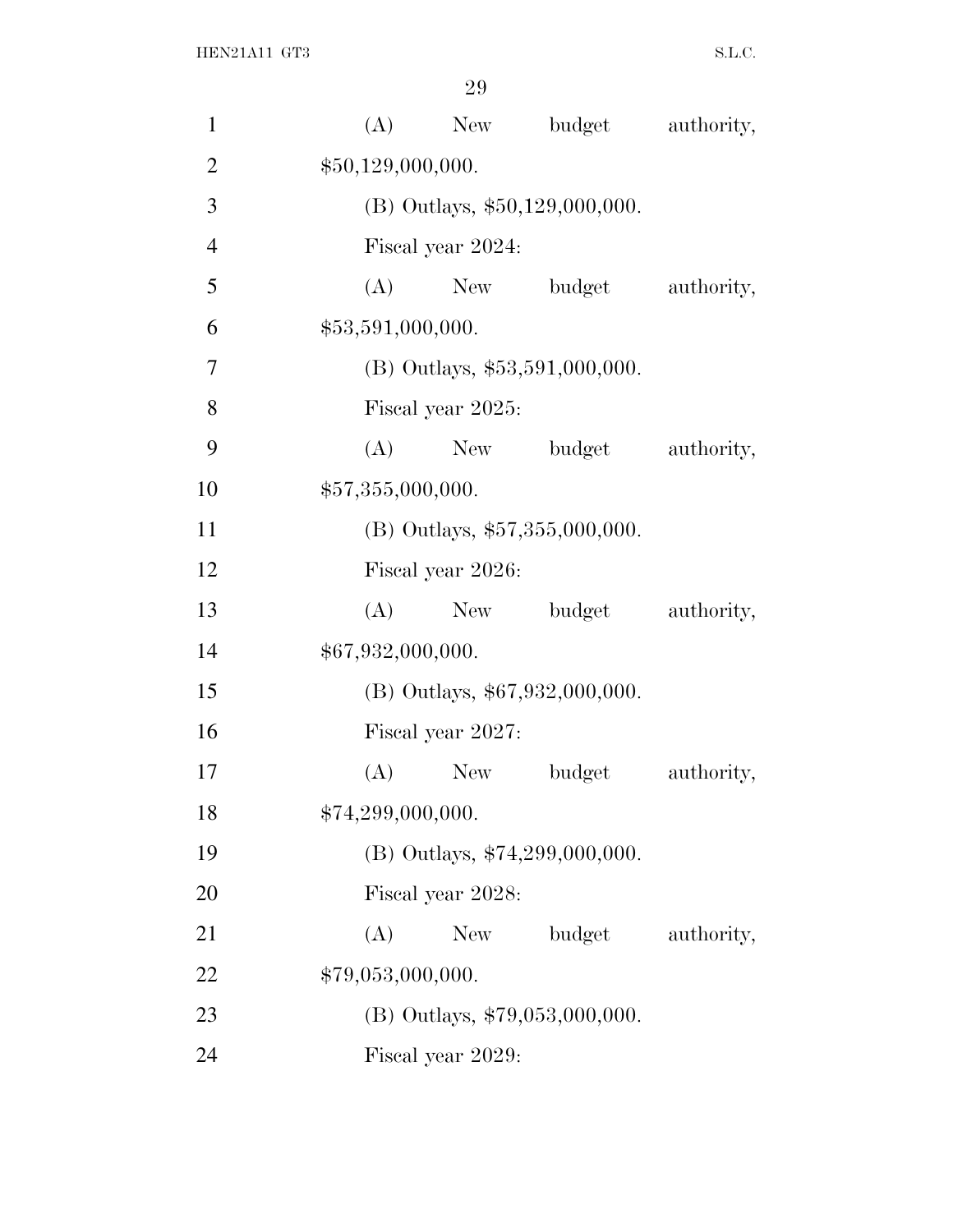(A) New budget authority, $50,129,000,000.

(B) Outlays, $50,129,000,000.

Fiscal year 2024:

(A) New budget authority, $53,591,000,000.

(B) Outlays, $53,591,000,000.

Fiscal year 2025:

(A) New budget authority, $57,355,000,000.

(B) Outlays, $57,355,000,000.

Fiscal year 2026:

(A) New budget authority, $67,932,000,000.

(B) Outlays, $67,932,000,000.

Fiscal year 2027:

(A) New budget authority, $74,299,000,000.

(B) Outlays, $74,299,000,000.

Fiscal year 2028:

(A) New budget authority, $79,053,000,000.

(B) Outlays, $79,053,000,000.

Fiscal year 2029: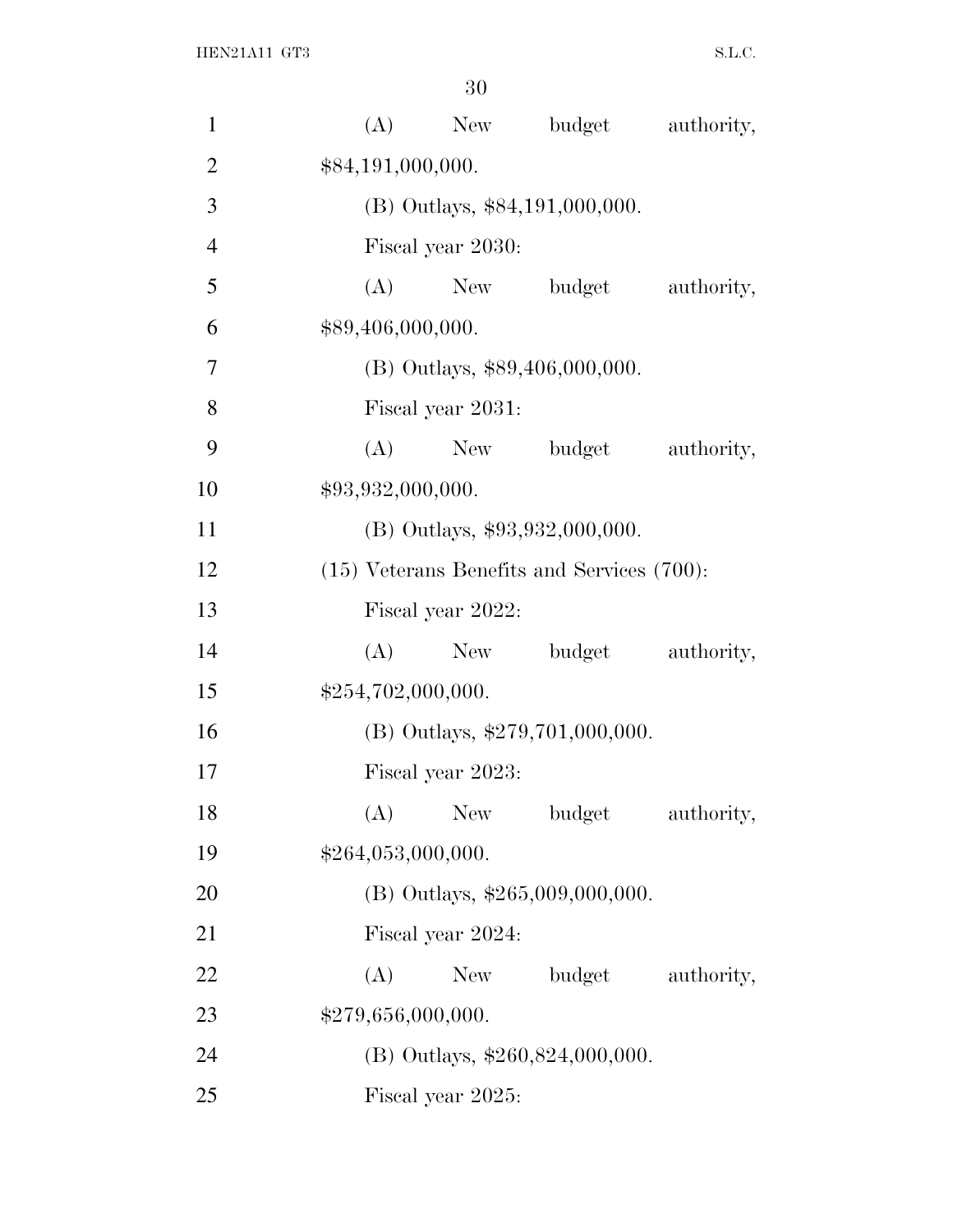(A) New budget authority, $84,191,000,000.

(B) Outlays, $84,191,000,000.

Fiscal year 2030:

(A) New budget authority, $89,406,000,000.

(B) Outlays, $89,406,000,000.

Fiscal year 2031:

(A) New budget authority, $93,932,000,000.

(B) Outlays, $93,932,000,000.

(15) Veterans Benefits and Services (700):

Fiscal year 2022:

(A) New budget authority, $254,702,000,000.

(B) Outlays, $279,701,000,000.

Fiscal year 2023:

(A) New budget authority, $264,053,000,000.

(B) Outlays, $265,009,000,000.

Fiscal year 2024:

(A) New budget authority, $279,656,000,000.

(B) Outlays, $260,824,000,000.

Fiscal year 2025: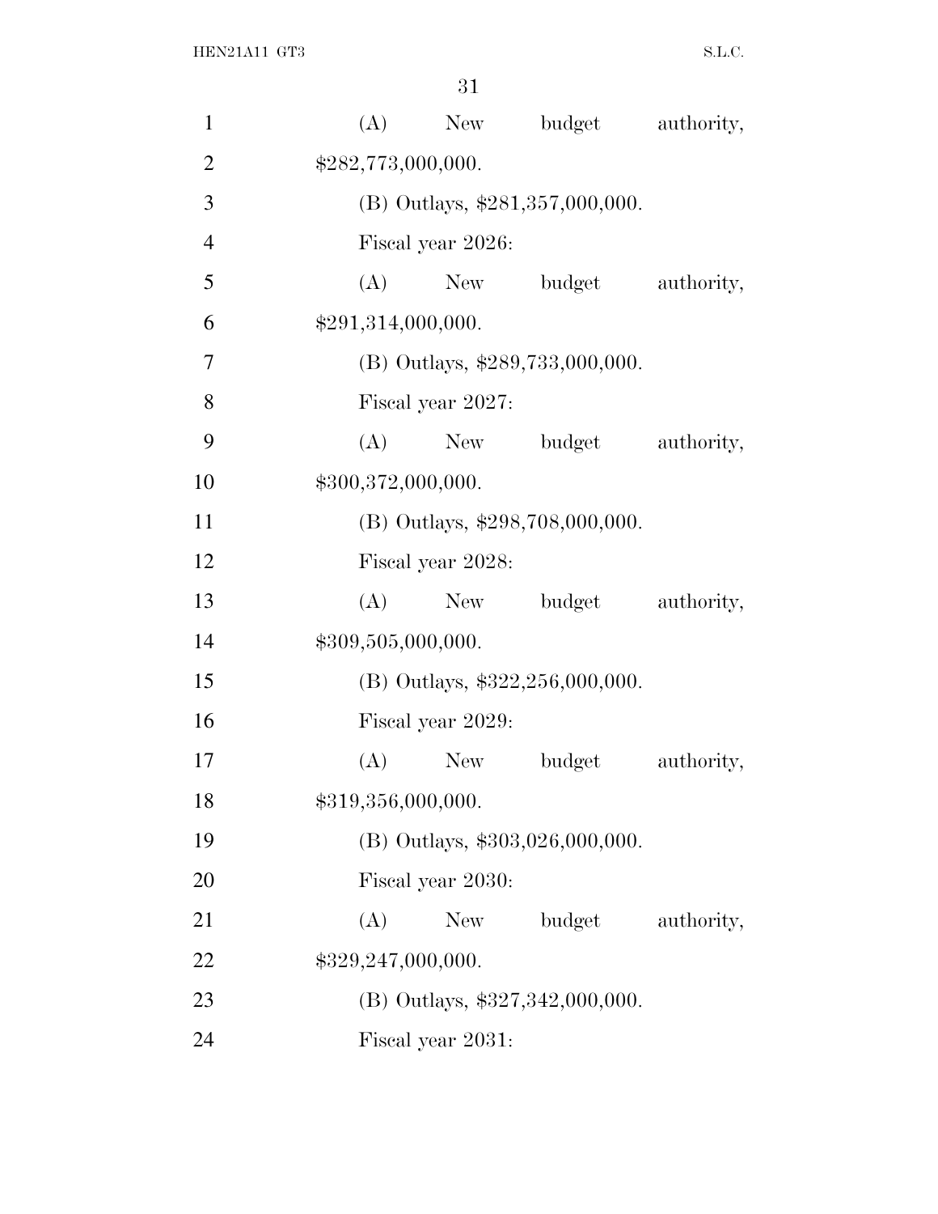(A) New budget authority, $282,773,000,000.

(B) Outlays, $281,357,000,000.

Fiscal year 2026:

(A) New budget authority, $291,314,000,000.

(B) Outlays, $289,733,000,000.

Fiscal year 2027:

(A) New budget authority, $300,372,000,000.

(B) Outlays, $298,708,000,000.

Fiscal year 2028:

(A) New budget authority, $309,505,000,000.

(B) Outlays, $322,256,000,000.

Fiscal year 2029:

(A) New budget authority, $319,356,000,000.

(B) Outlays, $303,026,000,000.

Fiscal year 2030:

(A) New budget authority, $329,247,000,000.

(B) Outlays, $327,342,000,000.

Fiscal year 2031: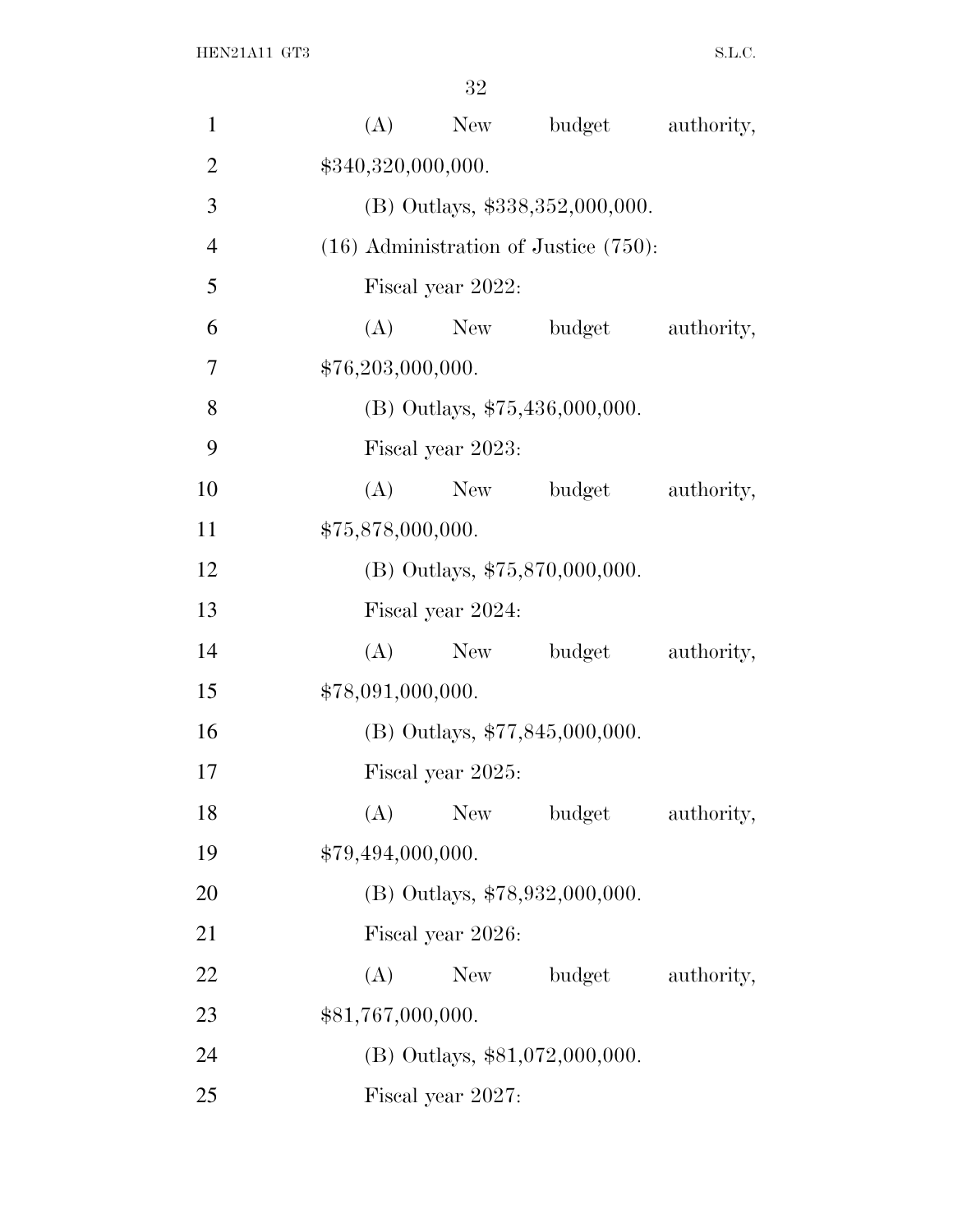(A) New budget authority, $340,320,000,000.

(B) Outlays, $338,352,000,000.

(16) Administration of Justice (750):

Fiscal year 2022:

(A) New budget authority, $76,203,000,000.

(B) Outlays, $75,436,000,000.

Fiscal year 2023:

(A) New budget authority, $75,878,000,000.

(B) Outlays, $75,870,000,000.

Fiscal year 2024:

(A) New budget authority, $78,091,000,000.

(B) Outlays, $77,845,000,000.

Fiscal year 2025:

(A) New budget authority, $79,494,000,000.

(B) Outlays, $78,932,000,000.

Fiscal year 2026:

(A) New budget authority, $81,767,000,000.

(B) Outlays, $81,072,000,000.

Fiscal year 2027: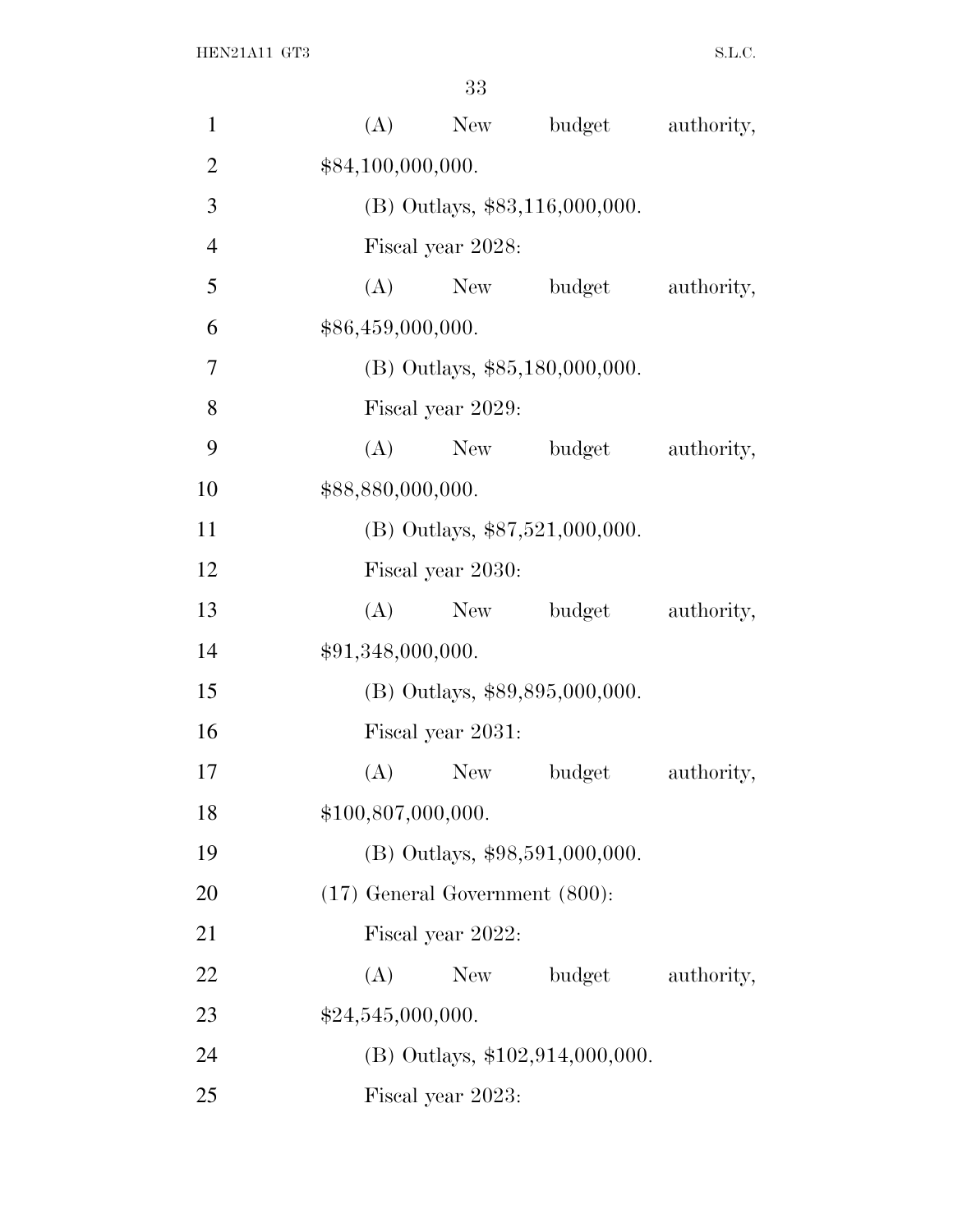(A) New budget authority, $84,100,000,000.

(B) Outlays, $83,116,000,000.

Fiscal year 2028:

(A) New budget authority, $86,459,000,000.

(B) Outlays, $85,180,000,000.

Fiscal year 2029:

(A) New budget authority, $88,880,000,000.

(B) Outlays, $87,521,000,000.

Fiscal year 2030:

(A) New budget authority, $91,348,000,000.

(B) Outlays, $89,895,000,000.

Fiscal year 2031:

(A) New budget authority, $100,807,000,000.

(B) Outlays, $98,591,000,000.

(17) General Government (800):

Fiscal year 2022:

(A) New budget authority, $24,545,000,000.

(B) Outlays, $102,914,000,000.

Fiscal year 2023: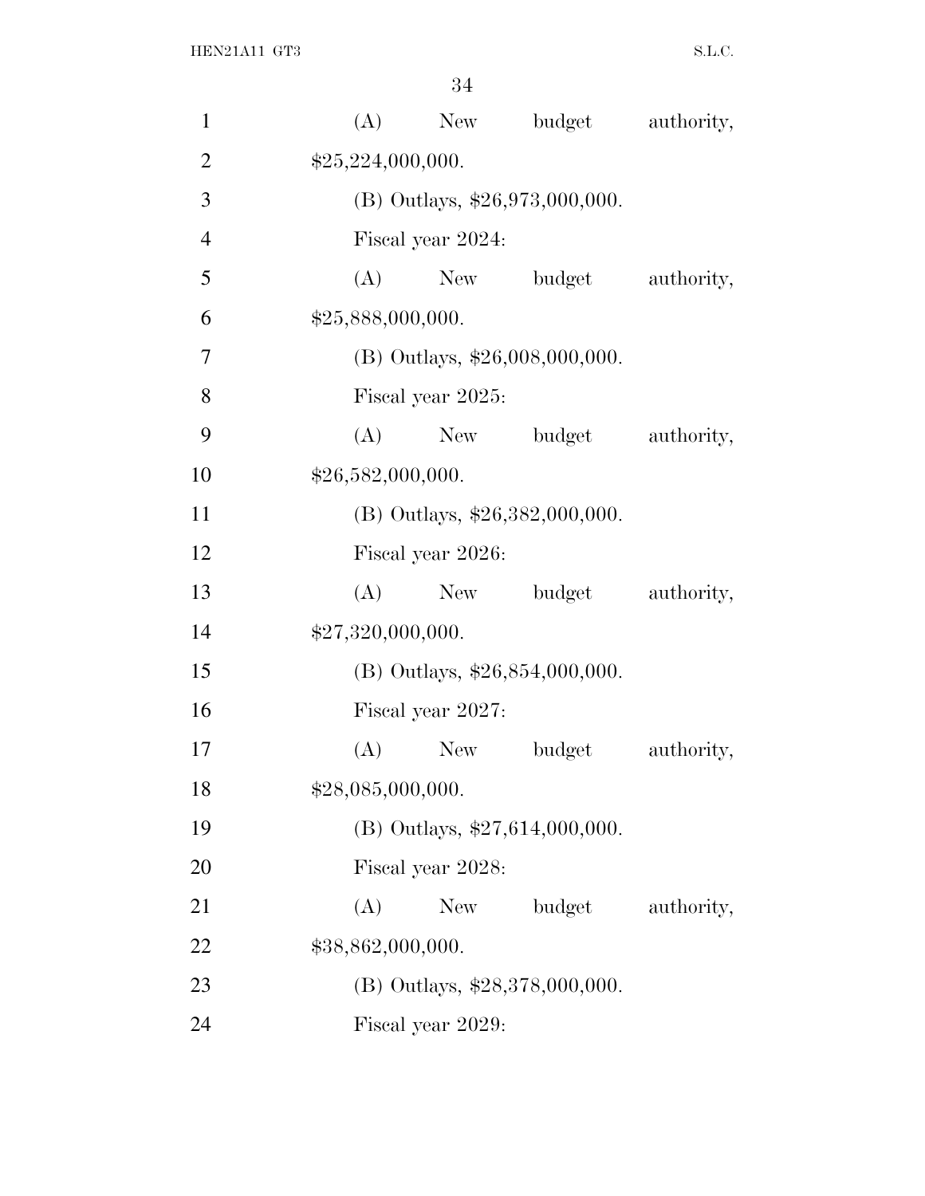(A) New budget authority, $25,224,000,000.

(B) Outlays, $26,973,000,000.

Fiscal year 2024:

(A) New budget authority, $25,888,000,000.

(B) Outlays, $26,008,000,000.

Fiscal year 2025:

(A) New budget authority, $26,582,000,000.

(B) Outlays, $26,382,000,000.

Fiscal year 2026:

(A) New budget authority, $27,320,000,000.

(B) Outlays, $26,854,000,000.

Fiscal year 2027:

(A) New budget authority, $28,085,000,000.

(B) Outlays, $27,614,000,000.

Fiscal year 2028:

(A) New budget authority, $38,862,000,000.

(B) Outlays, $28,378,000,000.

Fiscal year 2029: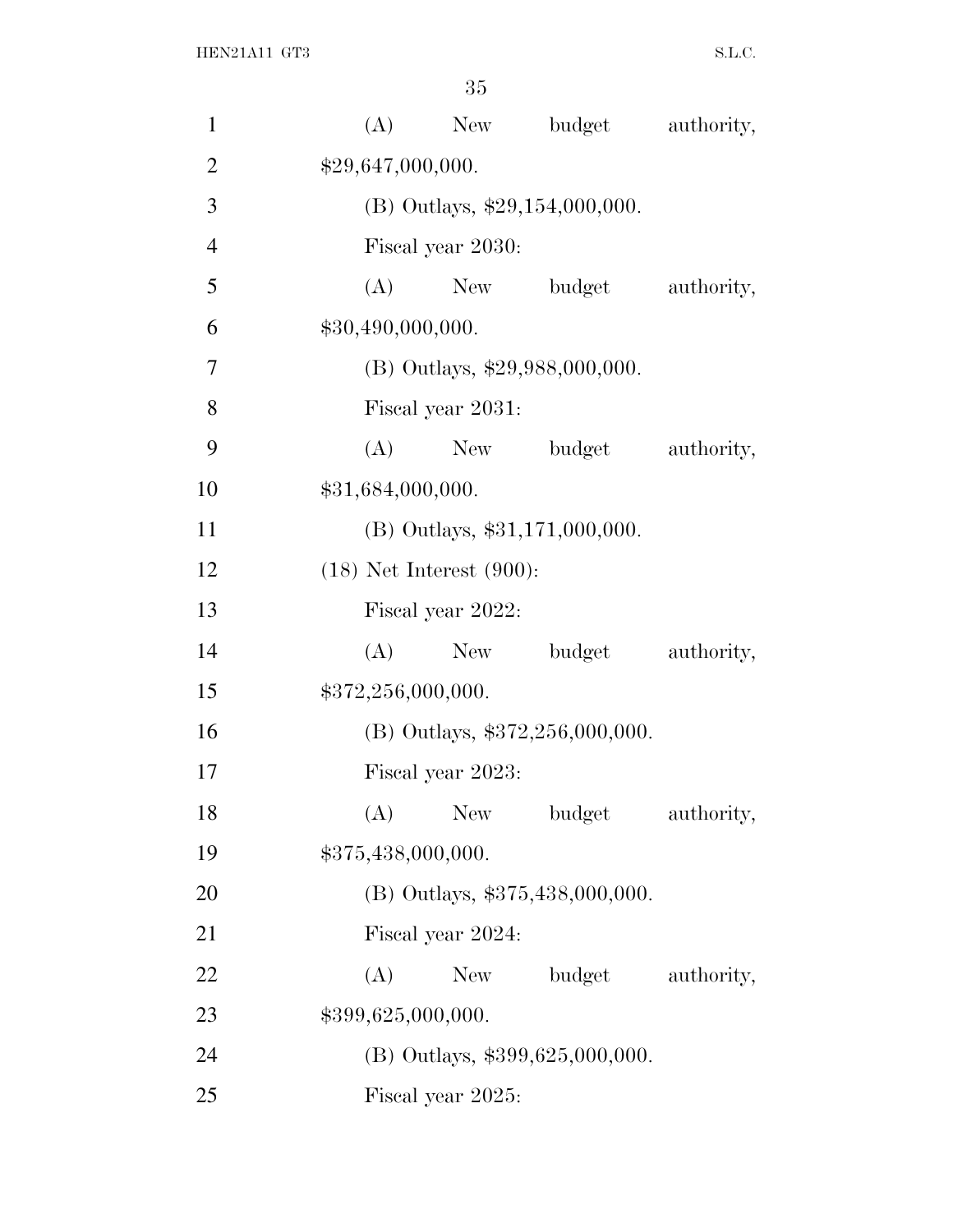(A) New budget authority, $29,647,000,000.

(B) Outlays, $29,154,000,000.

Fiscal year 2030:

(A) New budget authority, $30,490,000,000.

(B) Outlays, $29,988,000,000.

Fiscal year 2031:

(A) New budget authority, $31,684,000,000.

(B) Outlays, $31,171,000,000.

(18) Net Interest (900):

Fiscal year 2022:

(A) New budget authority, $372,256,000,000.

(B) Outlays, $372,256,000,000.

Fiscal year 2023:

(A) New budget authority, $375,438,000,000.

(B) Outlays, $375,438,000,000.

Fiscal year 2024:

(A) New budget authority, $399,625,000,000.

(B) Outlays, $399,625,000,000.

Fiscal year 2025: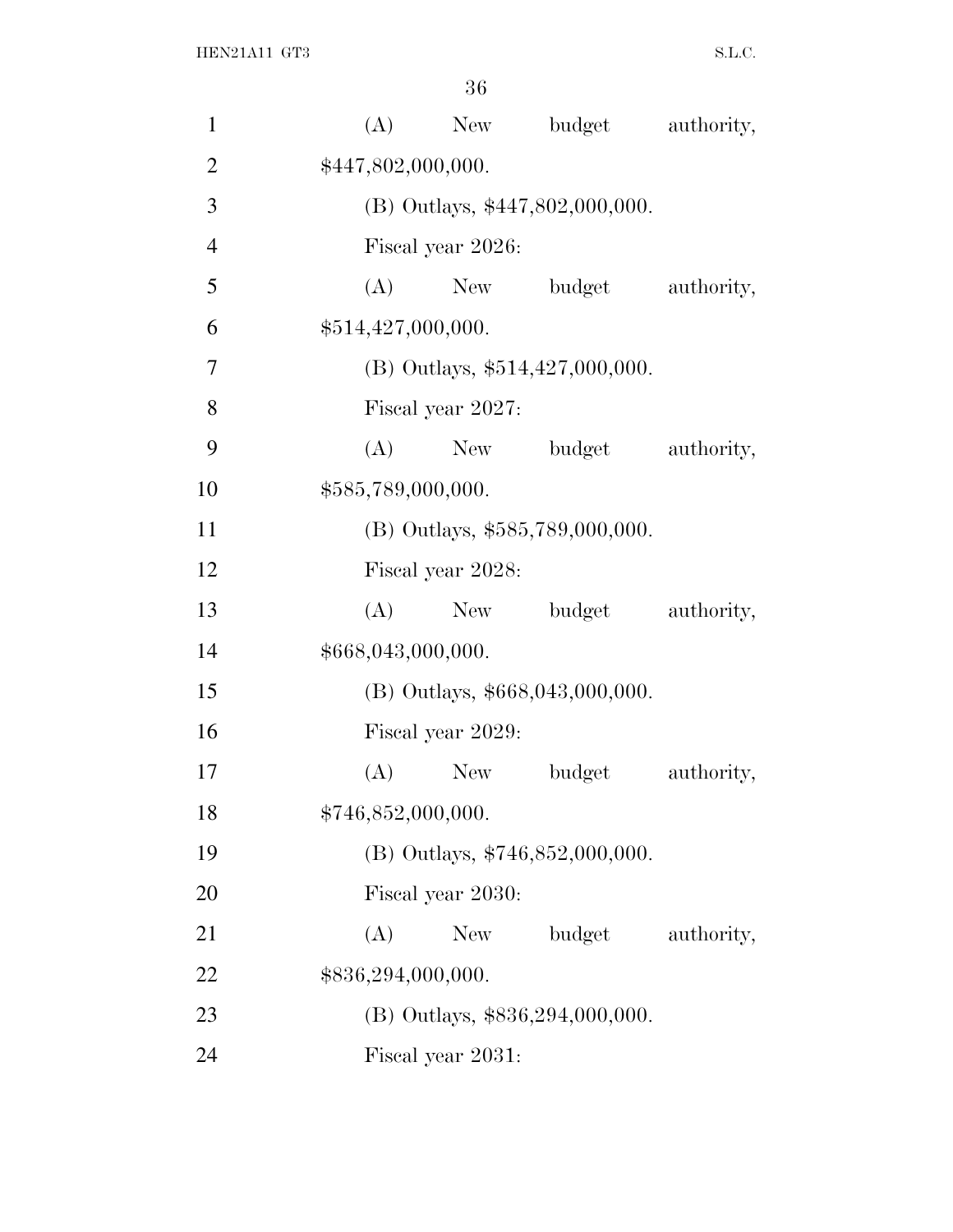(A) New budget authority, $447,802,000,000.

(B) Outlays, $447,802,000,000.

Fiscal year 2026:

(A) New budget authority, $514,427,000,000.

(B) Outlays, $514,427,000,000.

Fiscal year 2027:

(A) New budget authority, $585,789,000,000.

(B) Outlays, $585,789,000,000.

Fiscal year 2028:

(A) New budget authority, $668,043,000,000.

(B) Outlays, $668,043,000,000.

Fiscal year 2029:

(A) New budget authority, $746,852,000,000.

(B) Outlays, $746,852,000,000.

Fiscal year 2030:

(A) New budget authority, $836,294,000,000.

(B) Outlays, $836,294,000,000.

Fiscal year 2031: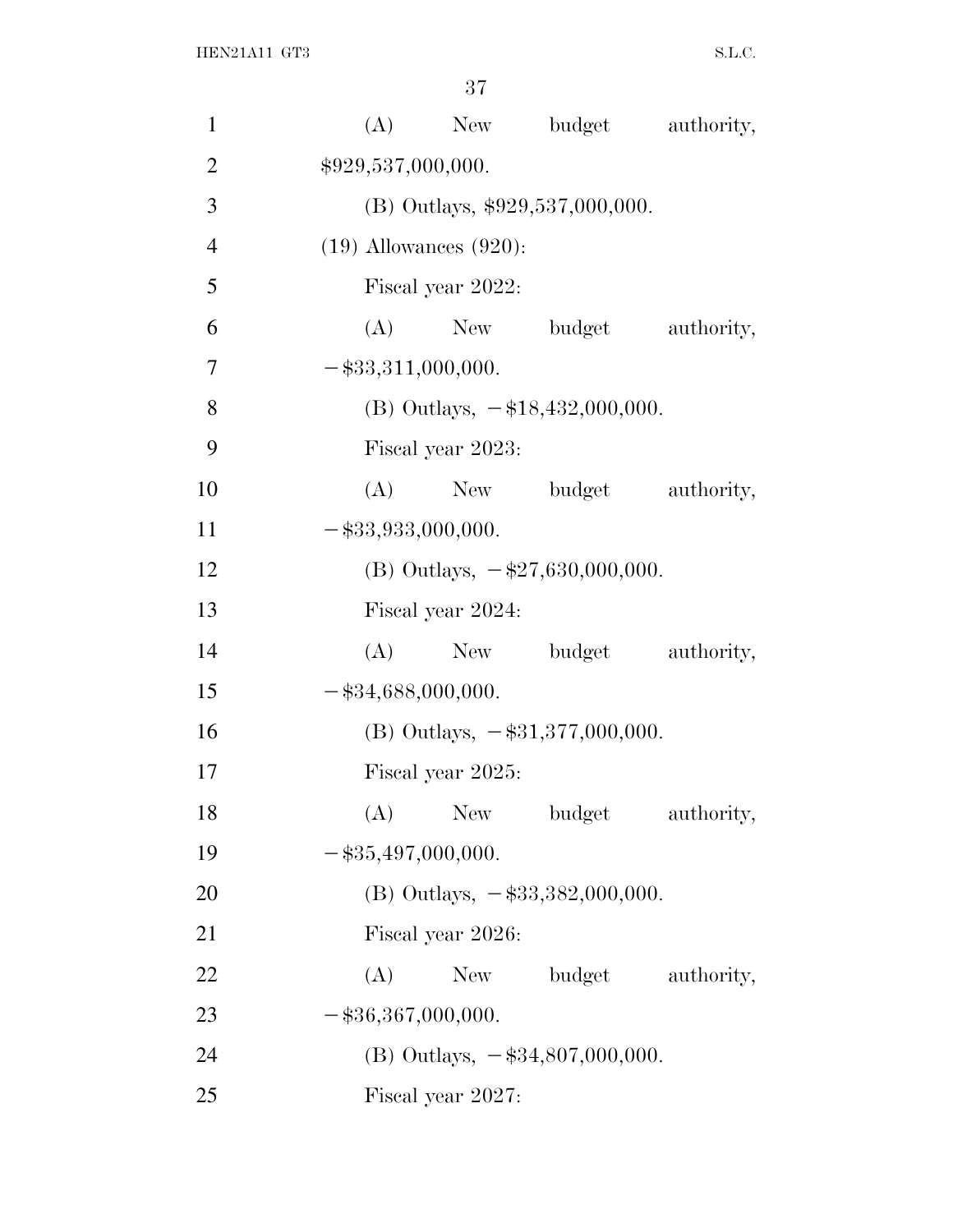(A) New budget authority, $929,537,000,000.

(B) Outlays, $929,537,000,000.

(19) Allowances (920):

Fiscal year 2022:

(A) New budget authority, −$33,311,000,000.

(B) Outlays, −$18,432,000,000.

Fiscal year 2023:

(A) New budget authority, −$33,933,000,000.

(B) Outlays, −$27,630,000,000.

Fiscal year 2024:

(A) New budget authority, −$34,688,000,000.

(B) Outlays, −$31,377,000,000.

Fiscal year 2025:

(A) New budget authority, −$35,497,000,000.

(B) Outlays, −$33,382,000,000.

Fiscal year 2026:

(A) New budget authority, −$36,367,000,000.

(B) Outlays, −$34,807,000,000.

Fiscal year 2027: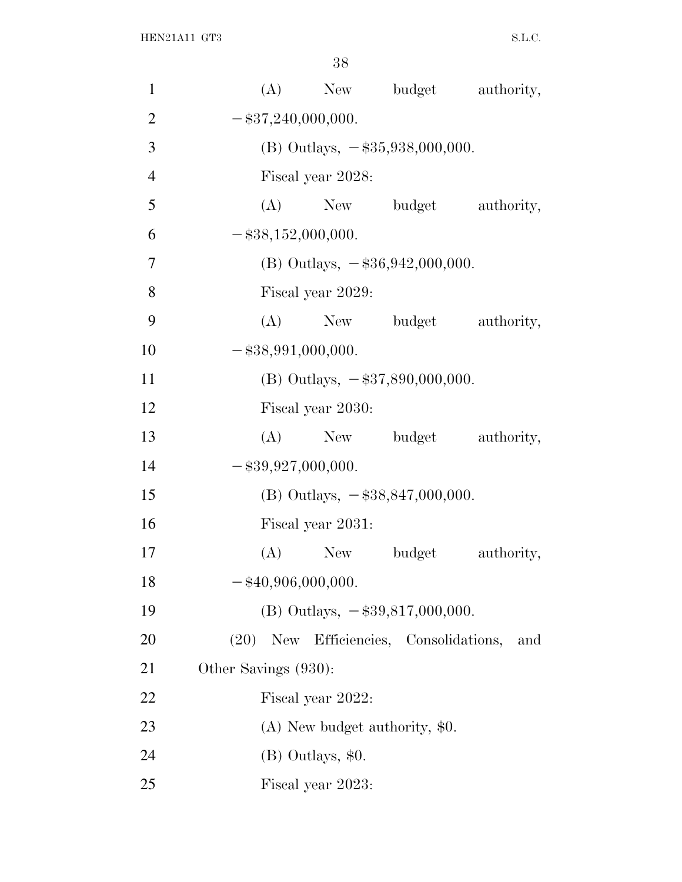(A) New budget authority, −$37,240,000,000.

(B) Outlays, −$35,938,000,000.

Fiscal year 2028:

(A) New budget authority, −$38,152,000,000.

(B) Outlays, −$36,942,000,000.

Fiscal year 2029:

(A) New budget authority, −$38,991,000,000.

(B) Outlays, −$37,890,000,000.

Fiscal year 2030:

(A) New budget authority, −$39,927,000,000.

(B) Outlays, −$38,847,000,000.

Fiscal year 2031:

(A) New budget authority, −$40,906,000,000.

(B) Outlays, −$39,817,000,000.

(20) New Efficiencies, Consolidations, and Other Savings (930):

Fiscal year 2022:

(A) New budget authority, $0.

(B) Outlays, $0.

Fiscal year 2023: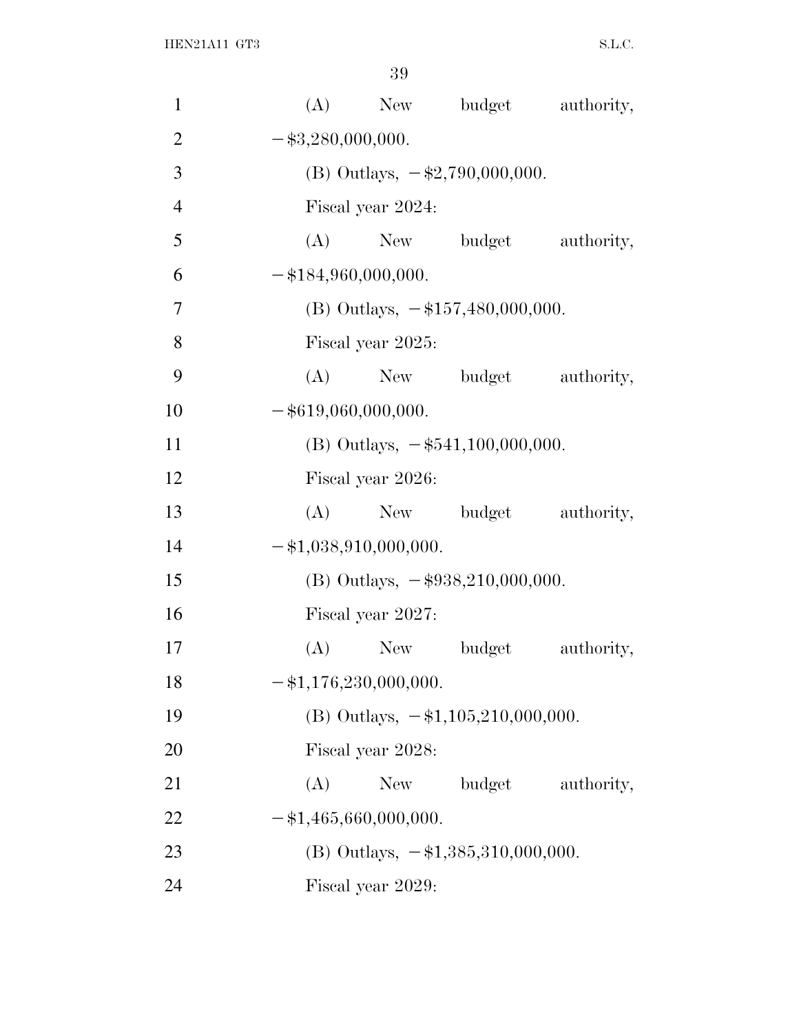(A) New budget authority, −$3,280,000,000.

(B) Outlays, −$2,790,000,000.

Fiscal year 2024:

(A) New budget authority, −$184,960,000,000.

(B) Outlays, −$157,480,000,000.

Fiscal year 2025:

(A) New budget authority, −$619,060,000,000.

(B) Outlays, −$541,100,000,000.

Fiscal year 2026:

(A) New budget authority, −$1,038,910,000,000.

(B) Outlays, −$938,210,000,000.

Fiscal year 2027:

(A) New budget authority, −$1,176,230,000,000.

(B) Outlays, −$1,105,210,000,000.

Fiscal year 2028:

(A) New budget authority, −$1,465,660,000,000.

(B) Outlays, −$1,385,310,000,000.

Fiscal year 2029: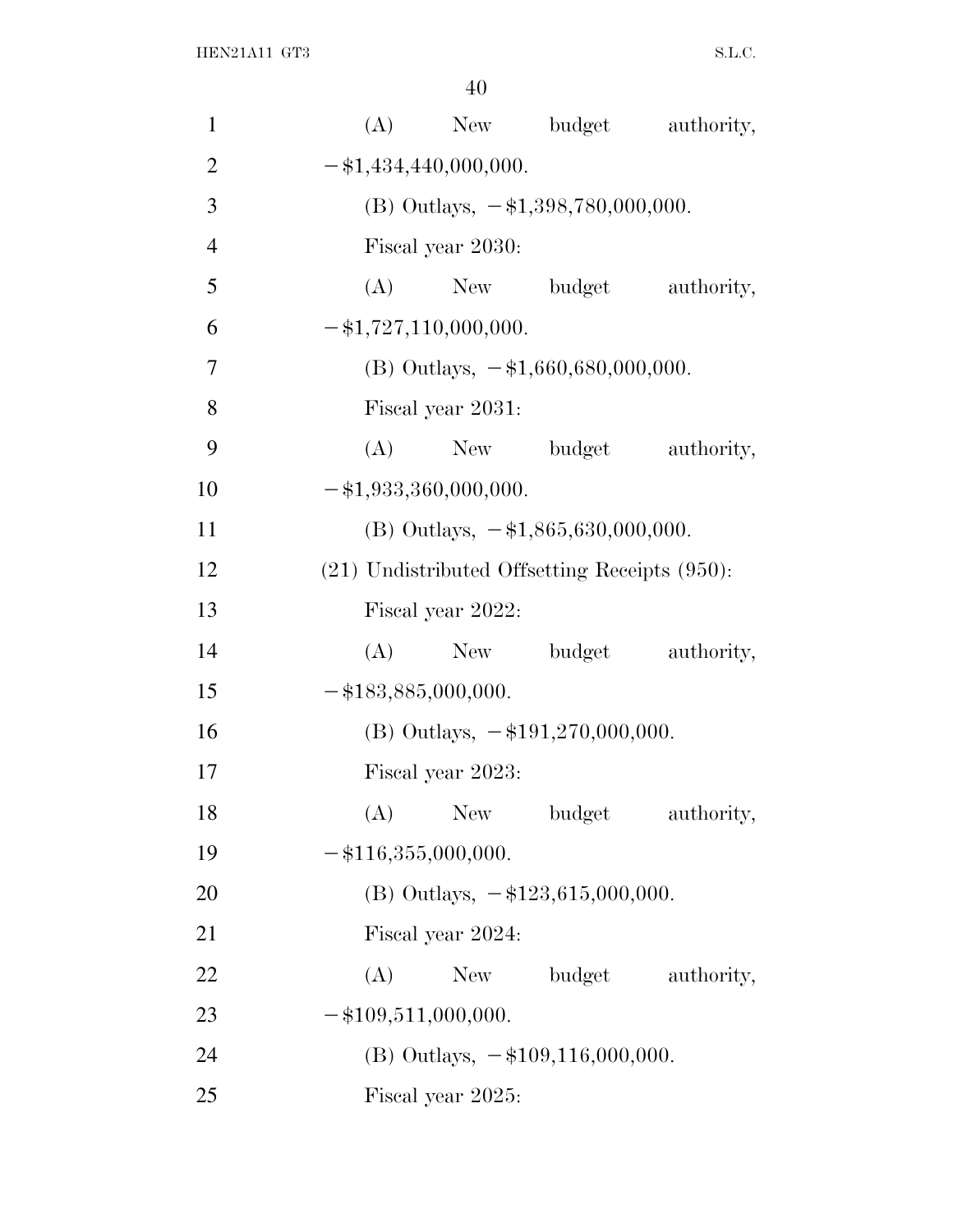(A) New budget authority, −$1,434,440,000,000.

(B) Outlays, −$1,398,780,000,000.

Fiscal year 2030:

(A) New budget authority, −$1,727,110,000,000.

(B) Outlays, −$1,660,680,000,000.

Fiscal year 2031:

(A) New budget authority, −$1,933,360,000,000.

(B) Outlays, −$1,865,630,000,000.

(21) Undistributed Offsetting Receipts (950):

Fiscal year 2022:

(A) New budget authority, −$183,885,000,000.

(B) Outlays, −$191,270,000,000.

Fiscal year 2023:

(A) New budget authority, −$116,355,000,000.

(B) Outlays, −$123,615,000,000.

Fiscal year 2024:

(A) New budget authority, −$109,511,000,000.

(B) Outlays, −$109,116,000,000.

Fiscal year 2025: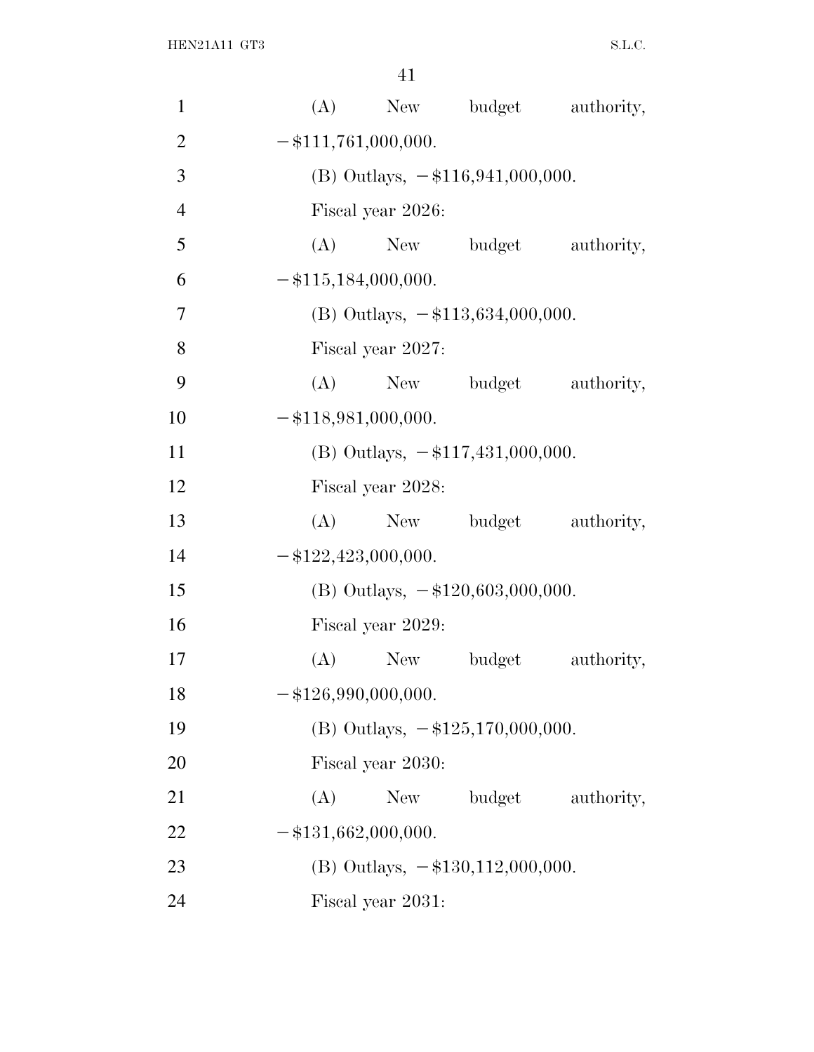(A) New budget authority, −$111,761,000,000.

(B) Outlays, −$116,941,000,000.

Fiscal year 2026:

(A) New budget authority, −$115,184,000,000.

(B) Outlays, −$113,634,000,000.

Fiscal year 2027:

(A) New budget authority, −$118,981,000,000.

(B) Outlays, −$117,431,000,000.

Fiscal year 2028:

(A) New budget authority, −$122,423,000,000.

(B) Outlays, −$120,603,000,000.

Fiscal year 2029:

(A) New budget authority, −$126,990,000,000.

(B) Outlays, −$125,170,000,000.

Fiscal year 2030:

(A) New budget authority, −$131,662,000,000.

(B) Outlays, −$130,112,000,000.

Fiscal year 2031: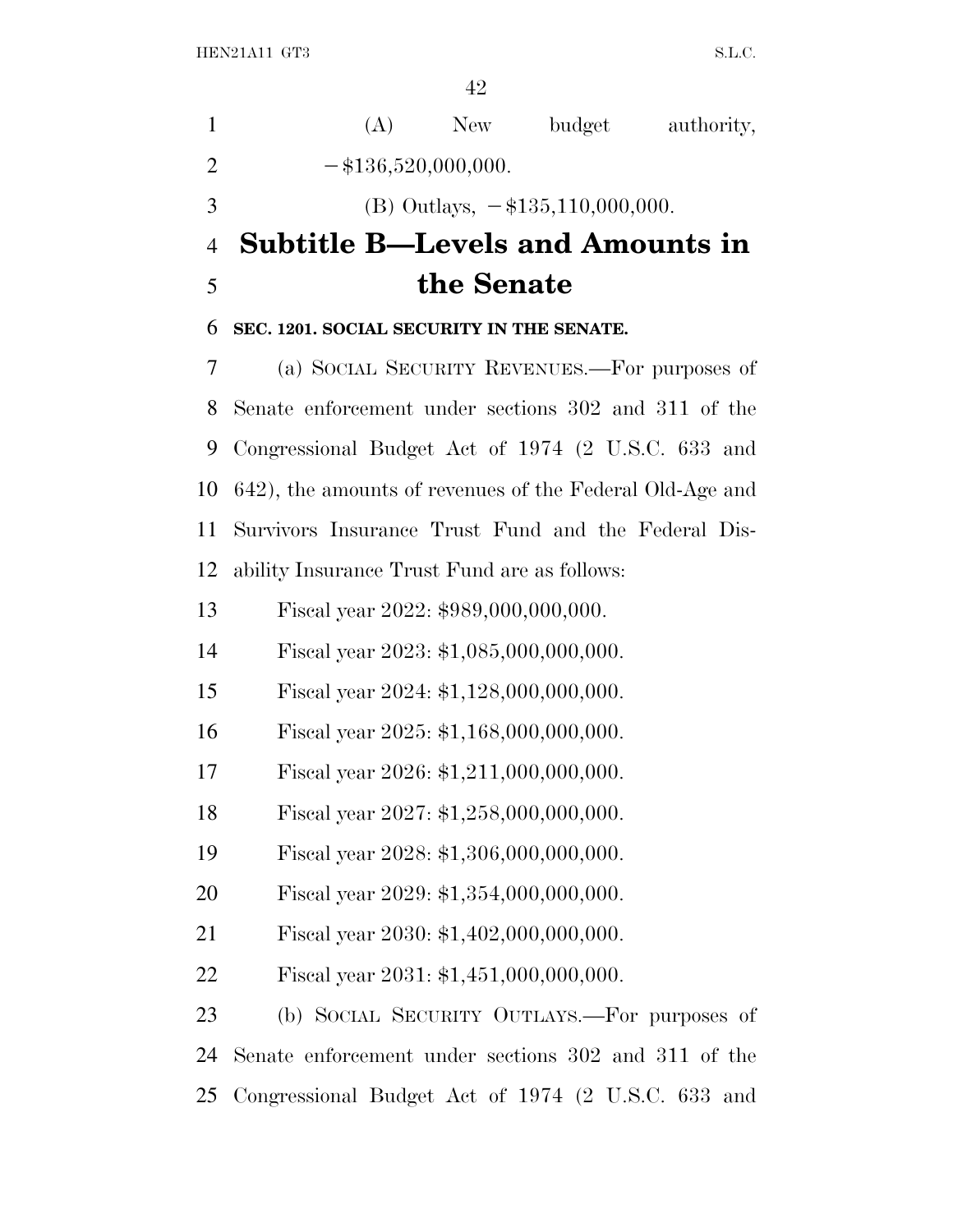(A) New budget authority, −$136,520,000,000.

(B) Outlays, −$135,110,000,000.

## Subtitle B—Levels and Amounts in the Senate

**SEC. 1201. SOCIAL SECURITY IN THE SENATE.**

(a) SOCIAL SECURITY REVENUES.—For purposes of Senate enforcement under sections 302 and 311 of the Congressional Budget Act of 1974 (2 U.S.C. 633 and 642), the amounts of revenues of the Federal Old-Age and Survivors Insurance Trust Fund and the Federal Disability Insurance Trust Fund are as follows:

Fiscal year 2022: $989,000,000,000.

Fiscal year 2023: $1,085,000,000,000.

Fiscal year 2024: $1,128,000,000,000.

Fiscal year 2025: $1,168,000,000,000.

Fiscal year 2026: $1,211,000,000,000.

Fiscal year 2027: $1,258,000,000,000.

Fiscal year 2028: $1,306,000,000,000.

Fiscal year 2029: $1,354,000,000,000.

Fiscal year 2030: $1,402,000,000,000.

Fiscal year 2031: $1,451,000,000,000.

(b) SOCIAL SECURITY OUTLAYS.—For purposes of Senate enforcement under sections 302 and 311 of the Congressional Budget Act of 1974 (2 U.S.C. 633 and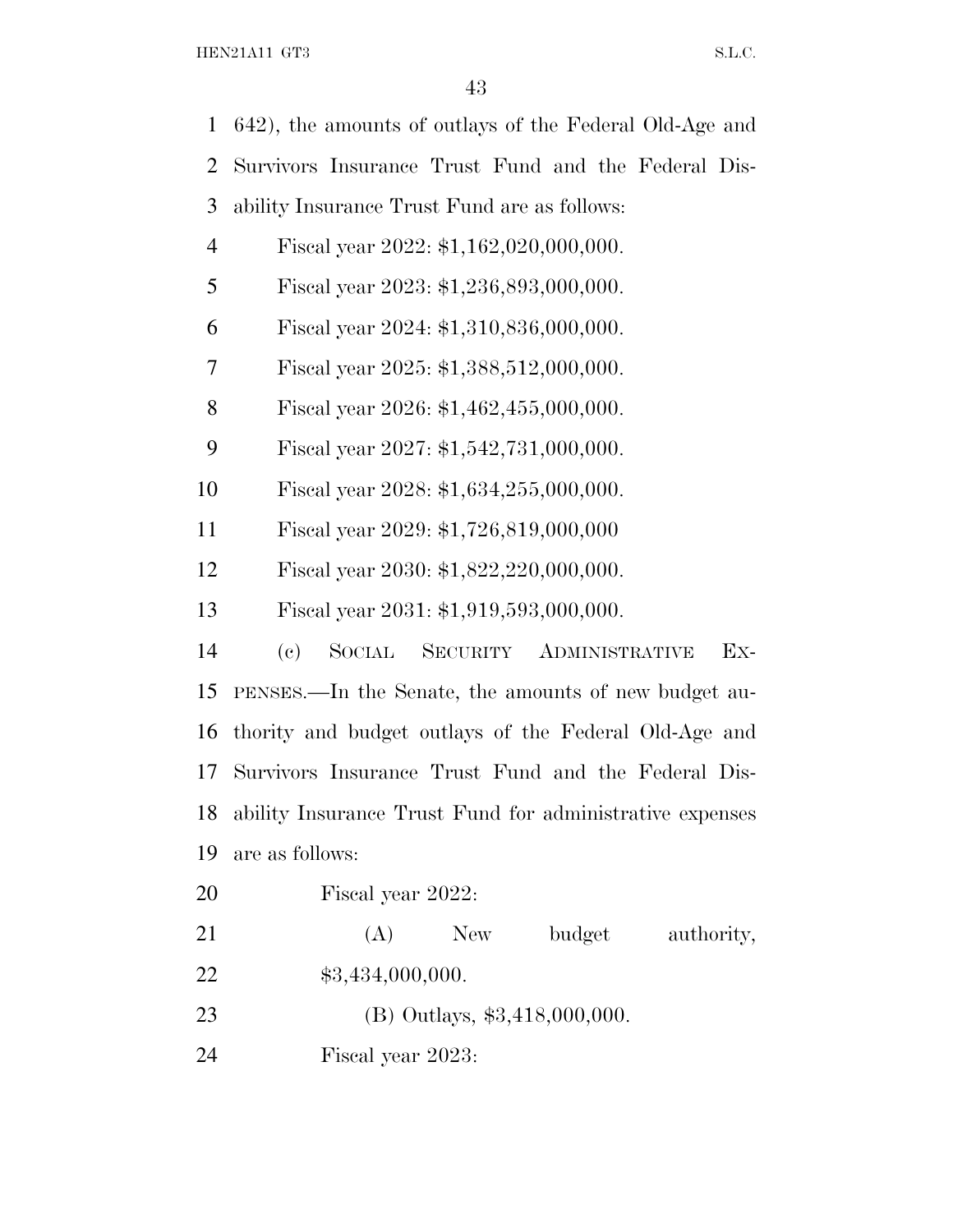642), the amounts of outlays of the Federal Old-Age and Survivors Insurance Trust Fund and the Federal Disability Insurance Trust Fund are as follows:

Fiscal year 2022: $1,162,020,000,000.

Fiscal year 2023: $1,236,893,000,000.

Fiscal year 2024: $1,310,836,000,000.

Fiscal year 2025: $1,388,512,000,000.

Fiscal year 2026: $1,462,455,000,000.

Fiscal year 2027: $1,542,731,000,000.

Fiscal year 2028: $1,634,255,000,000.

Fiscal year 2029: $1,726,819,000,000

Fiscal year 2030: $1,822,220,000,000.

Fiscal year 2031: $1,919,593,000,000.

(c) SOCIAL SECURITY ADMINISTRATIVE EXPENSES.—In the Senate, the amounts of new budget authority and budget outlays of the Federal Old-Age and Survivors Insurance Trust Fund and the Federal Disability Insurance Trust Fund for administrative expenses are as follows:

Fiscal year 2022:

(A) New budget authority, $3,434,000,000.

(B) Outlays, $3,418,000,000.

Fiscal year 2023: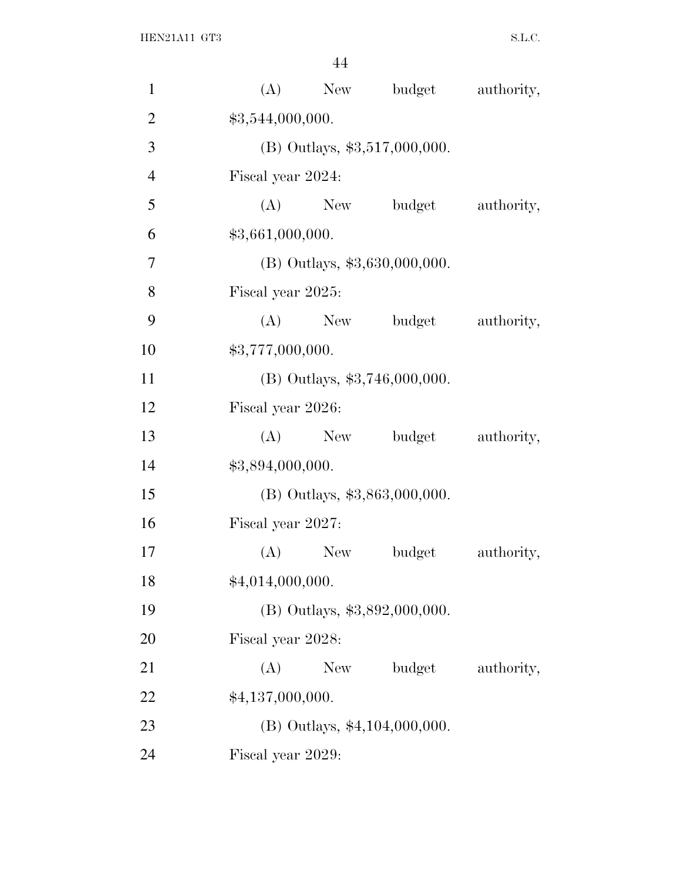(A) New budget authority, $3,544,000,000.

(B) Outlays, $3,517,000,000.

Fiscal year 2024:

(A) New budget authority, $3,661,000,000.

(B) Outlays, $3,630,000,000.

Fiscal year 2025:

(A) New budget authority, $3,777,000,000.

(B) Outlays, $3,746,000,000.

Fiscal year 2026:

(A) New budget authority, $3,894,000,000.

(B) Outlays, $3,863,000,000.

Fiscal year 2027:

(A) New budget authority, $4,014,000,000.

(B) Outlays, $3,892,000,000.

Fiscal year 2028:

(A) New budget authority, $4,137,000,000.

(B) Outlays, $4,104,000,000.

Fiscal year 2029: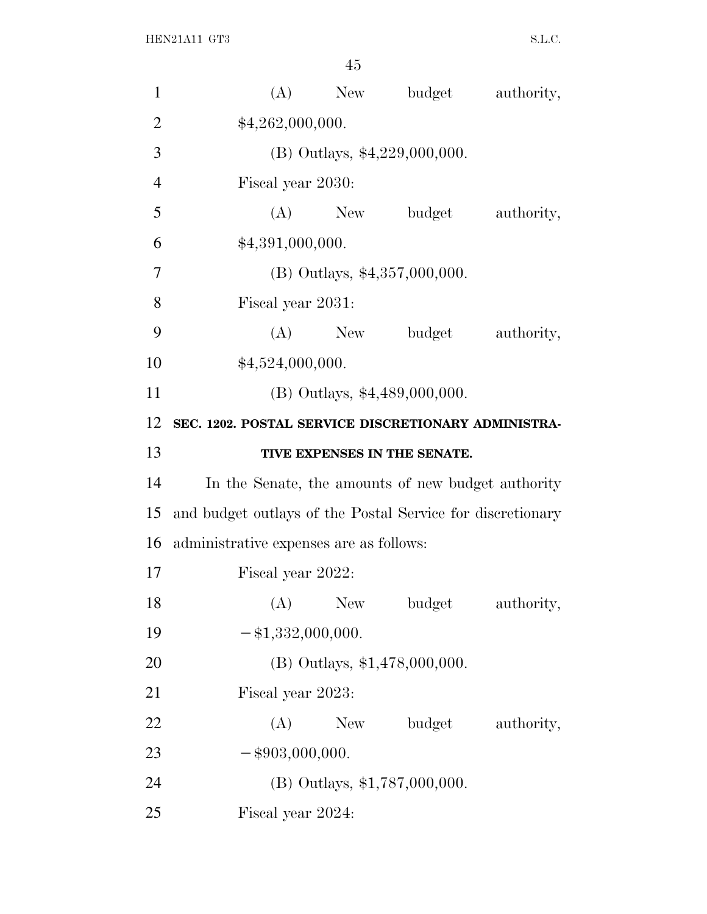(A) New budget authority, $4,262,000,000.

(B) Outlays, $4,229,000,000.

Fiscal year 2030:

(A) New budget authority, $4,391,000,000.

(B) Outlays, $4,357,000,000.

Fiscal year 2031:

(A) New budget authority, $4,524,000,000.

(B) Outlays, $4,489,000,000.

## SEC. 1202. POSTAL SERVICE DISCRETIONARY ADMINISTRATIVE EXPENSES IN THE SENATE.

In the Senate, the amounts of new budget authority and budget outlays of the Postal Service for discretionary administrative expenses are as follows:

Fiscal year 2022:

(A) New budget authority, −$1,332,000,000.

(B) Outlays, $1,478,000,000.

Fiscal year 2023:

(A) New budget authority, −$903,000,000.

(B) Outlays, $1,787,000,000.

Fiscal year 2024: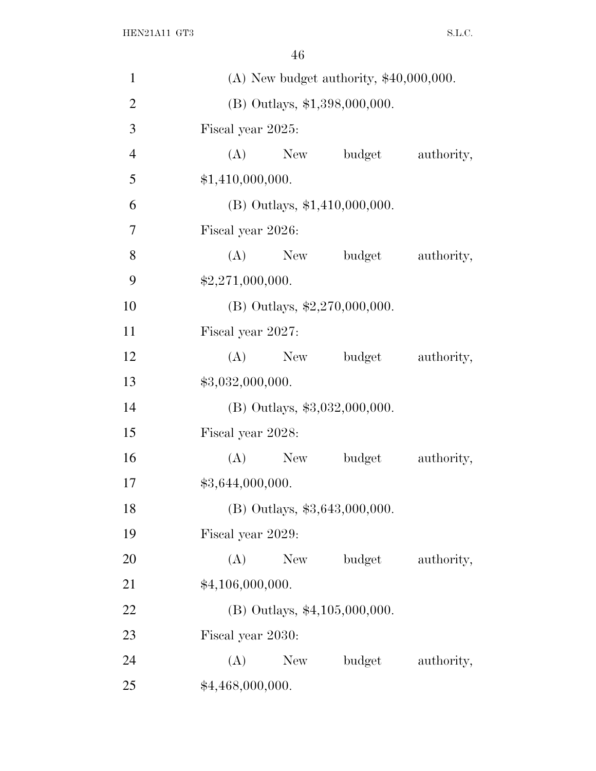(A) New budget authority, $40,000,000.

(B) Outlays, $1,398,000,000.

Fiscal year 2025:

(A) New budget authority, $1,410,000,000.

(B) Outlays, $1,410,000,000.

Fiscal year 2026:

(A) New budget authority, $2,271,000,000.

(B) Outlays, $2,270,000,000.

Fiscal year 2027:

(A) New budget authority, $3,032,000,000.

(B) Outlays, $3,032,000,000.

Fiscal year 2028:

(A) New budget authority, $3,644,000,000.

(B) Outlays, $3,643,000,000.

Fiscal year 2029:

(A) New budget authority, $4,106,000,000.

(B) Outlays, $4,105,000,000.

Fiscal year 2030:

(A) New budget authority, $4,468,000,000.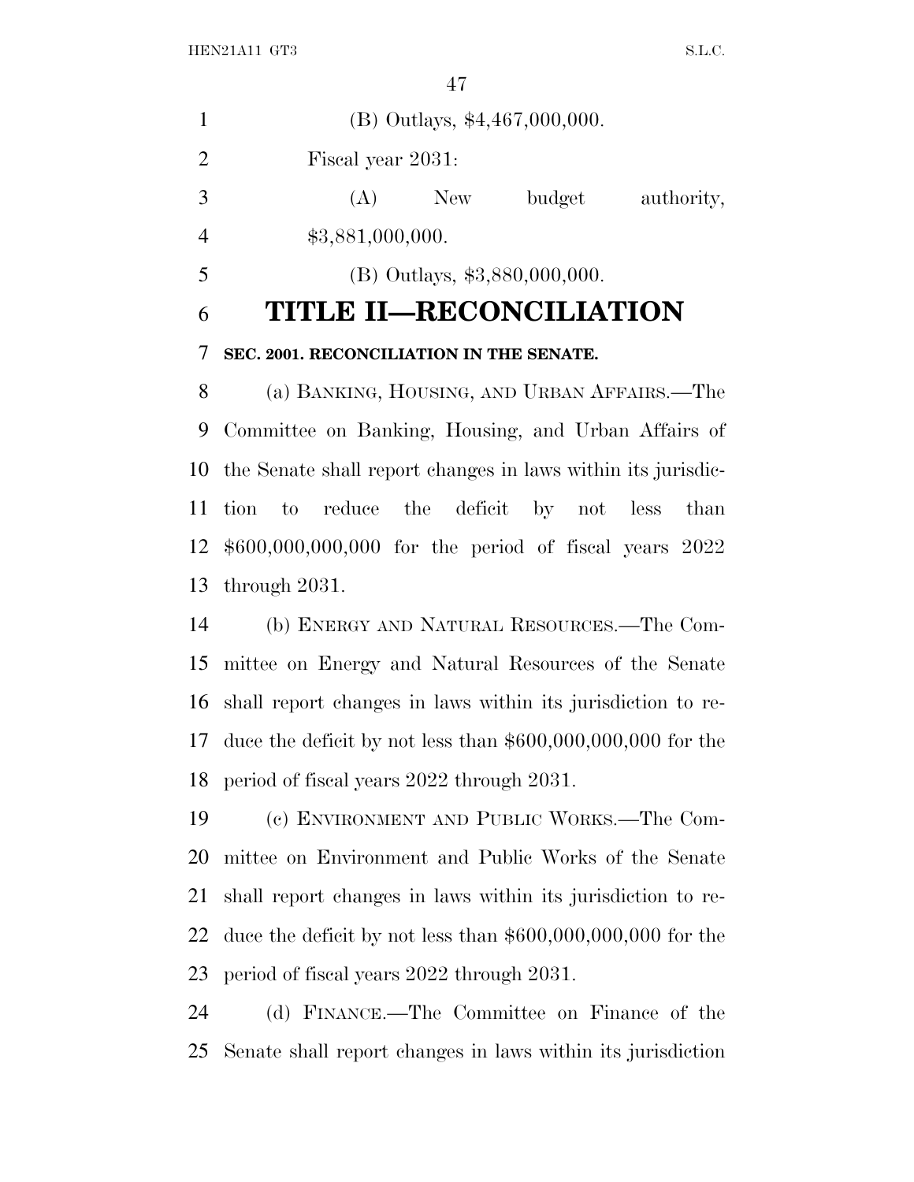(B) Outlays, $4,467,000,000.

Fiscal year 2031:

(A) New budget authority, $3,881,000,000.

(B) Outlays, $3,880,000,000.

# TITLE II—RECONCILIATION

**SEC. 2001. RECONCILIATION IN THE SENATE.**

(a) BANKING, HOUSING, AND URBAN AFFAIRS.—The Committee on Banking, Housing, and Urban Affairs of the Senate shall report changes in laws within its jurisdiction to reduce the deficit by not less than $600,000,000,000 for the period of fiscal years 2022 through 2031.

(b) ENERGY AND NATURAL RESOURCES.—The Committee on Energy and Natural Resources of the Senate shall report changes in laws within its jurisdiction to reduce the deficit by not less than $600,000,000,000 for the period of fiscal years 2022 through 2031.

(c) ENVIRONMENT AND PUBLIC WORKS.—The Committee on Environment and Public Works of the Senate shall report changes in laws within its jurisdiction to reduce the deficit by not less than $600,000,000,000 for the period of fiscal years 2022 through 2031.

(d) FINANCE.—The Committee on Finance of the Senate shall report changes in laws within its jurisdiction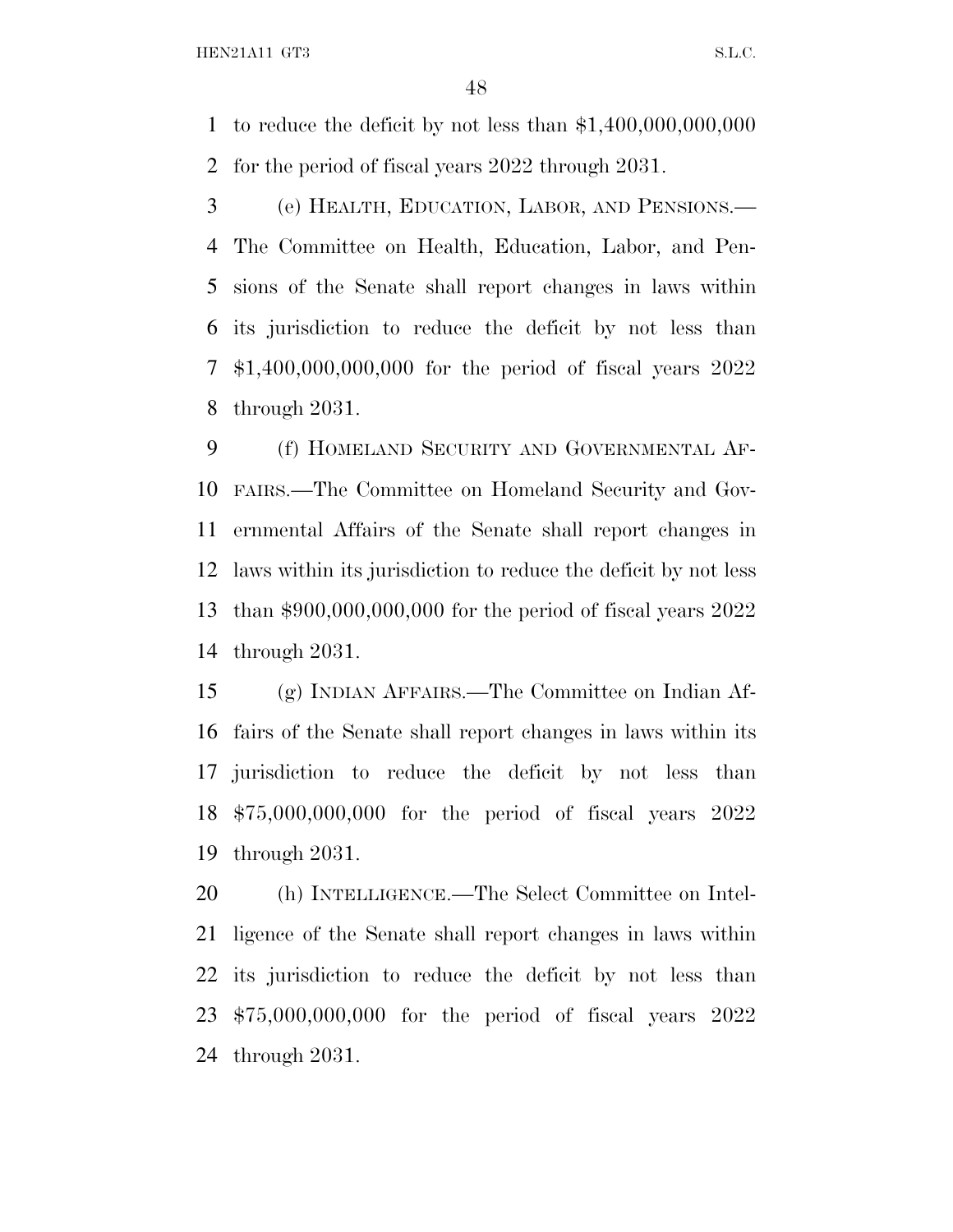to reduce the deficit by not less than $1,400,000,000,000 for the period of fiscal years 2022 through 2031.

(e) HEALTH, EDUCATION, LABOR, AND PENSIONS.—The Committee on Health, Education, Labor, and Pensions of the Senate shall report changes in laws within its jurisdiction to reduce the deficit by not less than $1,400,000,000,000 for the period of fiscal years 2022 through 2031.

(f) HOMELAND SECURITY AND GOVERNMENTAL AFFAIRS.—The Committee on Homeland Security and Governmental Affairs of the Senate shall report changes in laws within its jurisdiction to reduce the deficit by not less than $900,000,000,000 for the period of fiscal years 2022 through 2031.

(g) INDIAN AFFAIRS.—The Committee on Indian Affairs of the Senate shall report changes in laws within its jurisdiction to reduce the deficit by not less than $75,000,000,000 for the period of fiscal years 2022 through 2031.

(h) INTELLIGENCE.—The Select Committee on Intelligence of the Senate shall report changes in laws within its jurisdiction to reduce the deficit by not less than $75,000,000,000 for the period of fiscal years 2022 through 2031.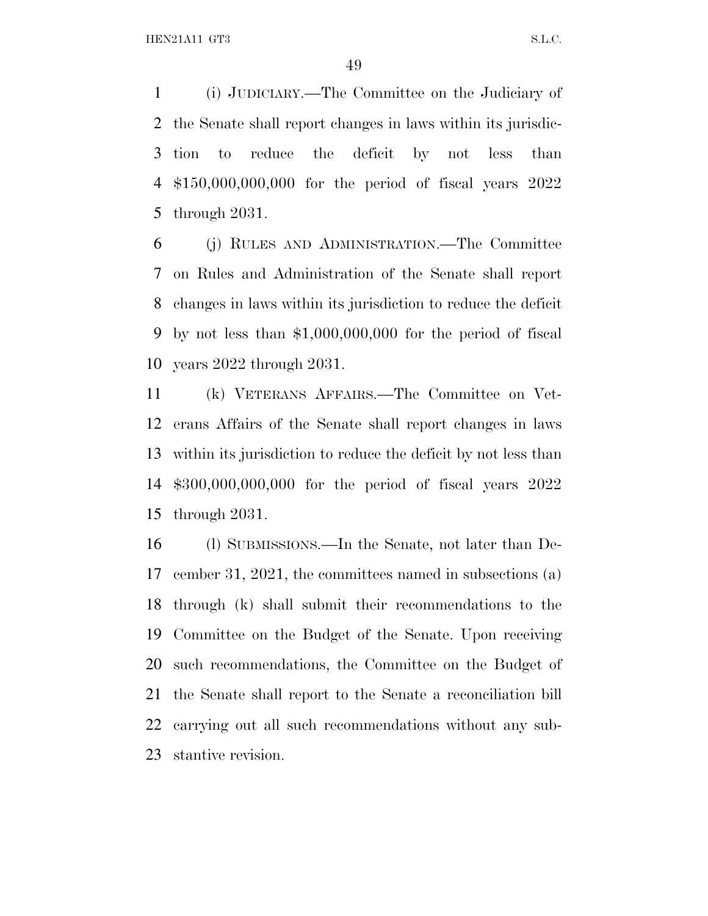(i) JUDICIARY.—The Committee on the Judiciary of the Senate shall report changes in laws within its jurisdiction to reduce the deficit by not less than $150,000,000,000 for the period of fiscal years 2022 through 2031.

(j) RULES AND ADMINISTRATION.—The Committee on Rules and Administration of the Senate shall report changes in laws within its jurisdiction to reduce the deficit by not less than $1,000,000,000 for the period of fiscal years 2022 through 2031.

(k) VETERANS AFFAIRS.—The Committee on Veterans Affairs of the Senate shall report changes in laws within its jurisdiction to reduce the deficit by not less than $300,000,000,000 for the period of fiscal years 2022 through 2031.

(l) SUBMISSIONS.—In the Senate, not later than December 31, 2021, the committees named in subsections (a) through (k) shall submit their recommendations to the Committee on the Budget of the Senate. Upon receiving such recommendations, the Committee on the Budget of the Senate shall report to the Senate a reconciliation bill carrying out all such recommendations without any substantive revision.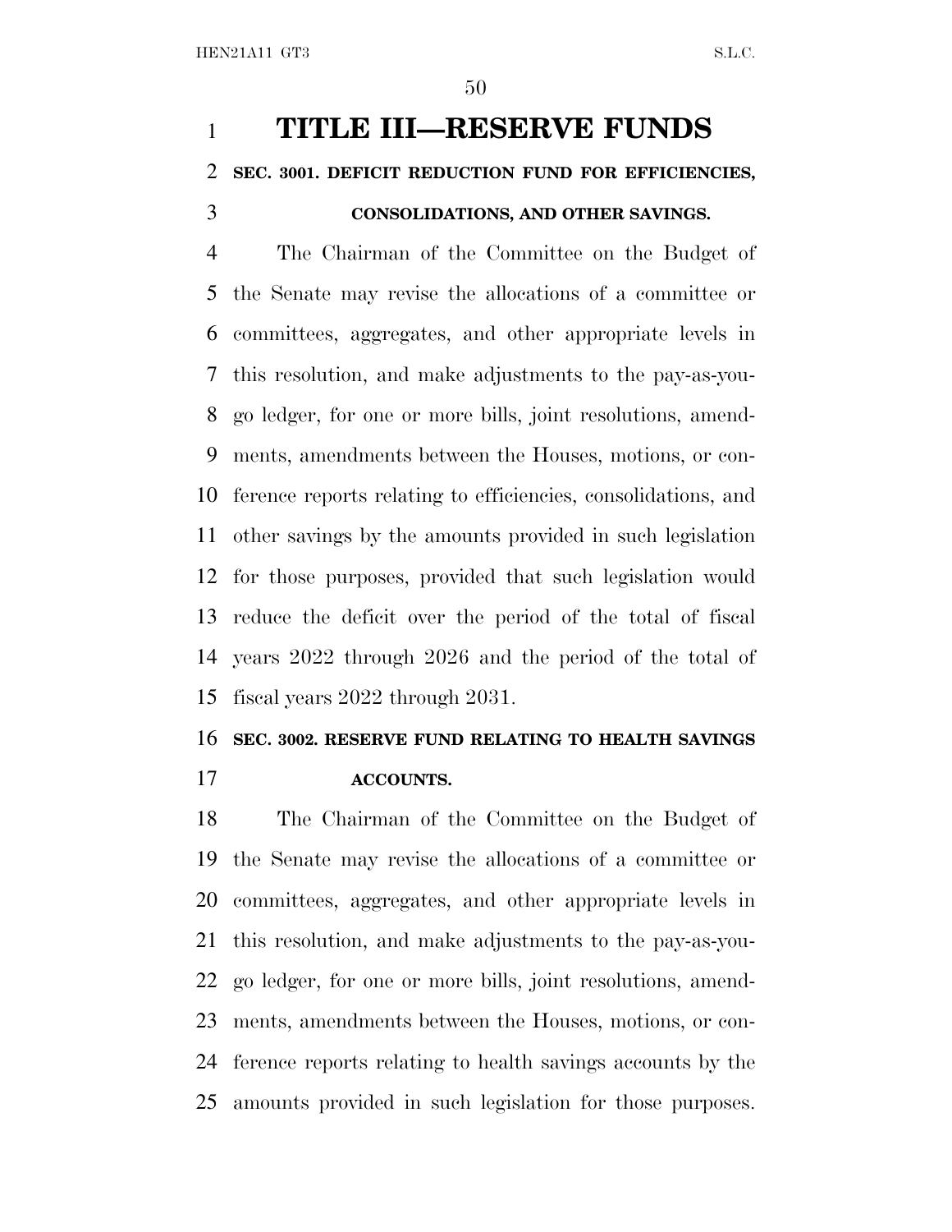# TITLE III—RESERVE FUNDS

## SEC. 3001. DEFICIT REDUCTION FUND FOR EFFICIENCIES, CONSOLIDATIONS, AND OTHER SAVINGS.

The Chairman of the Committee on the Budget of the Senate may revise the allocations of a committee or committees, aggregates, and other appropriate levels in this resolution, and make adjustments to the pay-as-you-go ledger, for one or more bills, joint resolutions, amendments, amendments between the Houses, motions, or conference reports relating to efficiencies, consolidations, and other savings by the amounts provided in such legislation for those purposes, provided that such legislation would reduce the deficit over the period of the total of fiscal years 2022 through 2026 and the period of the total of fiscal years 2022 through 2031.

## SEC. 3002. RESERVE FUND RELATING TO HEALTH SAVINGS ACCOUNTS.

The Chairman of the Committee on the Budget of the Senate may revise the allocations of a committee or committees, aggregates, and other appropriate levels in this resolution, and make adjustments to the pay-as-you-go ledger, for one or more bills, joint resolutions, amendments, amendments between the Houses, motions, or conference reports relating to health savings accounts by the amounts provided in such legislation for those purposes.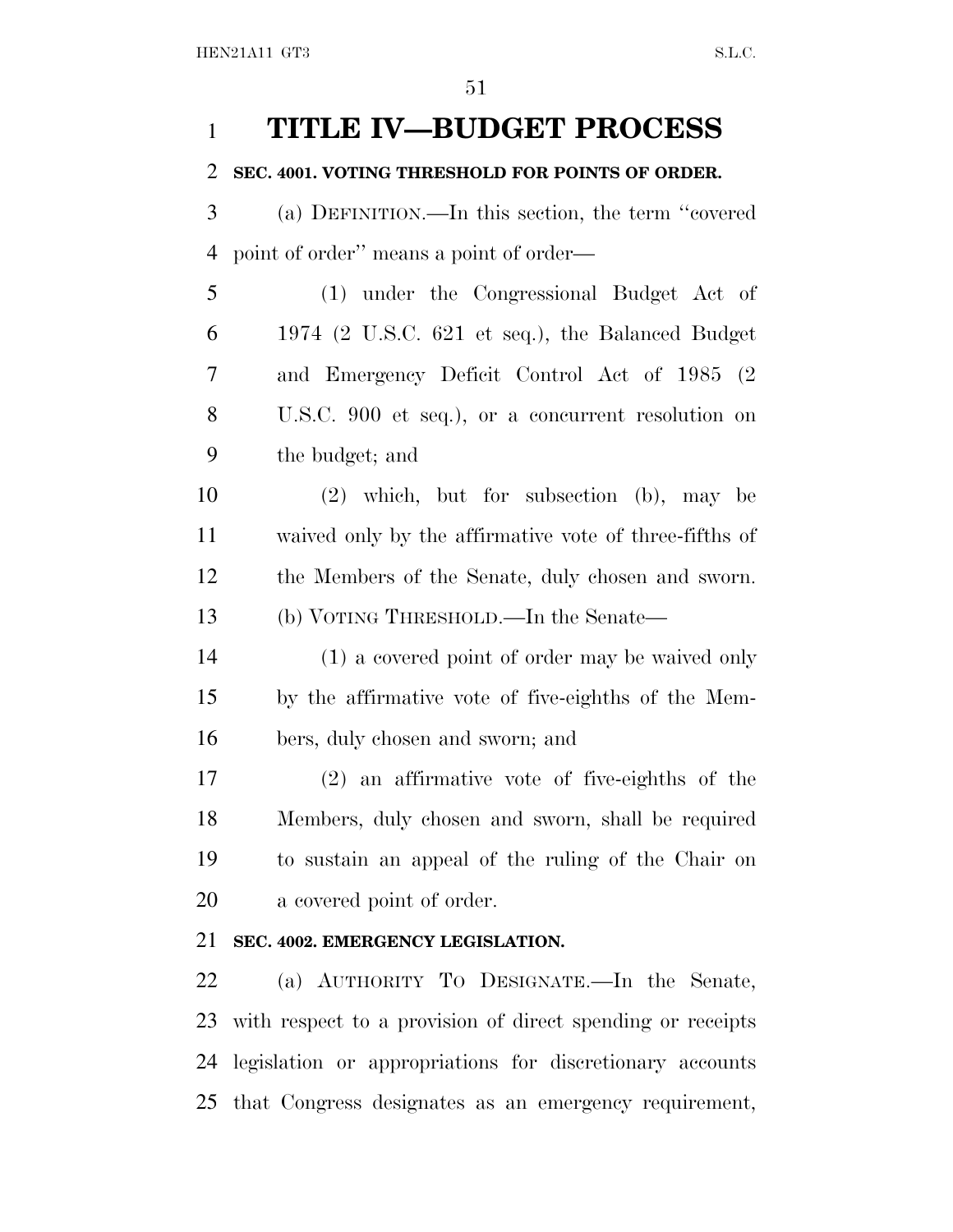# TITLE IV—BUDGET PROCESS

**SEC. 4001. VOTING THRESHOLD FOR POINTS OF ORDER.**

(a) DEFINITION.—In this section, the term ''covered point of order'' means a point of order—

(1) under the Congressional Budget Act of 1974 (2 U.S.C. 621 et seq.), the Balanced Budget and Emergency Deficit Control Act of 1985 (2 U.S.C. 900 et seq.), or a concurrent resolution on the budget; and

(2) which, but for subsection (b), may be waived only by the affirmative vote of three-fifths of the Members of the Senate, duly chosen and sworn.

(b) VOTING THRESHOLD.—In the Senate—

(1) a covered point of order may be waived only by the affirmative vote of five-eighths of the Members, duly chosen and sworn; and

(2) an affirmative vote of five-eighths of the Members, duly chosen and sworn, shall be required to sustain an appeal of the ruling of the Chair on a covered point of order.

**SEC. 4002. EMERGENCY LEGISLATION.**

(a) AUTHORITY TO DESIGNATE.—In the Senate, with respect to a provision of direct spending or receipts legislation or appropriations for discretionary accounts that Congress designates as an emergency requirement,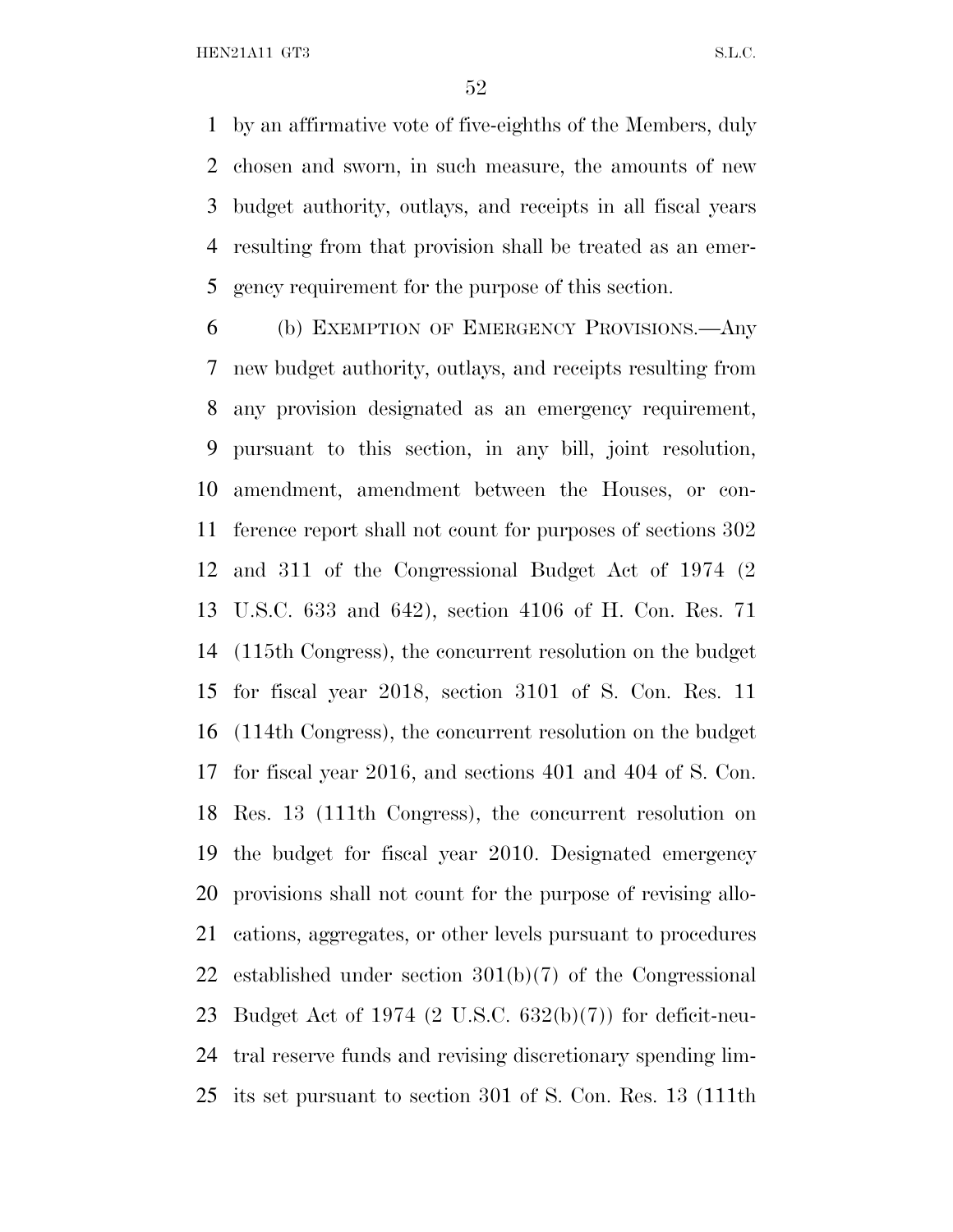by an affirmative vote of five-eighths of the Members, duly chosen and sworn, in such measure, the amounts of new budget authority, outlays, and receipts in all fiscal years resulting from that provision shall be treated as an emergency requirement for the purpose of this section.

(b) EXEMPTION OF EMERGENCY PROVISIONS.—Any new budget authority, outlays, and receipts resulting from any provision designated as an emergency requirement, pursuant to this section, in any bill, joint resolution, amendment, amendment between the Houses, or conference report shall not count for purposes of sections 302 and 311 of the Congressional Budget Act of 1974 (2 U.S.C. 633 and 642), section 4106 of H. Con. Res. 71 (115th Congress), the concurrent resolution on the budget for fiscal year 2018, section 3101 of S. Con. Res. 11 (114th Congress), the concurrent resolution on the budget for fiscal year 2016, and sections 401 and 404 of S. Con. Res. 13 (111th Congress), the concurrent resolution on the budget for fiscal year 2010. Designated emergency provisions shall not count for the purpose of revising allocations, aggregates, or other levels pursuant to procedures established under section 301(b)(7) of the Congressional Budget Act of 1974 (2 U.S.C. 632(b)(7)) for deficit-neutral reserve funds and revising discretionary spending limits set pursuant to section 301 of S. Con. Res. 13 (111th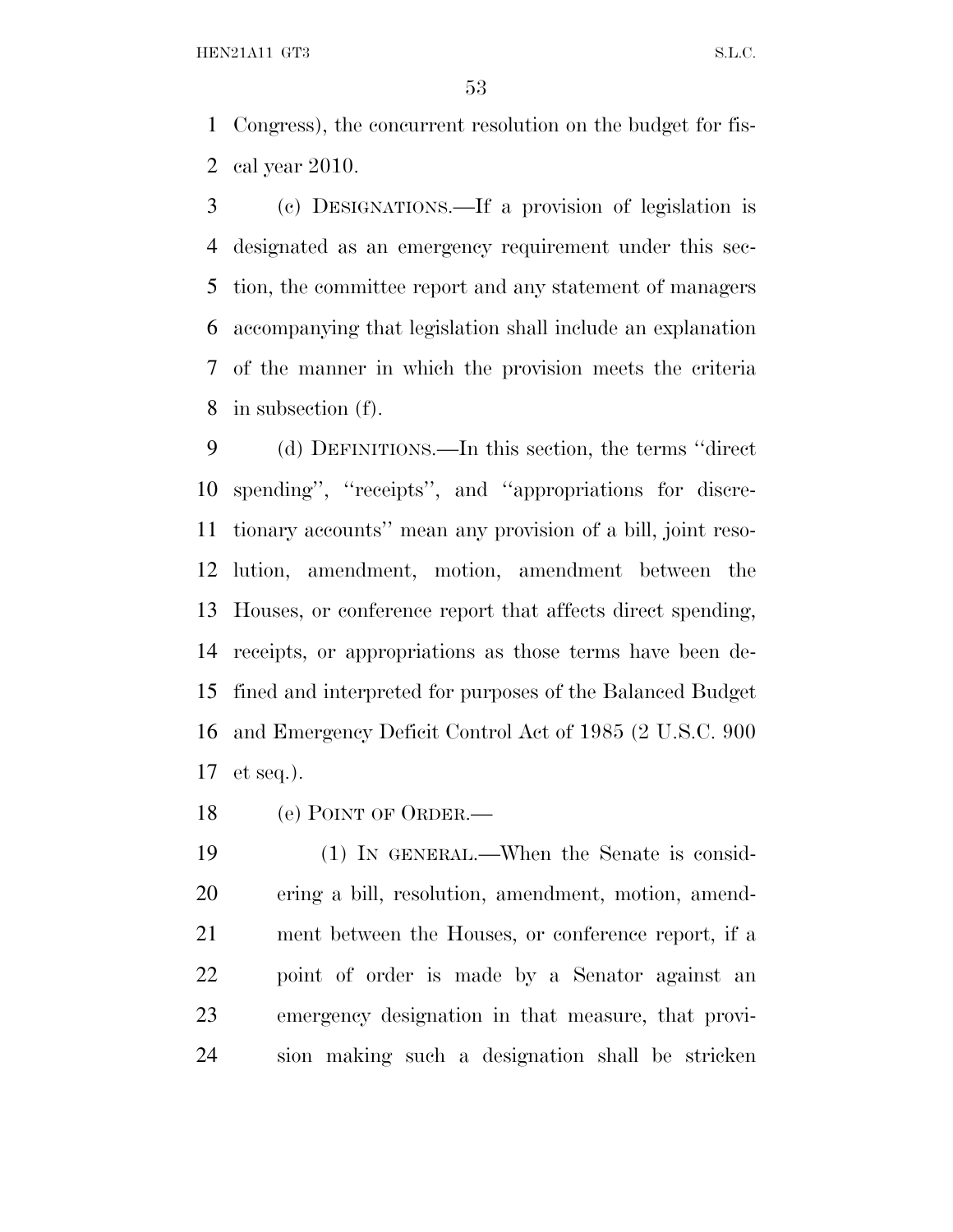Congress), the concurrent resolution on the budget for fiscal year 2010.

(c) DESIGNATIONS.—If a provision of legislation is designated as an emergency requirement under this section, the committee report and any statement of managers accompanying that legislation shall include an explanation of the manner in which the provision meets the criteria in subsection (f).

(d) DEFINITIONS.—In this section, the terms ''direct spending'', ''receipts'', and ''appropriations for discretionary accounts'' mean any provision of a bill, joint resolution, amendment, motion, amendment between the Houses, or conference report that affects direct spending, receipts, or appropriations as those terms have been defined and interpreted for purposes of the Balanced Budget and Emergency Deficit Control Act of 1985 (2 U.S.C. 900 et seq.).

(e) POINT OF ORDER.—

(1) IN GENERAL.—When the Senate is considering a bill, resolution, amendment, motion, amendment between the Houses, or conference report, if a point of order is made by a Senator against an emergency designation in that measure, that provision making such a designation shall be stricken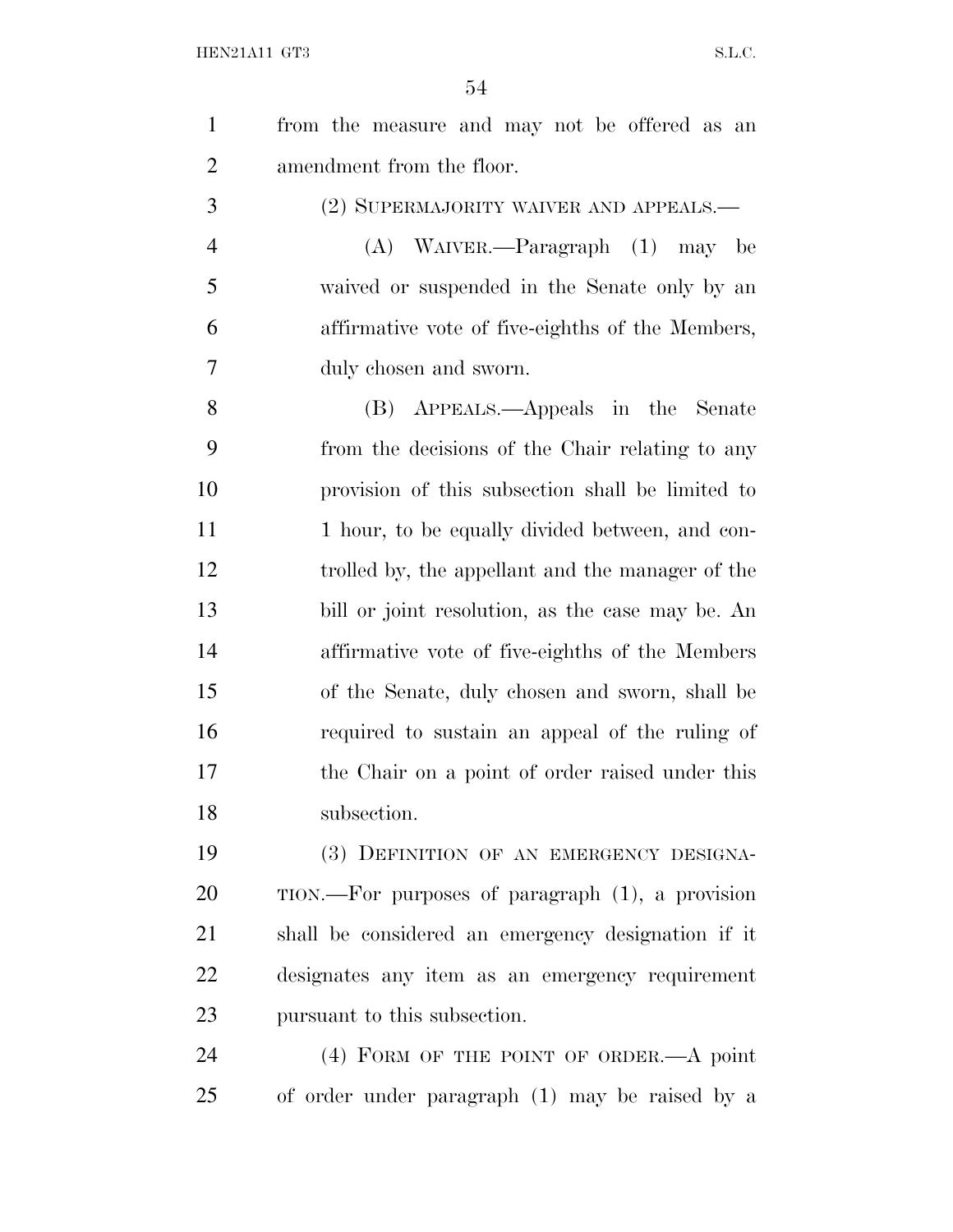from the measure and may not be offered as an amendment from the floor.

(2) SUPERMAJORITY WAIVER AND APPEALS.—

(A) WAIVER.—Paragraph (1) may be waived or suspended in the Senate only by an affirmative vote of five-eighths of the Members, duly chosen and sworn.

(B) APPEALS.—Appeals in the Senate from the decisions of the Chair relating to any provision of this subsection shall be limited to 1 hour, to be equally divided between, and controlled by, the appellant and the manager of the bill or joint resolution, as the case may be. An affirmative vote of five-eighths of the Members of the Senate, duly chosen and sworn, shall be required to sustain an appeal of the ruling of the Chair on a point of order raised under this subsection.

(3) DEFINITION OF AN EMERGENCY DESIGNATION.—For purposes of paragraph (1), a provision shall be considered an emergency designation if it designates any item as an emergency requirement pursuant to this subsection.

(4) FORM OF THE POINT OF ORDER.—A point of order under paragraph (1) may be raised by a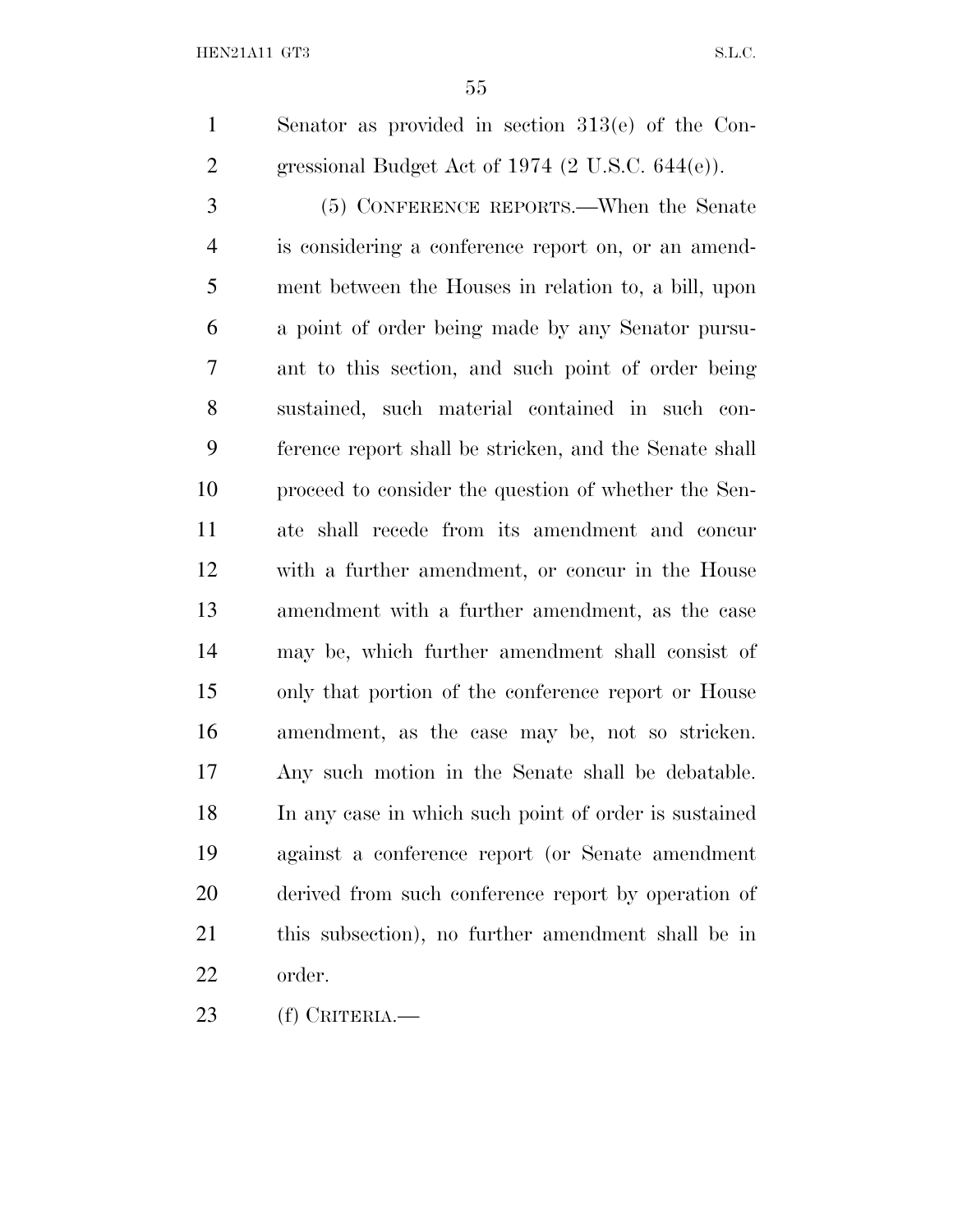Senator as provided in section 313(e) of the Congressional Budget Act of 1974 (2 U.S.C. 644(e)).

(5) CONFERENCE REPORTS.—When the Senate is considering a conference report on, or an amendment between the Houses in relation to, a bill, upon a point of order being made by any Senator pursuant to this section, and such point of order being sustained, such material contained in such conference report shall be stricken, and the Senate shall proceed to consider the question of whether the Senate shall recede from its amendment and concur with a further amendment, or concur in the House amendment with a further amendment, as the case may be, which further amendment shall consist of only that portion of the conference report or House amendment, as the case may be, not so stricken. Any such motion in the Senate shall be debatable. In any case in which such point of order is sustained against a conference report (or Senate amendment derived from such conference report by operation of this subsection), no further amendment shall be in order.

(f) CRITERIA.—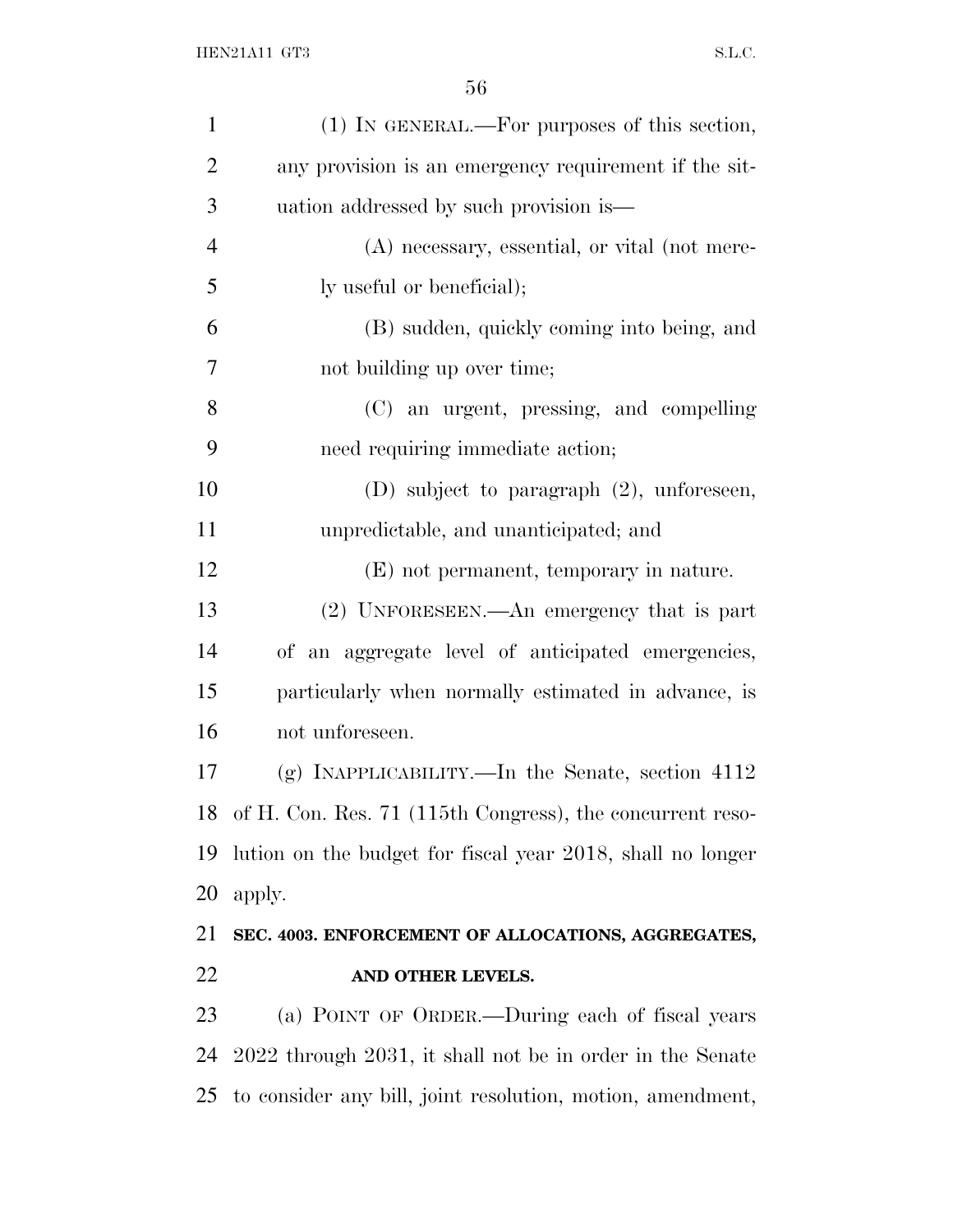(1) IN GENERAL.—For purposes of this section, any provision is an emergency requirement if the situation addressed by such provision is—

(A) necessary, essential, or vital (not merely useful or beneficial);

(B) sudden, quickly coming into being, and not building up over time;

(C) an urgent, pressing, and compelling need requiring immediate action;

(D) subject to paragraph (2), unforeseen, unpredictable, and unanticipated; and

(E) not permanent, temporary in nature.

(2) UNFORESEEN.—An emergency that is part of an aggregate level of anticipated emergencies, particularly when normally estimated in advance, is not unforeseen.

(g) INAPPLICABILITY.—In the Senate, section 4112 of H. Con. Res. 71 (115th Congress), the concurrent resolution on the budget for fiscal year 2018, shall no longer apply.

**SEC. 4003. ENFORCEMENT OF ALLOCATIONS, AGGREGATES, AND OTHER LEVELS.**

(a) POINT OF ORDER.—During each of fiscal years 2022 through 2031, it shall not be in order in the Senate to consider any bill, joint resolution, motion, amendment,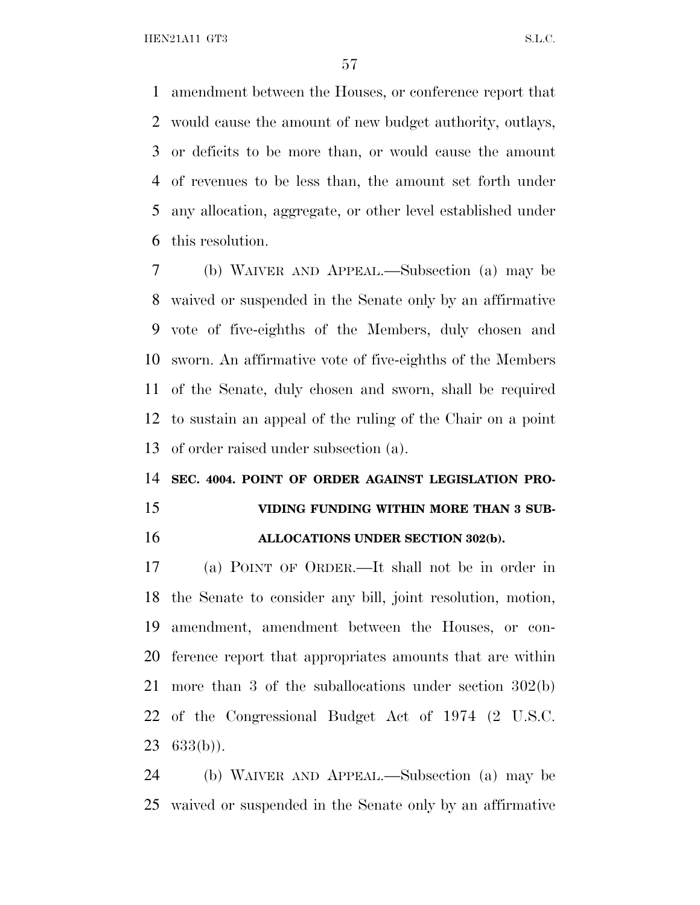amendment between the Houses, or conference report that would cause the amount of new budget authority, outlays, or deficits to be more than, or would cause the amount of revenues to be less than, the amount set forth under any allocation, aggregate, or other level established under this resolution.

(b) WAIVER AND APPEAL.—Subsection (a) may be waived or suspended in the Senate only by an affirmative vote of five-eighths of the Members, duly chosen and sworn. An affirmative vote of five-eighths of the Members of the Senate, duly chosen and sworn, shall be required to sustain an appeal of the ruling of the Chair on a point of order raised under subsection (a).

**SEC. 4004. POINT OF ORDER AGAINST LEGISLATION PROVIDING FUNDING WITHIN MORE THAN 3 SUBALLOCATIONS UNDER SECTION 302(b).**

(a) POINT OF ORDER.—It shall not be in order in the Senate to consider any bill, joint resolution, motion, amendment, amendment between the Houses, or conference report that appropriates amounts that are within more than 3 of the suballocations under section 302(b) of the Congressional Budget Act of 1974 (2 U.S.C. 633(b)).

(b) WAIVER AND APPEAL.—Subsection (a) may be waived or suspended in the Senate only by an affirmative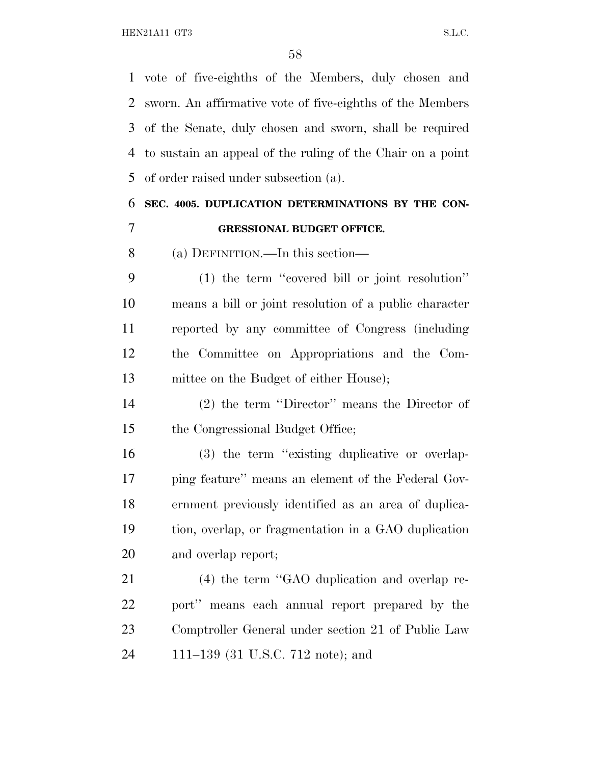vote of five-eighths of the Members, duly chosen and sworn. An affirmative vote of five-eighths of the Members of the Senate, duly chosen and sworn, shall be required to sustain an appeal of the ruling of the Chair on a point of order raised under subsection (a).

### SEC. 4005. DUPLICATION DETERMINATIONS BY THE CONGRESSIONAL BUDGET OFFICE.

(a) DEFINITION.—In this section—

(1) the term "covered bill or joint resolution" means a bill or joint resolution of a public character reported by any committee of Congress (including the Committee on Appropriations and the Committee on the Budget of either House);

(2) the term "Director" means the Director of the Congressional Budget Office;

(3) the term "existing duplicative or overlapping feature" means an element of the Federal Government previously identified as an area of duplication, overlap, or fragmentation in a GAO duplication and overlap report;

(4) the term "GAO duplication and overlap report" means each annual report prepared by the Comptroller General under section 21 of Public Law 111–139 (31 U.S.C. 712 note); and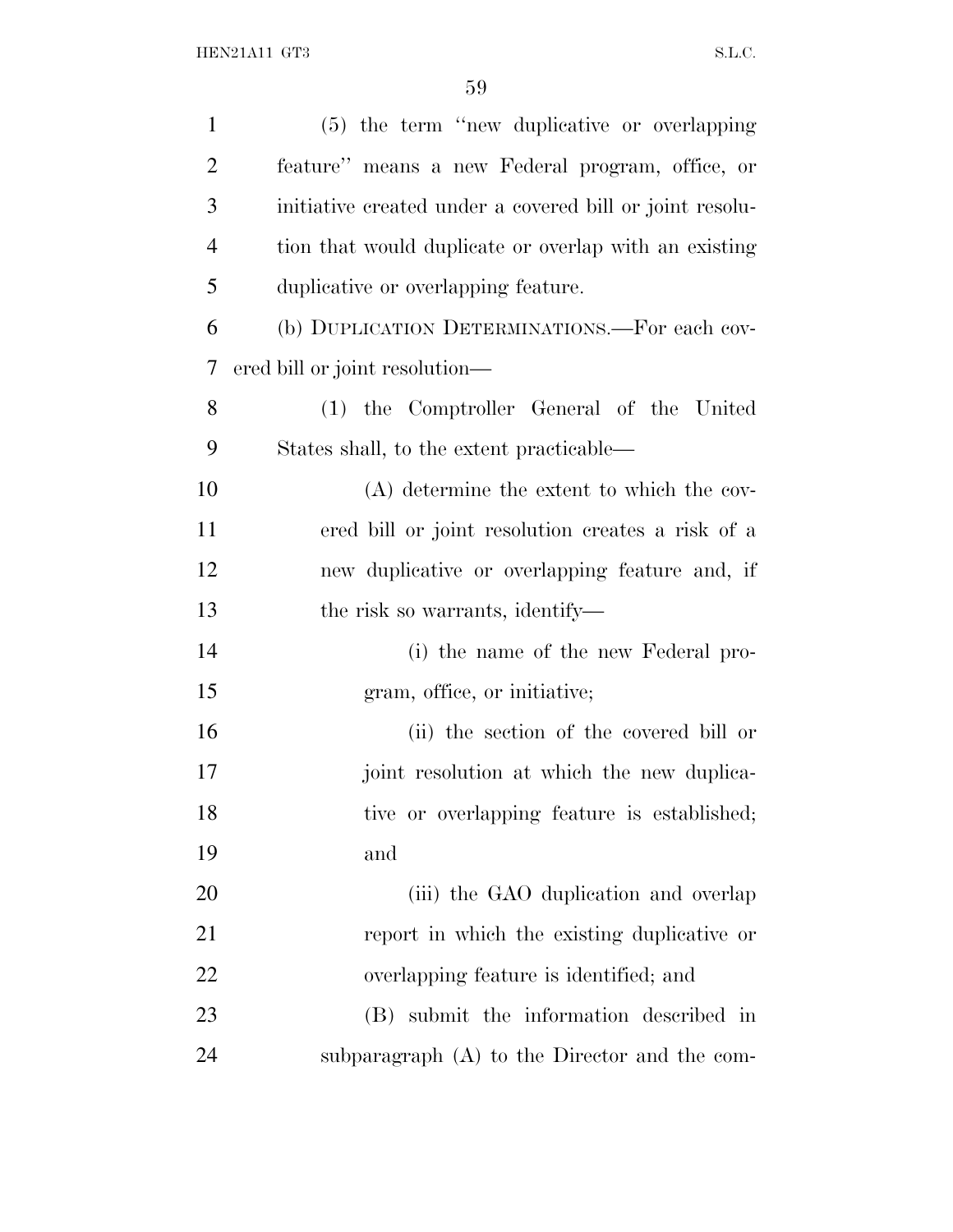(5) the term "new duplicative or overlapping feature" means a new Federal program, office, or initiative created under a covered bill or joint resolution that would duplicate or overlap with an existing duplicative or overlapping feature.

(b) DUPLICATION DETERMINATIONS.—For each covered bill or joint resolution—

(1) the Comptroller General of the United States shall, to the extent practicable—

(A) determine the extent to which the covered bill or joint resolution creates a risk of a new duplicative or overlapping feature and, if the risk so warrants, identify—

(i) the name of the new Federal program, office, or initiative;

(ii) the section of the covered bill or joint resolution at which the new duplicative or overlapping feature is established; and

(iii) the GAO duplication and overlap report in which the existing duplicative or overlapping feature is identified; and

(B) submit the information described in subparagraph (A) to the Director and the com-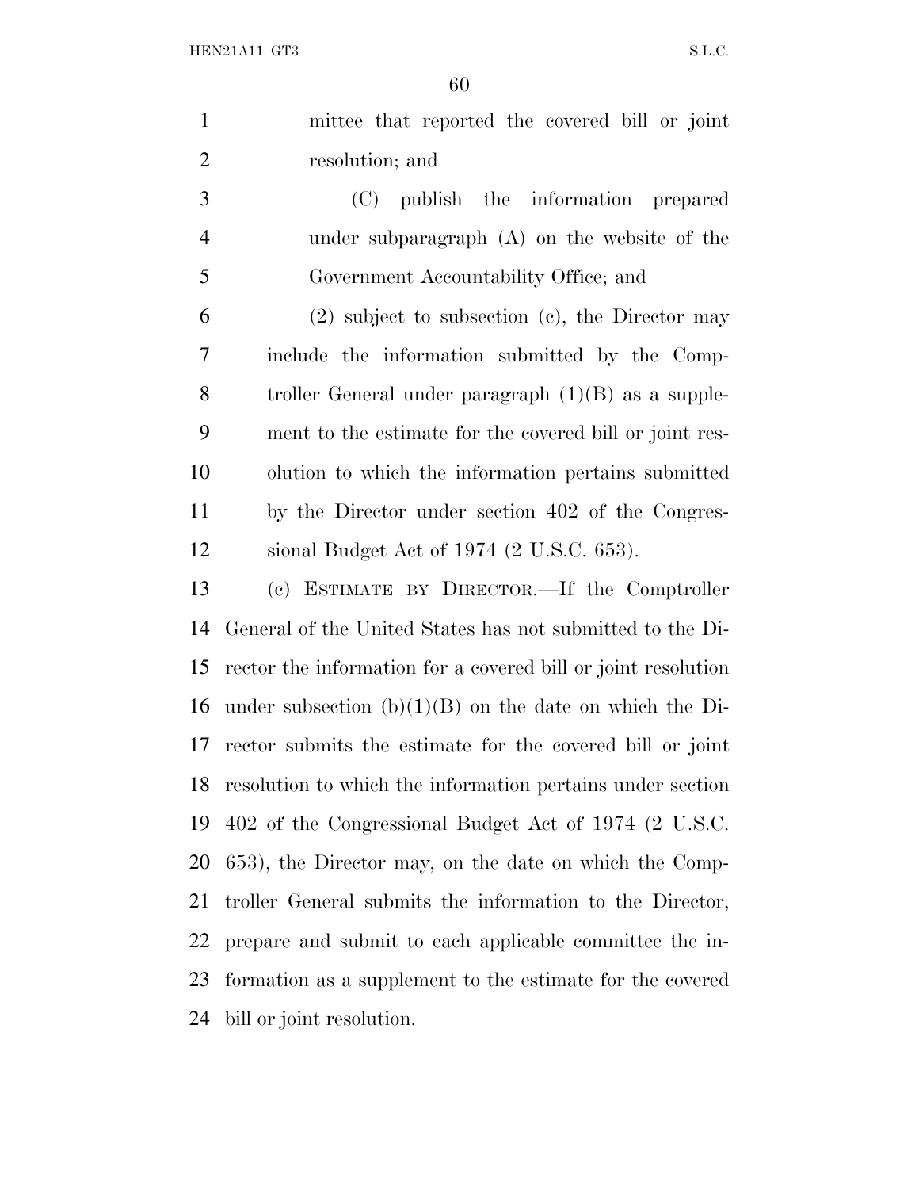mittee that reported the covered bill or joint resolution; and

(C) publish the information prepared under subparagraph (A) on the website of the Government Accountability Office; and

(2) subject to subsection (c), the Director may include the information submitted by the Comptroller General under paragraph (1)(B) as a supplement to the estimate for the covered bill or joint resolution to which the information pertains submitted by the Director under section 402 of the Congressional Budget Act of 1974 (2 U.S.C. 653).

(c) ESTIMATE BY DIRECTOR.—If the Comptroller General of the United States has not submitted to the Director the information for a covered bill or joint resolution under subsection (b)(1)(B) on the date on which the Director submits the estimate for the covered bill or joint resolution to which the information pertains under section 402 of the Congressional Budget Act of 1974 (2 U.S.C. 653), the Director may, on the date on which the Comptroller General submits the information to the Director, prepare and submit to each applicable committee the information as a supplement to the estimate for the covered bill or joint resolution.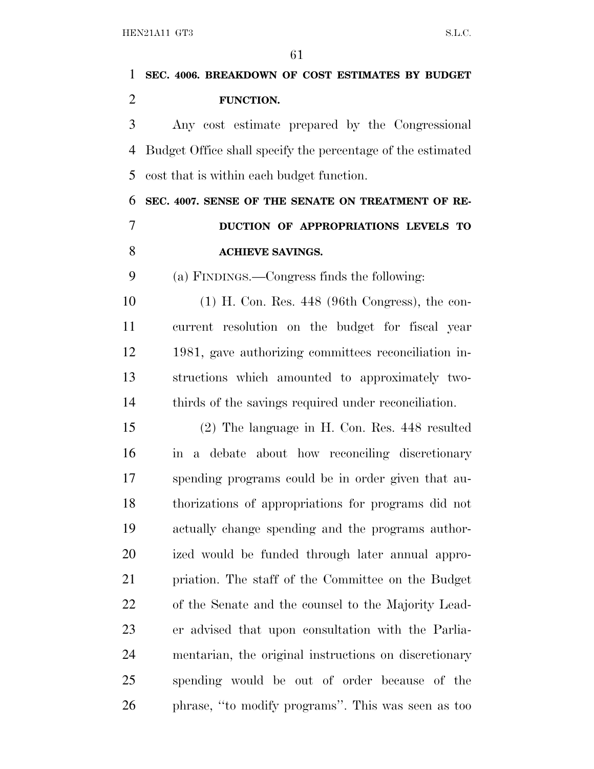**SEC. 4006. BREAKDOWN OF COST ESTIMATES BY BUDGET FUNCTION.**

Any cost estimate prepared by the Congressional Budget Office shall specify the percentage of the estimated cost that is within each budget function.

**SEC. 4007. SENSE OF THE SENATE ON TREATMENT OF REDUCTION OF APPROPRIATIONS LEVELS TO ACHIEVE SAVINGS.**

(a) FINDINGS.—Congress finds the following:

(1) H. Con. Res. 448 (96th Congress), the concurrent resolution on the budget for fiscal year 1981, gave authorizing committees reconciliation instructions which amounted to approximately two-thirds of the savings required under reconciliation.

(2) The language in H. Con. Res. 448 resulted in a debate about how reconciling discretionary spending programs could be in order given that authorizations of appropriations for programs did not actually change spending and the programs authorized would be funded through later annual appropriation. The staff of the Committee on the Budget of the Senate and the counsel to the Majority Leader advised that upon consultation with the Parliamentarian, the original instructions on discretionary spending would be out of order because of the phrase, ''to modify programs''. This was seen as too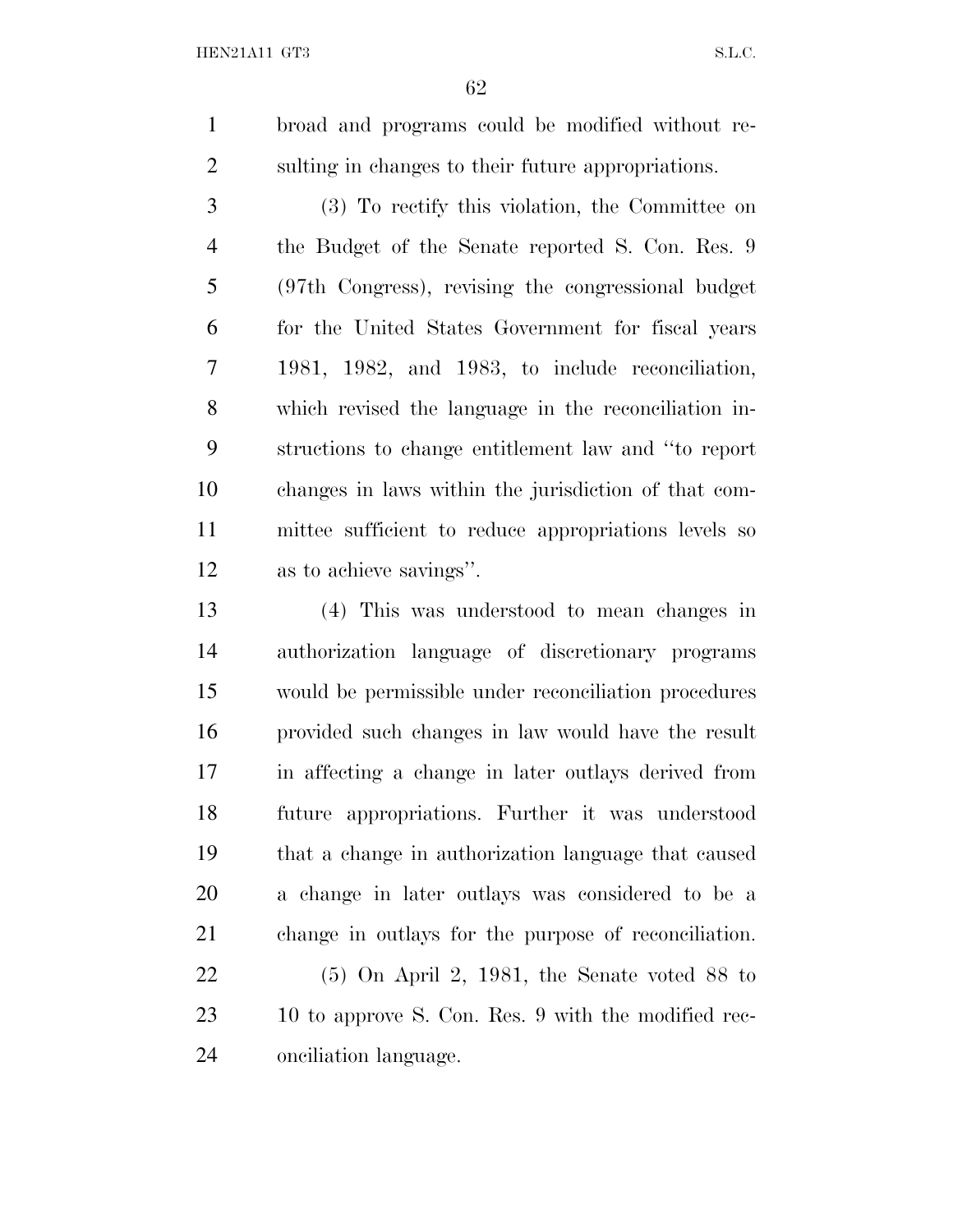broad and programs could be modified without resulting in changes to their future appropriations.

(3) To rectify this violation, the Committee on the Budget of the Senate reported S. Con. Res. 9 (97th Congress), revising the congressional budget for the United States Government for fiscal years 1981, 1982, and 1983, to include reconciliation, which revised the language in the reconciliation instructions to change entitlement law and "to report changes in laws within the jurisdiction of that committee sufficient to reduce appropriations levels so as to achieve savings".

(4) This was understood to mean changes in authorization language of discretionary programs would be permissible under reconciliation procedures provided such changes in law would have the result in affecting a change in later outlays derived from future appropriations. Further it was understood that a change in authorization language that caused a change in later outlays was considered to be a change in outlays for the purpose of reconciliation.

(5) On April 2, 1981, the Senate voted 88 to 10 to approve S. Con. Res. 9 with the modified reconciliation language.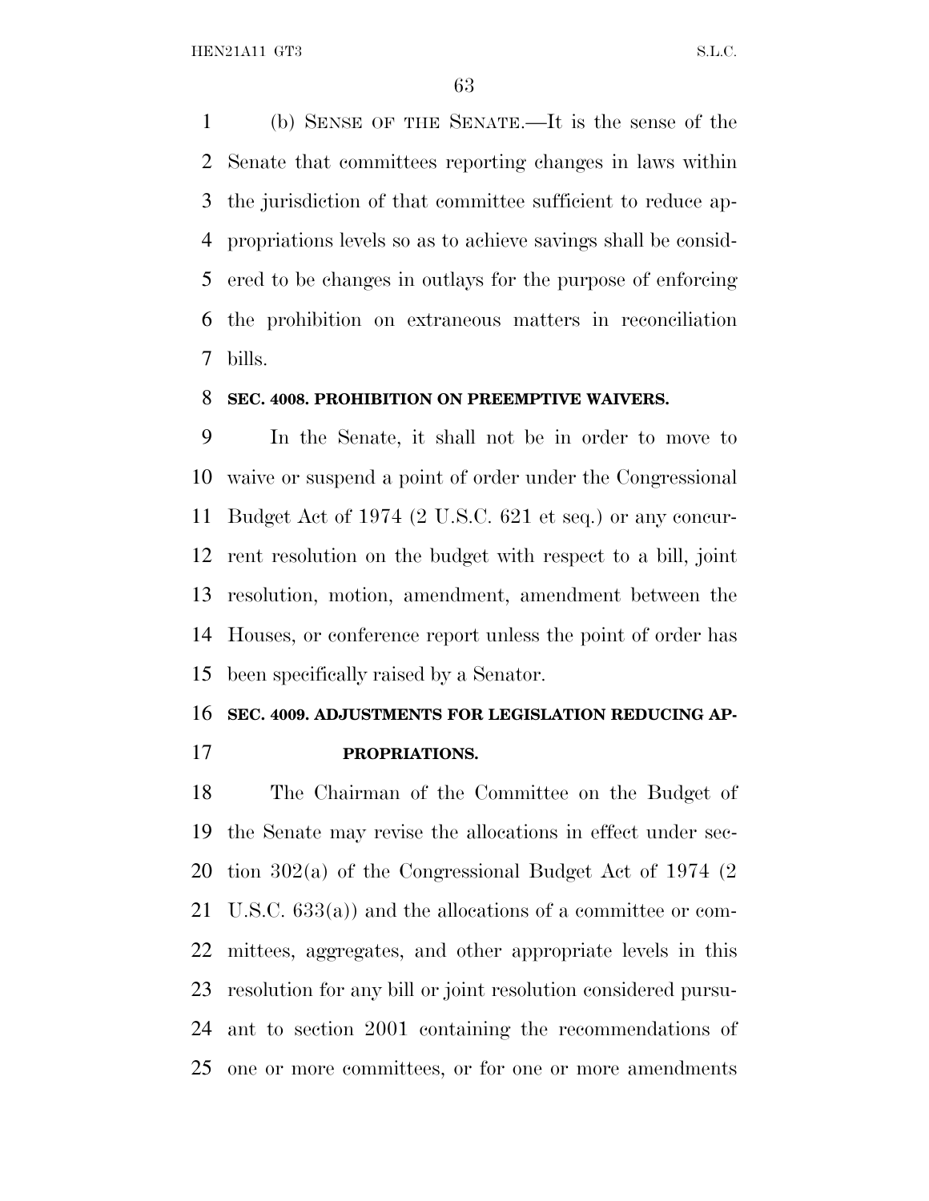(b) SENSE OF THE SENATE.—It is the sense of the Senate that committees reporting changes in laws within the jurisdiction of that committee sufficient to reduce appropriations levels so as to achieve savings shall be considered to be changes in outlays for the purpose of enforcing the prohibition on extraneous matters in reconciliation bills.

**SEC. 4008. PROHIBITION ON PREEMPTIVE WAIVERS.**

In the Senate, it shall not be in order to move to waive or suspend a point of order under the Congressional Budget Act of 1974 (2 U.S.C. 621 et seq.) or any concurrent resolution on the budget with respect to a bill, joint resolution, motion, amendment, amendment between the Houses, or conference report unless the point of order has been specifically raised by a Senator.

**SEC. 4009. ADJUSTMENTS FOR LEGISLATION REDUCING APPROPRIATIONS.**

The Chairman of the Committee on the Budget of the Senate may revise the allocations in effect under section 302(a) of the Congressional Budget Act of 1974 (2 U.S.C. 633(a)) and the allocations of a committee or committees, aggregates, and other appropriate levels in this resolution for any bill or joint resolution considered pursuant to section 2001 containing the recommendations of one or more committees, or for one or more amendments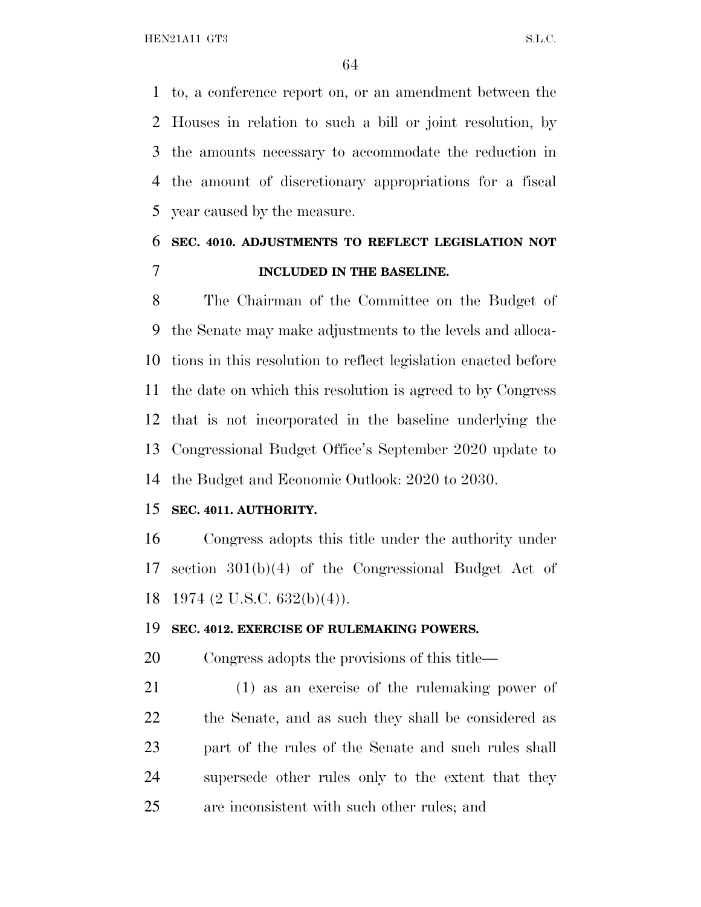to, a conference report on, or an amendment between the Houses in relation to such a bill or joint resolution, by the amounts necessary to accommodate the reduction in the amount of discretionary appropriations for a fiscal year caused by the measure.

**SEC. 4010. ADJUSTMENTS TO REFLECT LEGISLATION NOT INCLUDED IN THE BASELINE.**

The Chairman of the Committee on the Budget of the Senate may make adjustments to the levels and allocations in this resolution to reflect legislation enacted before the date on which this resolution is agreed to by Congress that is not incorporated in the baseline underlying the Congressional Budget Office's September 2020 update to the Budget and Economic Outlook: 2020 to 2030.

**SEC. 4011. AUTHORITY.**

Congress adopts this title under the authority under section 301(b)(4) of the Congressional Budget Act of 1974 (2 U.S.C. 632(b)(4)).

**SEC. 4012. EXERCISE OF RULEMAKING POWERS.**

Congress adopts the provisions of this title—

(1) as an exercise of the rulemaking power of the Senate, and as such they shall be considered as part of the rules of the Senate and such rules shall supersede other rules only to the extent that they are inconsistent with such other rules; and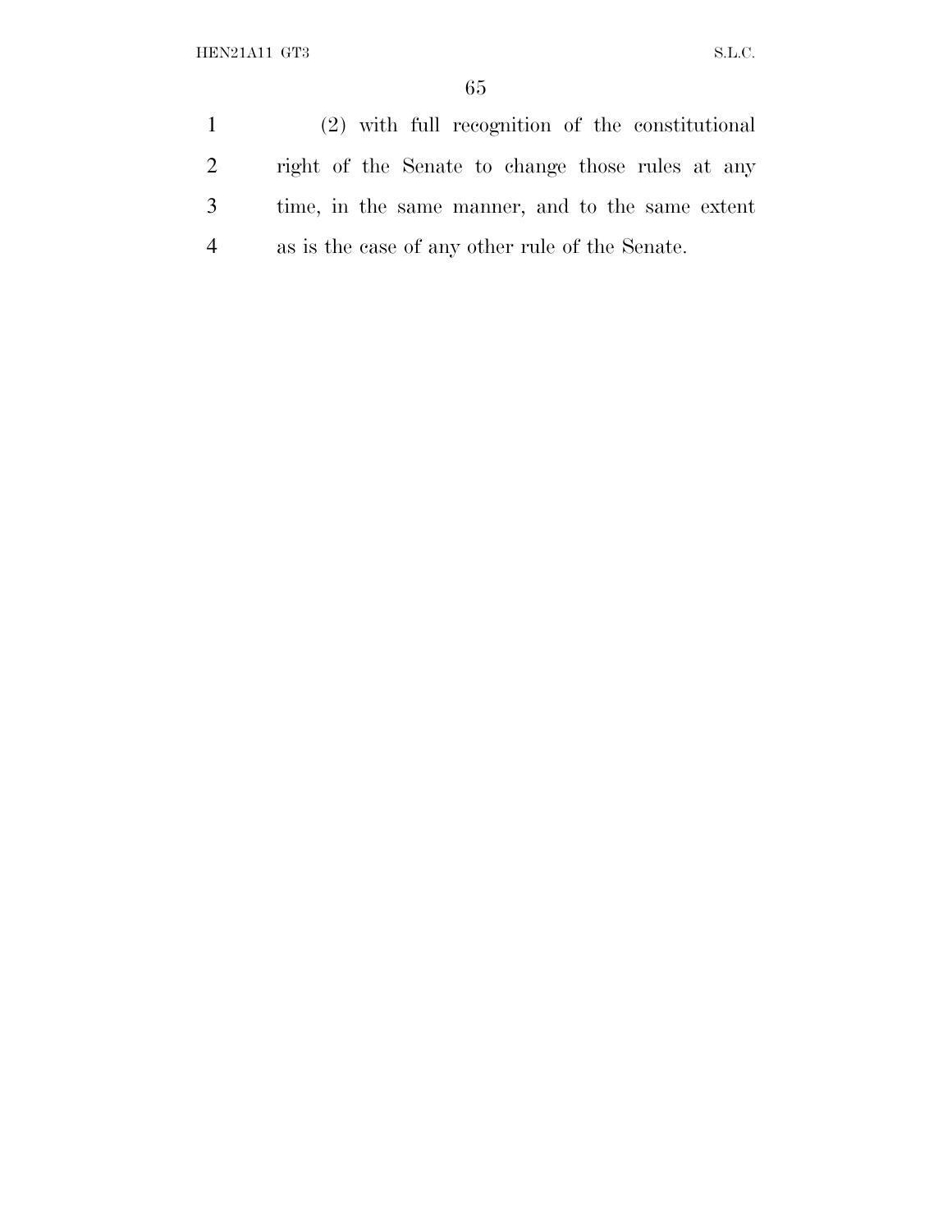(2) with full recognition of the constitutional right of the Senate to change those rules at any time, in the same manner, and to the same extent as is the case of any other rule of the Senate.